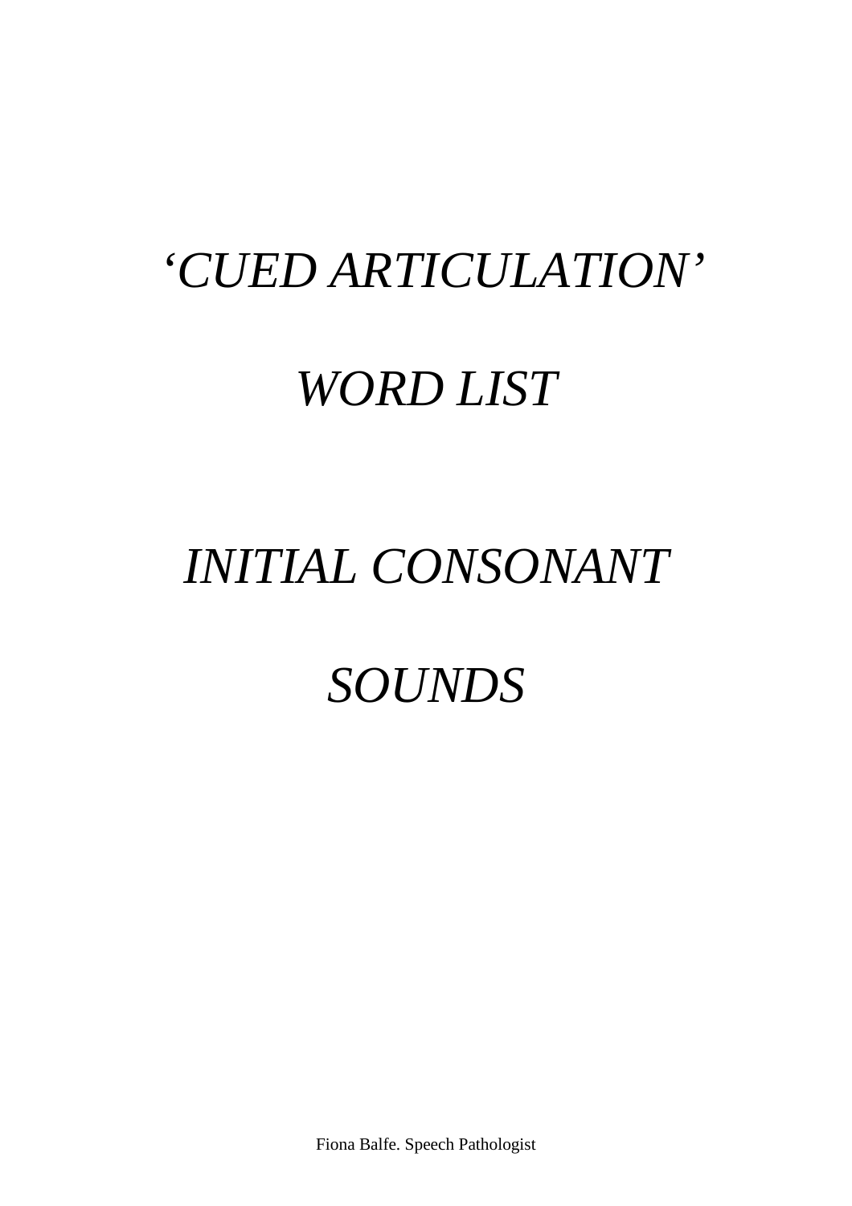# *'CUED ARTICULATION'*

# *WORD LIST*

# *INITIAL CONSONANT*

# *SOUNDS*

Fiona Balfe. Speech Pathologist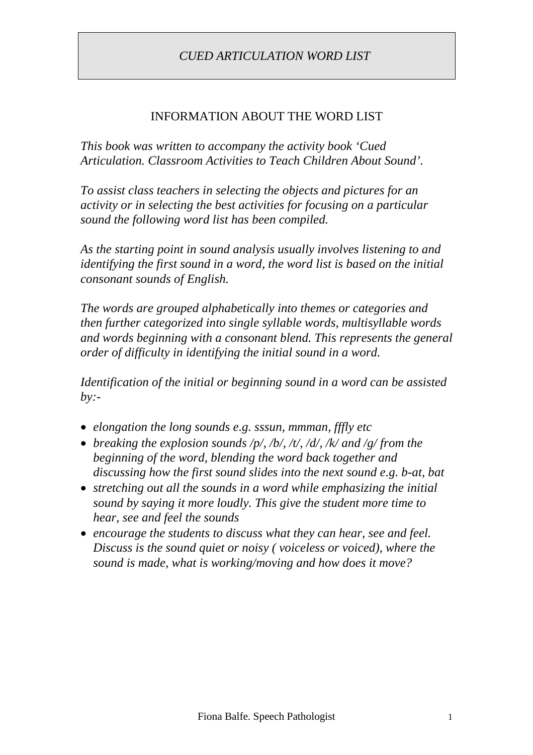# *CUED ARTICULATION WORD LIST*

## INFORMATION ABOUT THE WORD LIST

*This book was written to accompany the activity book 'Cued Articulation. Classroom Activities to Teach Children About Sound'.*

*To assist class teachers in selecting the objects and pictures for an activity or in selecting the best activities for focusing on a particular sound the following word list has been compiled.*

*As the starting point in sound analysis usually involves listening to and identifying the first sound in a word, the word list is based on the initial consonant sounds of English.*

*The words are grouped alphabetically into themes or categories and then further categorized into single syllable words, multisyllable words and words beginning with a consonant blend. This represents the general order of difficulty in identifying the initial sound in a word.*

*Identification of the initial or beginning sound in a word can be assisted by:-*

- *elongation the long sounds e.g. sssun, mmman, fffly etc*
- *breaking the explosion sounds /p/, /b/, /t/, /d/, /k/ and /g/ from the beginning of the word, blending the word back together and discussing how the first sound slides into the next sound e.g. b-at, bat*
- *stretching out all the sounds in a word while emphasizing the initial sound by saying it more loudly. This give the student more time to hear, see and feel the sounds*
- *encourage the students to discuss what they can hear, see and feel. Discuss is the sound quiet or noisy ( voiceless or voiced), where the sound is made, what is working/moving and how does it move?*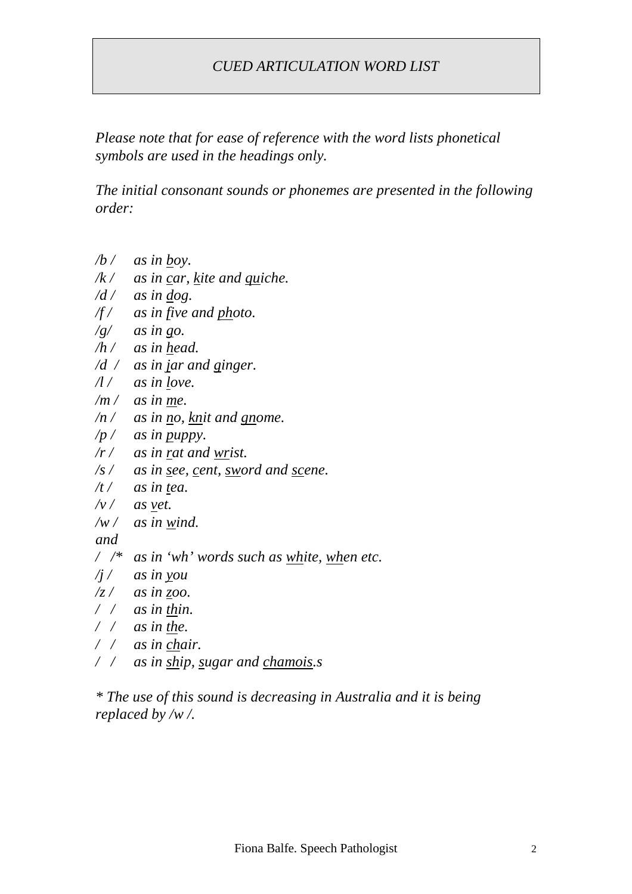# *CUED ARTICULATION WORD LIST*

*Please note that for ease of reference with the word lists phonetical symbols are used in the headings only.*

*The initial consonant sounds or phonemes are presented in the following order:*

*/b / as in boy.*
*/k / as in car, kite and quiche.*
*/d / as in dog.*
*/f / as in five and photo.*
*/g/ as in go.*
*/h / as in head.*
*/d / as in jar and ginger.*
*/l / as in love.*
*/m / as in me.*
*/n / as in no, knit and gnome.*
*/p / as in puppy.*
*/r / as in rat and wrist.*
*/s / as in see, cent, sword and scene.*
*/t / as in tea.*
*/v / as vet.*
*/w / as in wind.*
*and*
*/ /* as in 'wh' words such as white, when etc.*
*/j / as in you*
*/z / as in zoo.*
*/ / as in thin.*
*/ / as in the.*
*/ / as in chair.*
*/ / as in ship, sugar and chamois.s*

** The use of this sound is decreasing in Australia and it is being replaced by /w /.*

Fiona Balfe. Speech Pathologist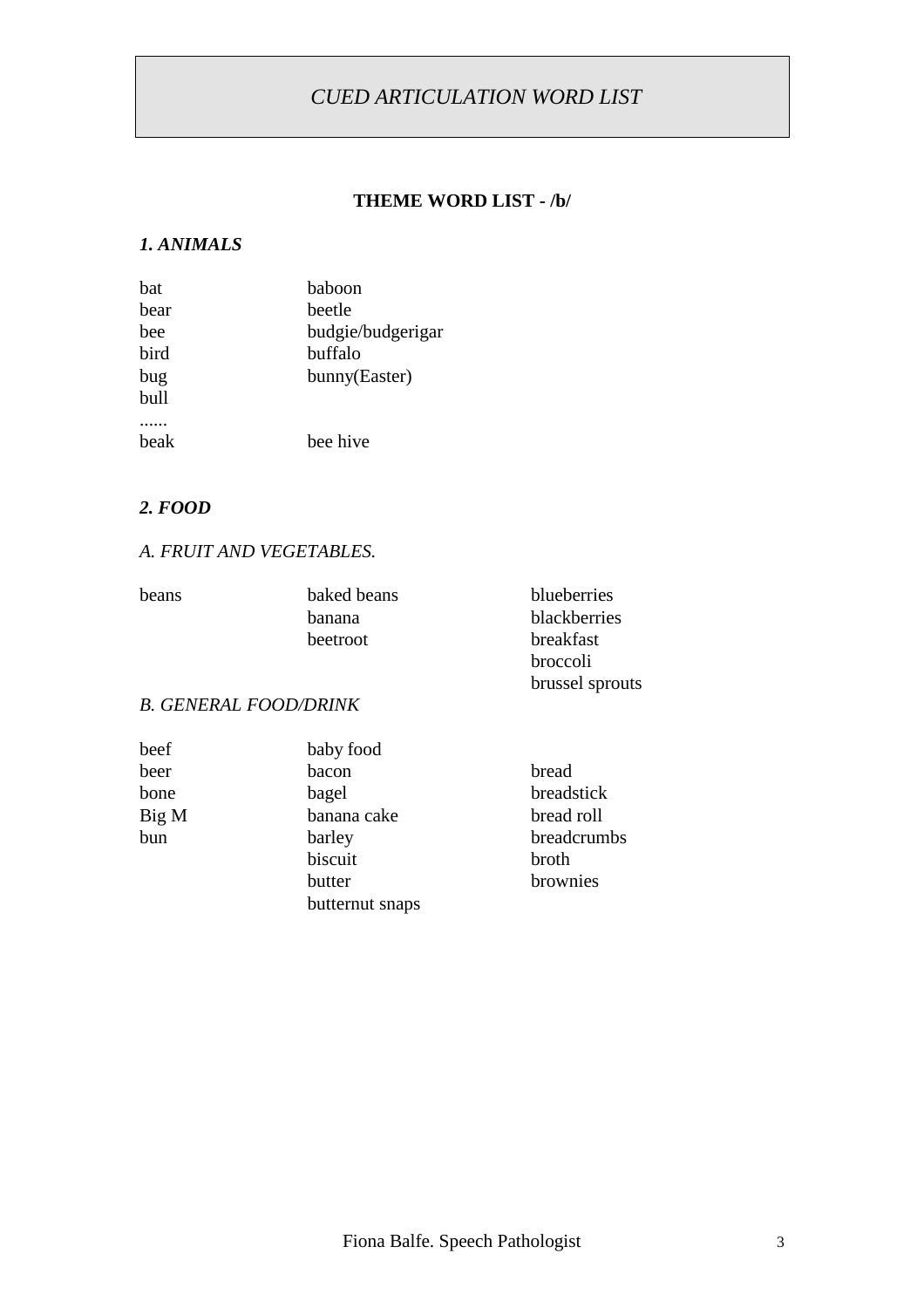*CUED ARTICULATION WORD LIST*

**THEME WORD LIST - /b/**

***1. ANIMALS***

| | |
|---|---|
| bat | baboon |
| bear | beetle |
| bee | budgie/budgerigar |
| bird | buffalo |
| bug | bunny(Easter) |
| bull | |
| ...... | |
| beak | bee hive |

***2. FOOD***

*A. FRUIT AND VEGETABLES.*

| | | |
|---|---|---|
| beans | baked beans | blueberries |
| | banana | blackberries |
| | beetroot | breakfast |
| | | broccoli |
| | | brussel sprouts |

*B. GENERAL FOOD/DRINK*

| | | |
|---|---|---|
| beef | baby food | |
| beer | bacon | bread |
| bone | bagel | breadstick |
| Big M | banana cake | bread roll |
| bun | barley | breadcrumbs |
| | biscuit | broth |
| | butter | brownies |
| | butternut snaps | |

Fiona Balfe. Speech Pathologist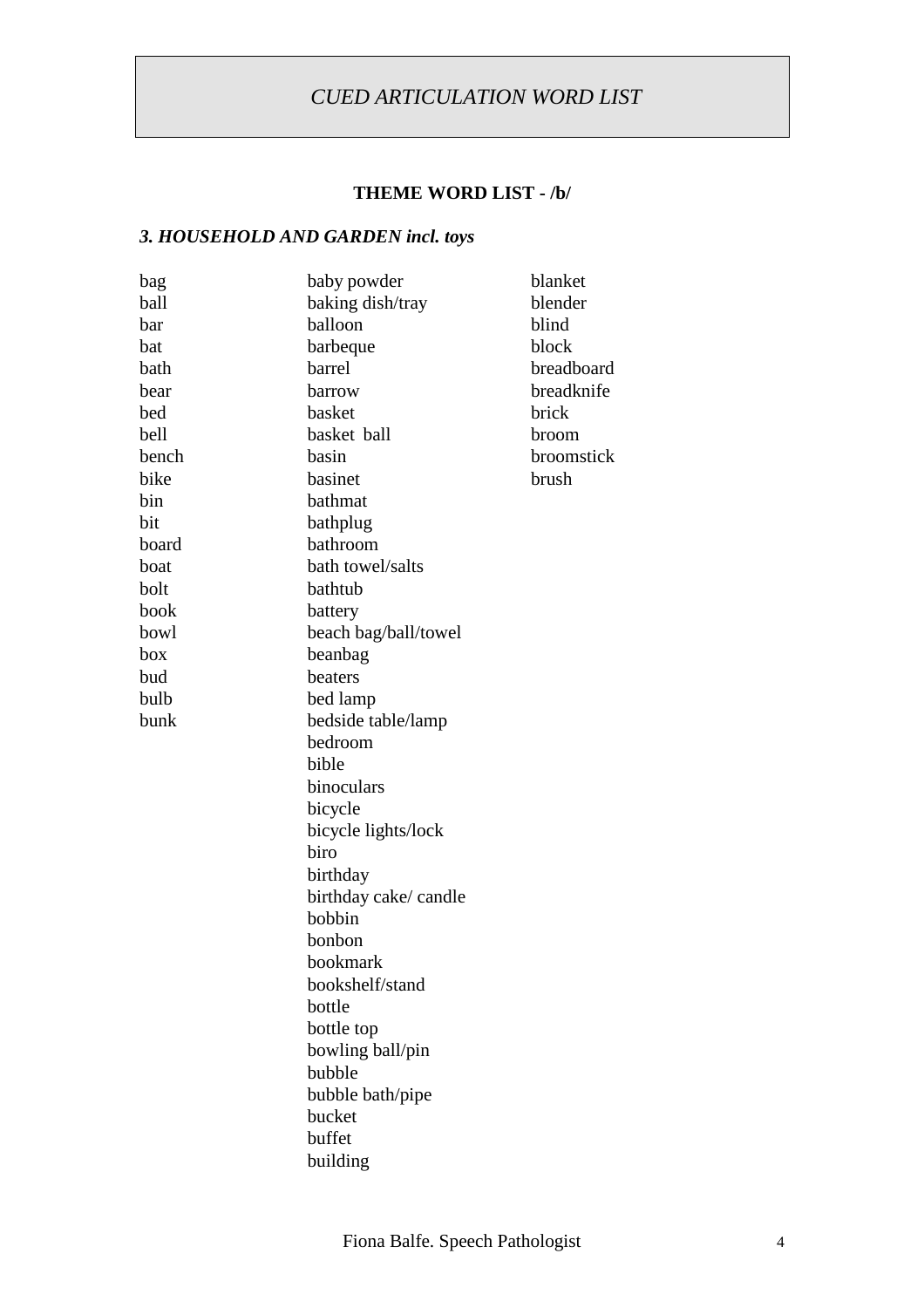# CUED ARTICULATION WORD LIST

## THEME WORD LIST - /b/

### *3. HOUSEHOLD AND GARDEN incl. toys*

bag
ball
bar
bat
bath
bear
bed
bell
bench
bike
bin
bit
board
boat
bolt
book
bowl
box
bud
bulb
bunk

baby powder
baking dish/tray
balloon
barbeque
barrel
barrow
basket
basket ball
basin
basinet
bathmat
bathplug
bathroom
bath towel/salts
bathtub
battery
beach bag/ball/towel
beanbag
beaters
bed lamp
bedside table/lamp
bedroom
bible
binoculars
bicycle
bicycle lights/lock
biro
birthday
birthday cake/ candle
bobbin
bonbon
bookmark
bookshelf/stand
bottle
bottle top
bowling ball/pin
bubble
bubble bath/pipe
bucket
buffet
building

blanket
blender
blind
block
breadboard
breadknife
brick
broom
broomstick
brush

Fiona Balfe. Speech Pathologist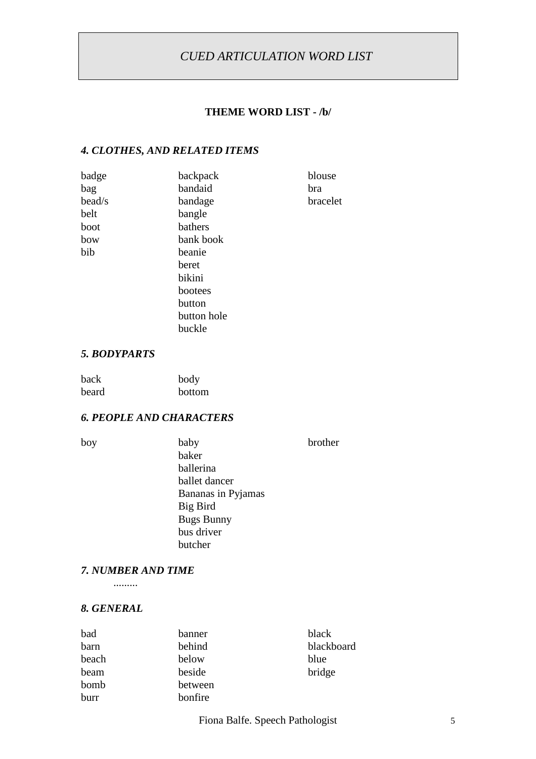# *CUED ARTICULATION WORD LIST*

## THEME WORD LIST - /b/

### *4. CLOTHES, AND RELATED ITEMS*

| | | |
|---|---|---|
| badge | backpack | blouse |
| bag | bandaid | bra |
| bead/s | bandage | bracelet |
| belt | bangle | |
| boot | bathers | |
| bow | bank book | |
| bib | beanie | |
| | beret | |
| | bikini | |
| | bootees | |
| | button | |
| | button hole | |
| | buckle | |

### *5. BODYPARTS*

| | |
|---|---|
| back | body |
| beard | bottom |

### *6. PEOPLE AND CHARACTERS*

| | | |
|---|---|---|
| boy | baby | brother |
| | baker | |
| | ballerina | |
| | ballet dancer | |
| | Bananas in Pyjamas | |
| | Big Bird | |
| | Bugs Bunny | |
| | bus driver | |
| | butcher | |

### *7. NUMBER AND TIME*

.........

### *8. GENERAL*

| | | |
|---|---|---|
| bad | banner | black |
| barn | behind | blackboard |
| beach | below | blue |
| beam | beside | bridge |
| bomb | between | |
| burr | bonfire | |

Fiona Balfe. Speech Pathologist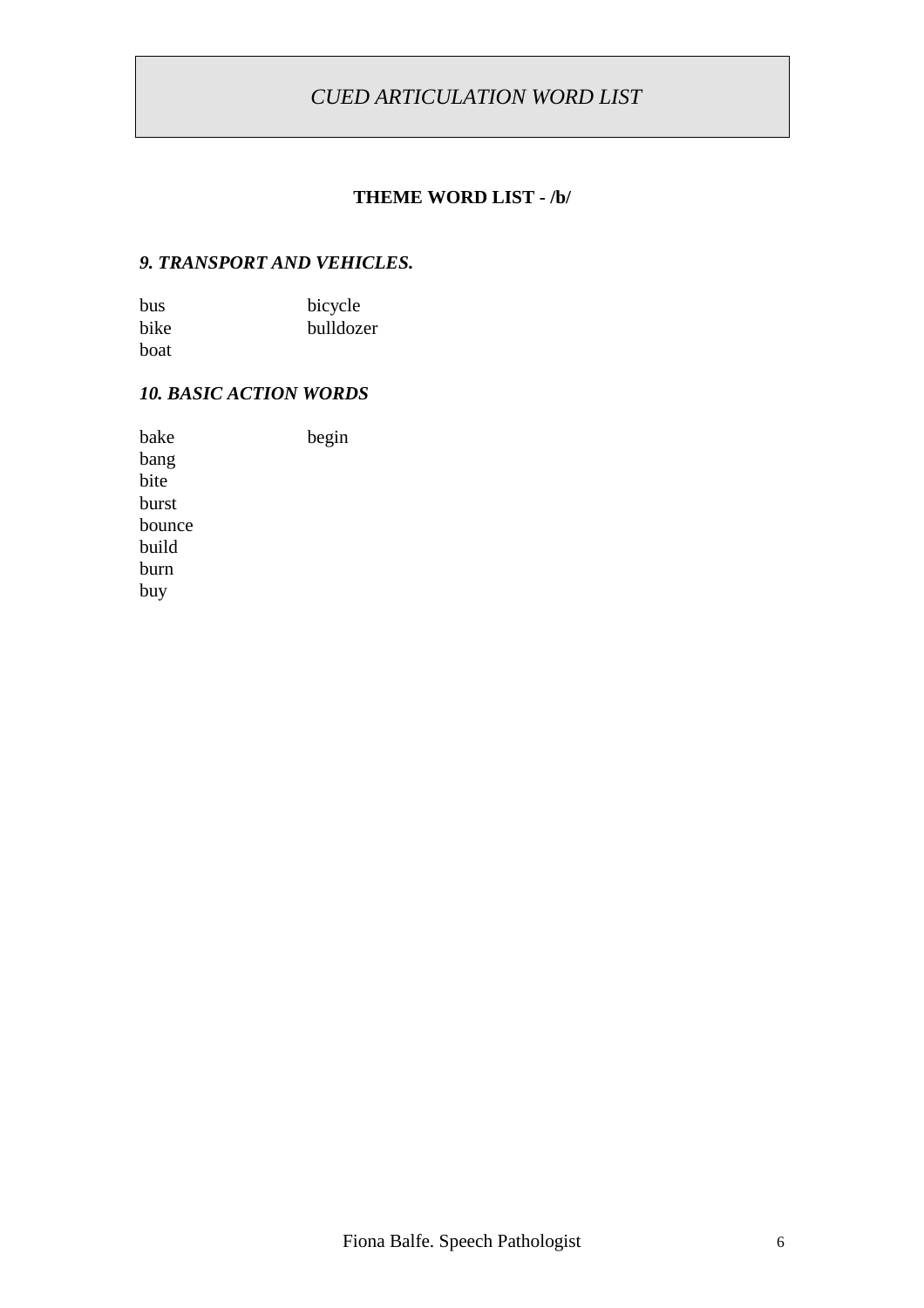# *CUED ARTICULATION WORD LIST*

## THEME WORD LIST - /b/

### *9. TRANSPORT AND VEHICLES.*

| | |
|---|---|
| bus | bicycle |
| bike | bulldozer |
| boat | |

### *10. BASIC ACTION WORDS*

| | |
|---|---|
| bake | begin |
| bang | |
| bite | |
| burst | |
| bounce | |
| build | |
| burn | |
| buy | |

Fiona Balfe. Speech Pathologist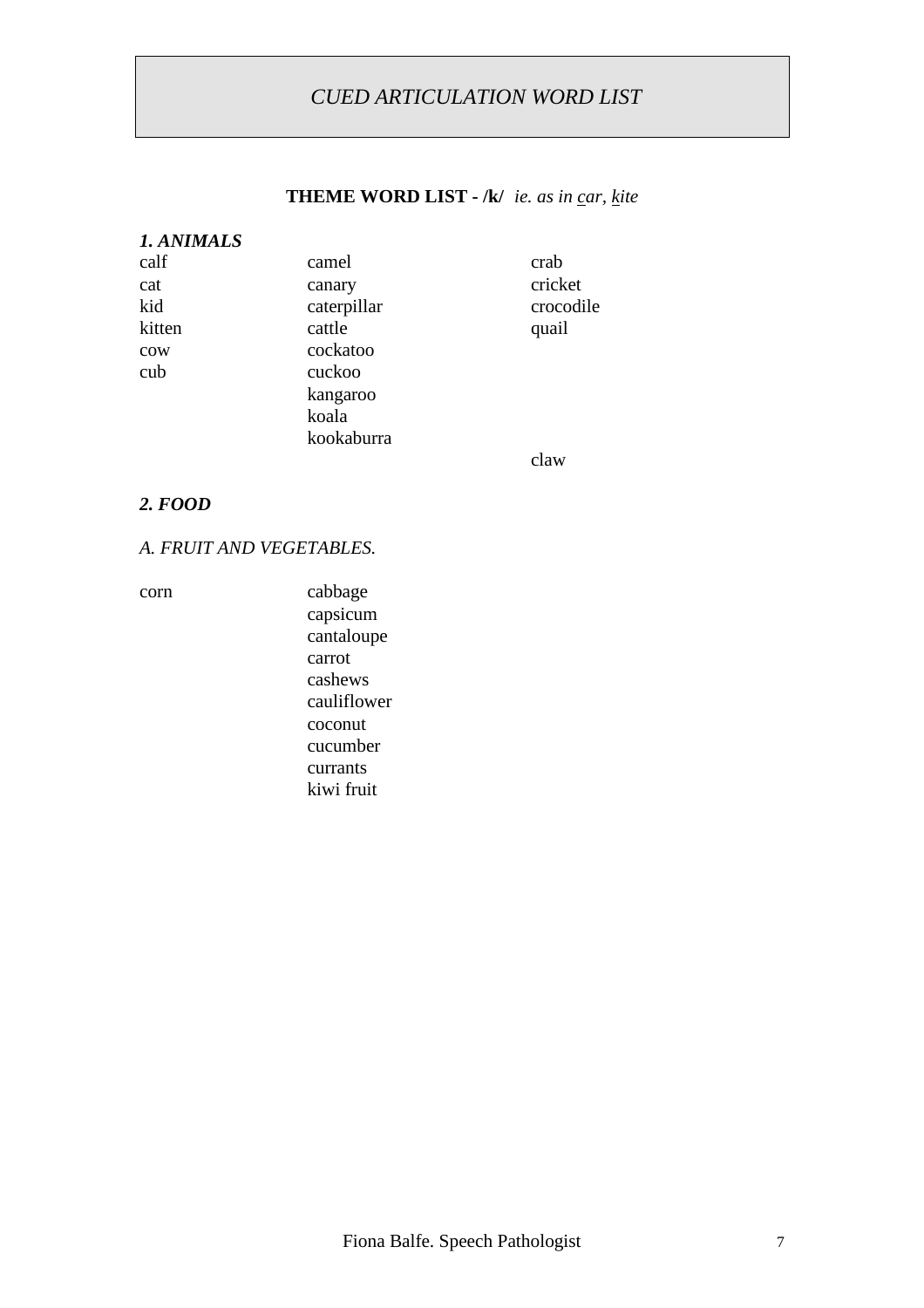*CUED ARTICULATION WORD LIST*

**THEME WORD LIST - /k/** *ie. as in <u>c</u>ar, <u>k</u>ite*

***1. ANIMALS***

| | | |
|---|---|---|
| calf | camel | crab |
| cat | canary | cricket |
| kid | caterpillar | crocodile |
| kitten | cattle | quail |
| cow | cockatoo | |
| cub | cuckoo | |
| | kangaroo | |
| | koala | |
| | kookaburra | |
| | | claw |

***2. FOOD***

*A. FRUIT AND VEGETABLES.*

| | |
|---|---|
| corn | cabbage |
| | capsicum |
| | cantaloupe |
| | carrot |
| | cashews |
| | cauliflower |
| | coconut |
| | cucumber |
| | currants |
| | kiwi fruit |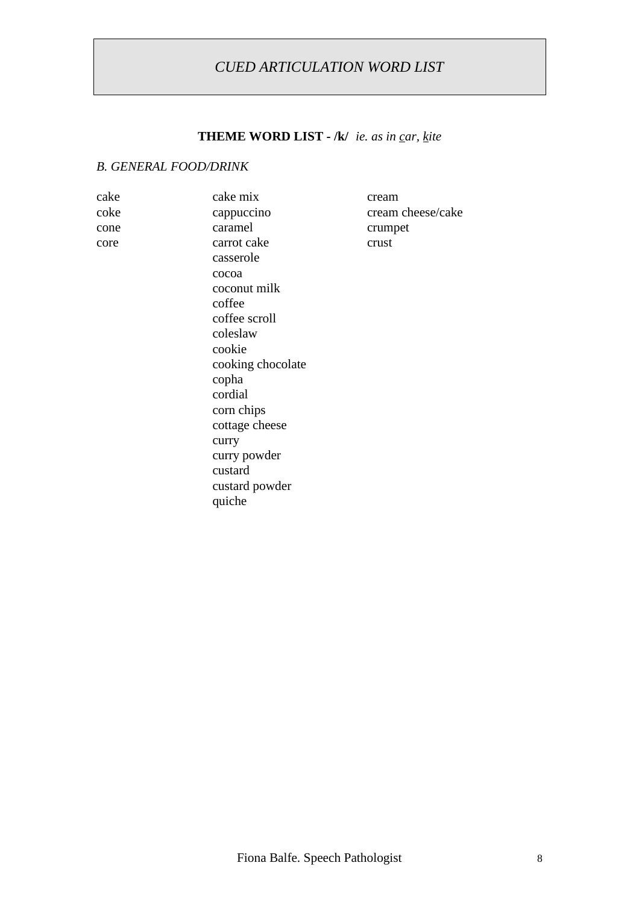# *CUED ARTICULATION WORD LIST*

## **THEME WORD LIST - /k/** *ie. as in c̲ar, k̲ite*

### *B. GENERAL FOOD/DRINK*

cake
coke
cone
core

cake mix
cappuccino
caramel
carrot cake
casserole
cocoa
coconut milk
coffee
coffee scroll
coleslaw
cookie
cooking chocolate
copha
cordial
corn chips
cottage cheese
curry
curry powder
custard
custard powder
quiche

cream
cream cheese/cake
crumpet
crust

Fiona Balfe. Speech Pathologist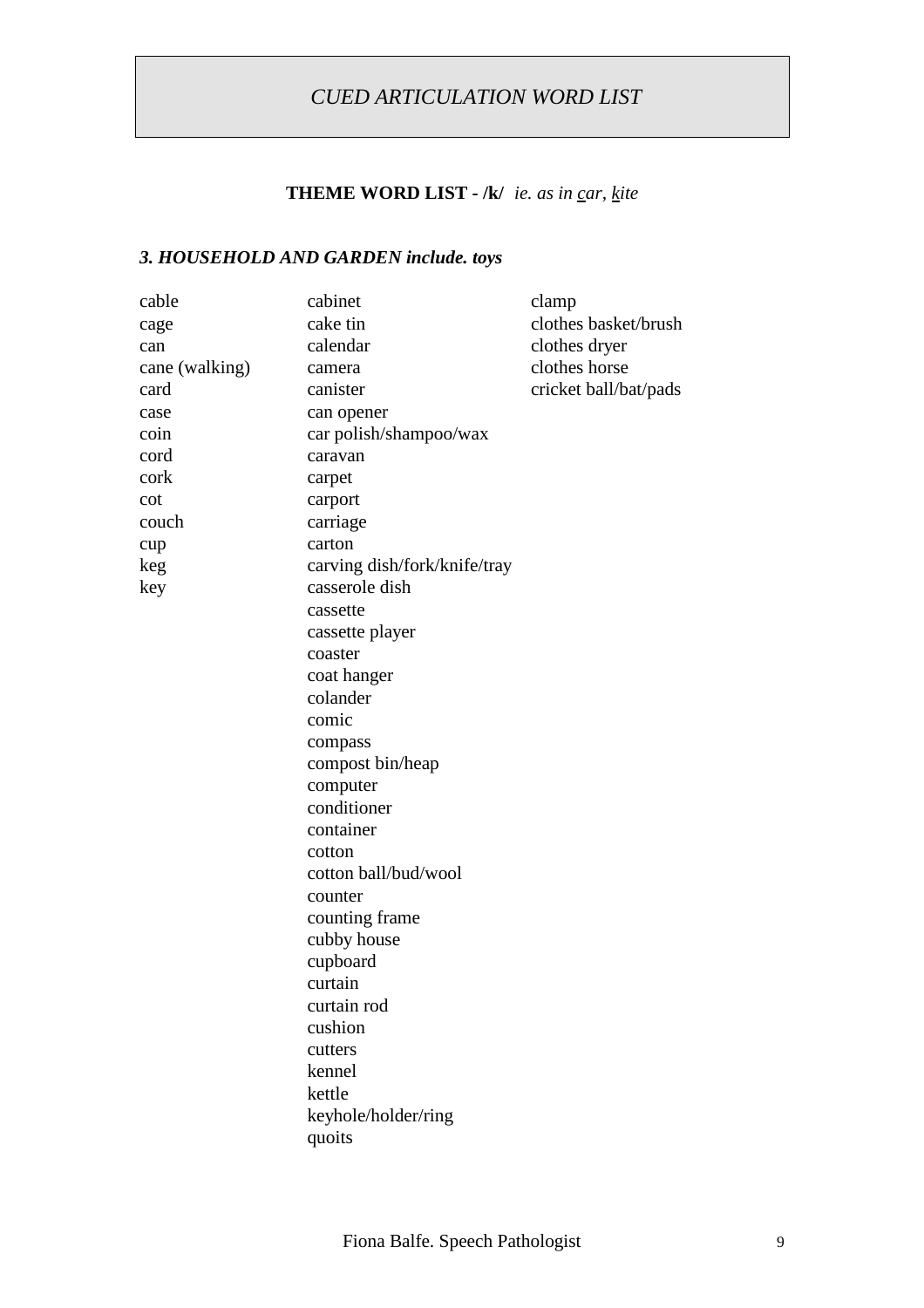# *CUED ARTICULATION WORD LIST*

**THEME WORD LIST - /k/** *ie. as in car, kite*

### *3. HOUSEHOLD AND GARDEN include. toys*

cable
cage
can
cane (walking)
card
case
coin
cord
cork
cot
couch
cup
keg
key

cabinet
cake tin
calendar
camera
canister
can opener
car polish/shampoo/wax
caravan
carpet
carport
carriage
carton
carving dish/fork/knife/tray
casserole dish
cassette
cassette player
coaster
coat hanger
colander
comic
compass
compost bin/heap
computer
conditioner
container
cotton
cotton ball/bud/wool
counter
counting frame
cubby house
cupboard
curtain
curtain rod
cushion
cutters
kennel
kettle
keyhole/holder/ring
quoits

clamp
clothes basket/brush
clothes dryer
clothes horse
cricket ball/bat/pads

Fiona Balfe. Speech Pathologist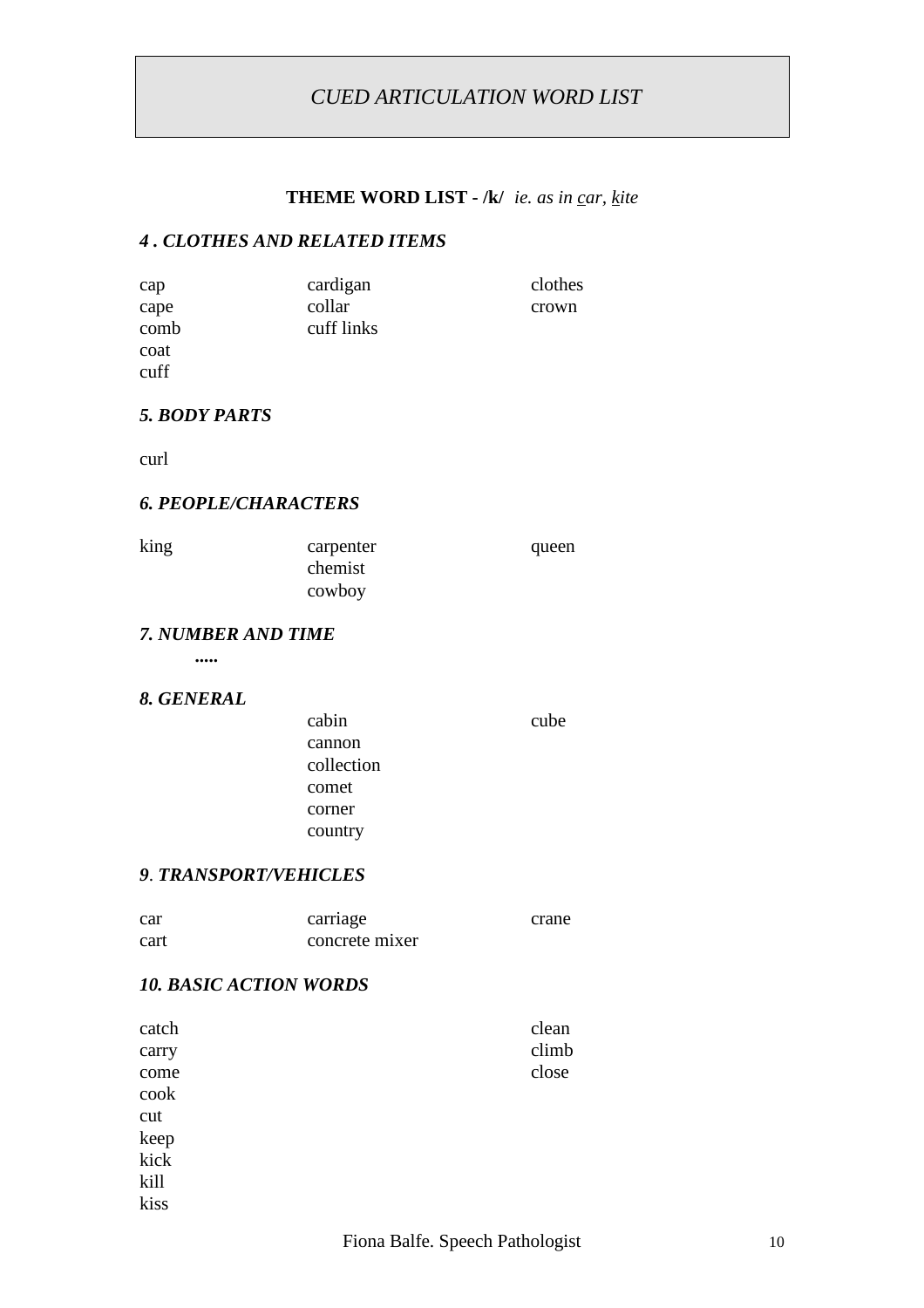# *CUED ARTICULATION WORD LIST*

## **THEME WORD LIST - /k/** *ie. as in car, kite*

### *4 . CLOTHES AND RELATED ITEMS*

| | | |
|---|---|---|
| cap | cardigan | clothes |
| cape | collar | crown |
| comb | cuff links | |
| coat | | |
| cuff | | |

### *5. BODY PARTS*

curl

### *6. PEOPLE/CHARACTERS*

| | | |
|---|---|---|
| king | carpenter | queen |
| | chemist | |
| | cowboy | |

### *7. NUMBER AND TIME*

.....

### *8. GENERAL*

| | | |
|---|---|---|
| | cabin | cube |
| | cannon | |
| | collection | |
| | comet | |
| | corner | |
| | country | |

### *9. TRANSPORT/VEHICLES*

| | | |
|---|---|---|
| car | carriage | crane |
| cart | concrete mixer | |

### *10. BASIC ACTION WORDS*

| | | |
|---|---|---|
| catch | | clean |
| carry | | climb |
| come | | close |
| cook | | |
| cut | | |
| keep | | |
| kick | | |
| kill | | |
| kiss | | |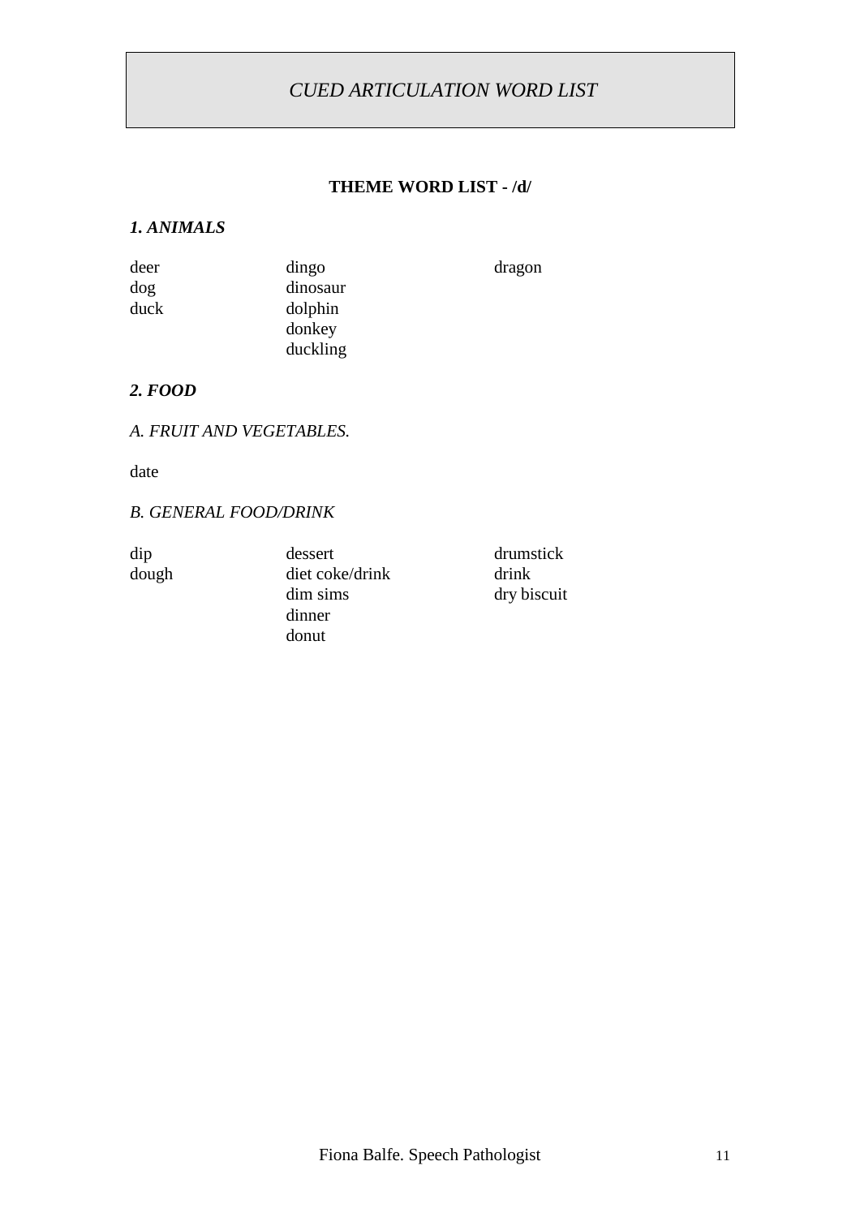# *CUED ARTICULATION WORD LIST*

## THEME WORD LIST - /d/

### *1. ANIMALS*

| | | |
|---|---|---|
| deer | dingo | dragon |
| dog | dinosaur | |
| duck | dolphin | |
| | donkey | |
| | duckling | |

### *2. FOOD*

*A. FRUIT AND VEGETABLES.*

date

*B. GENERAL FOOD/DRINK*

| | | |
|---|---|---|
| dip | dessert | drumstick |
| dough | diet coke/drink | drink |
| | dim sims | dry biscuit |
| | dinner | |
| | donut | |

Fiona Balfe. Speech Pathologist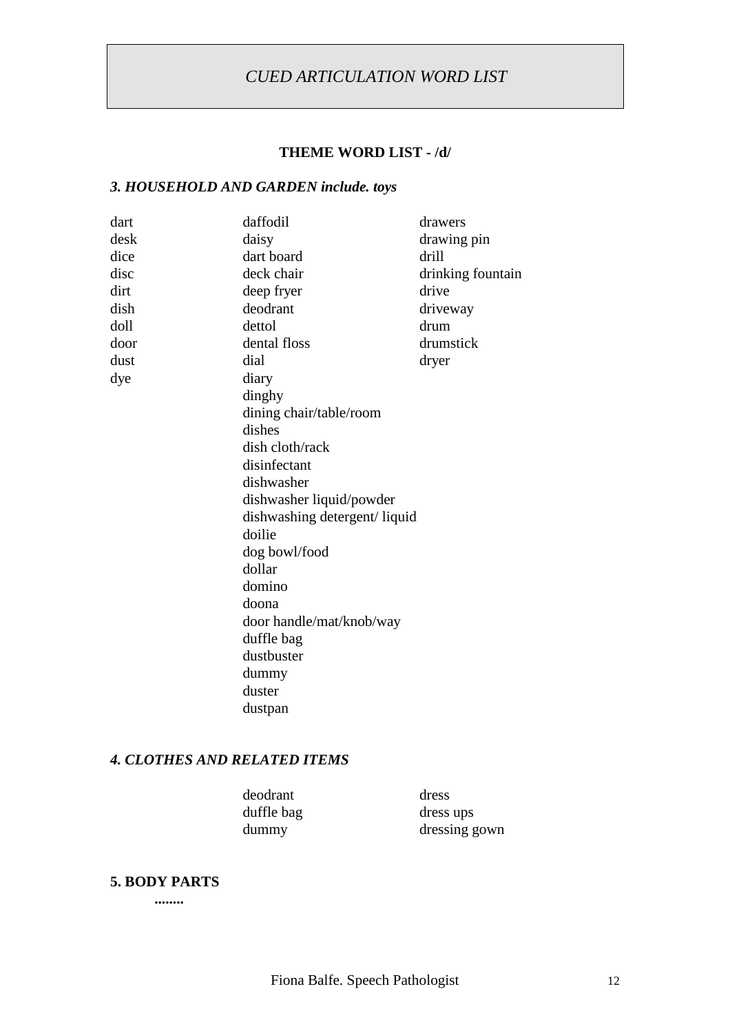# *CUED ARTICULATION WORD LIST*

## THEME WORD LIST - /d/

### *3. HOUSEHOLD AND GARDEN include. toys*

dart
desk
dice
disc
dirt
dish
doll
door
dust
dye

daffodil
daisy
dart board
deck chair
deep fryer
deodrant
dettol
dental floss
dial
diary
dinghy
dining chair/table/room
dishes
dish cloth/rack
disinfectant
dishwasher
dishwasher liquid/powder
dishwashing detergent/ liquid
doilie
dog bowl/food
dollar
domino
doona
door handle/mat/knob/way
duffle bag
dustbuster
dummy
duster
dustpan

drawers
drawing pin
drill
drinking fountain
drive
driveway
drum
drumstick
dryer

### *4. CLOTHES AND RELATED ITEMS*

deodrant
duffle bag
dummy

dress
dress ups
dressing gown

### 5. BODY PARTS

**........**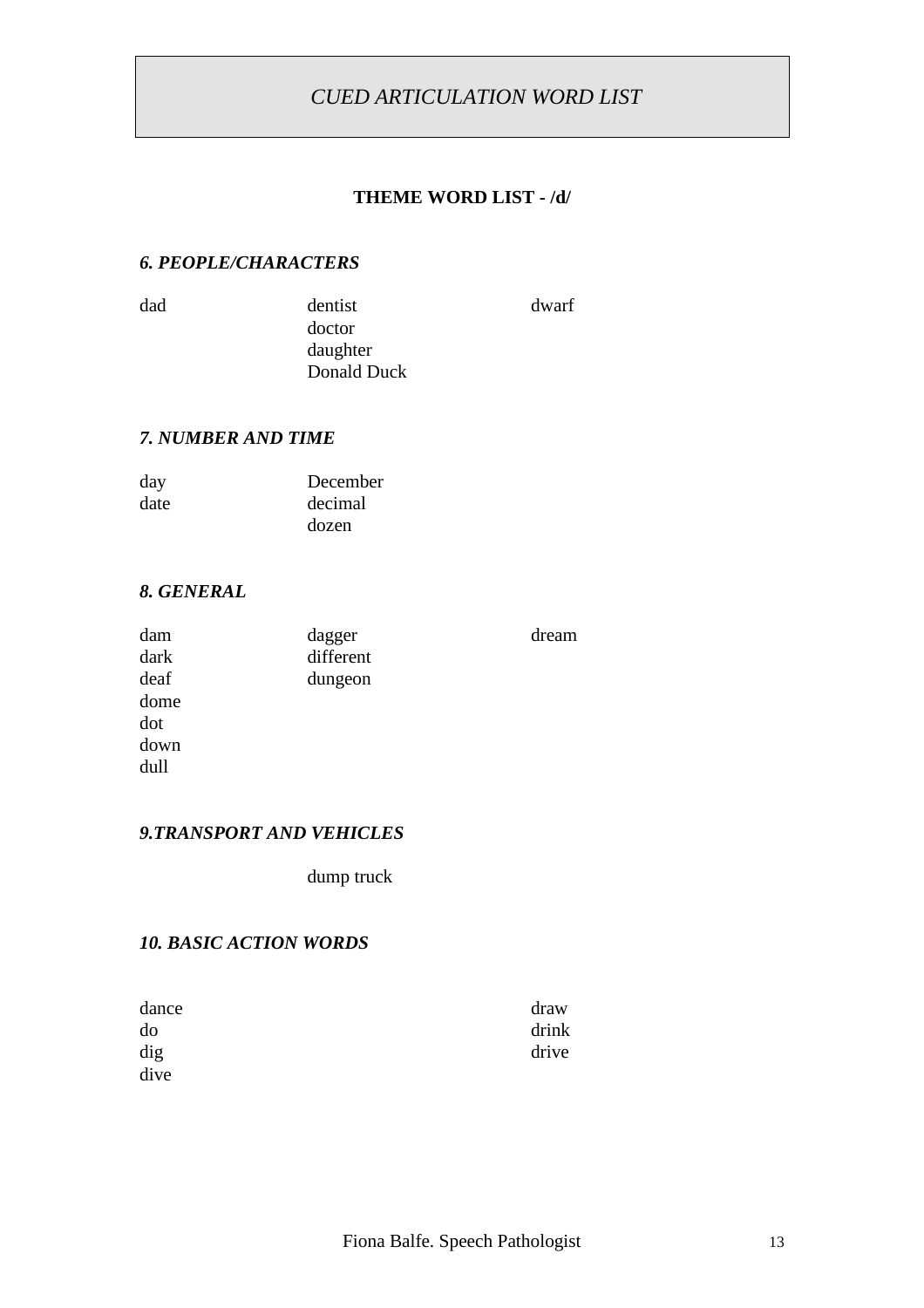# *CUED ARTICULATION WORD LIST*

## THEME WORD LIST - /d/

### *6. PEOPLE/CHARACTERS*

| | | |
|---|---|---|
| dad | dentist | dwarf |
| | doctor | |
| | daughter | |
| | Donald Duck | |

### *7. NUMBER AND TIME*

| | |
|---|---|
| day | December |
| date | decimal |
| | dozen |

### *8. GENERAL*

| | | |
|---|---|---|
| dam | dagger | dream |
| dark | different | |
| deaf | dungeon | |
| dome | | |
| dot | | |
| down | | |
| dull | | |

### *9.TRANSPORT AND VEHICLES*

dump truck

### *10. BASIC ACTION WORDS*

| | |
|---|---|
| dance | draw |
| do | drink |
| dig | drive |
| dive | |

Fiona Balfe. Speech Pathologist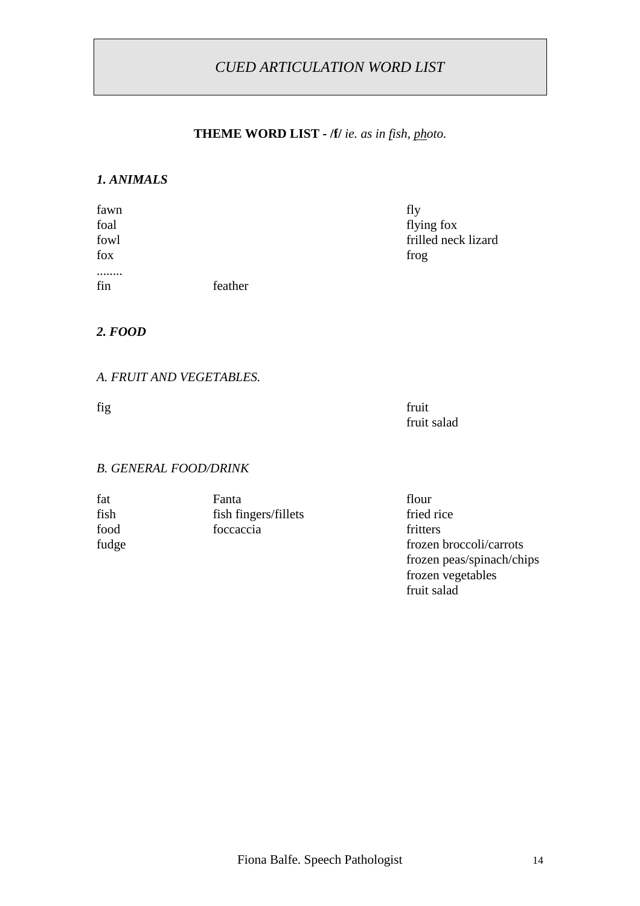# *CUED ARTICULATION WORD LIST*

**THEME WORD LIST - /f/** *ie. as in fish, <u>ph</u>oto.*

### *1. ANIMALS*

fawn
foal
fowl
fox
........
fin
feather

fly
flying fox
frilled neck lizard
frog

### *2. FOOD*

#### *A. FRUIT AND VEGETABLES.*

fig

fruit
fruit salad

#### *B. GENERAL FOOD/DRINK*

fat
fish
food
fudge

Fanta
fish fingers/fillets
foccaccia

flour
fried rice
fritters
frozen broccoli/carrots
frozen peas/spinach/chips
frozen vegetables
fruit salad

Fiona Balfe. Speech Pathologist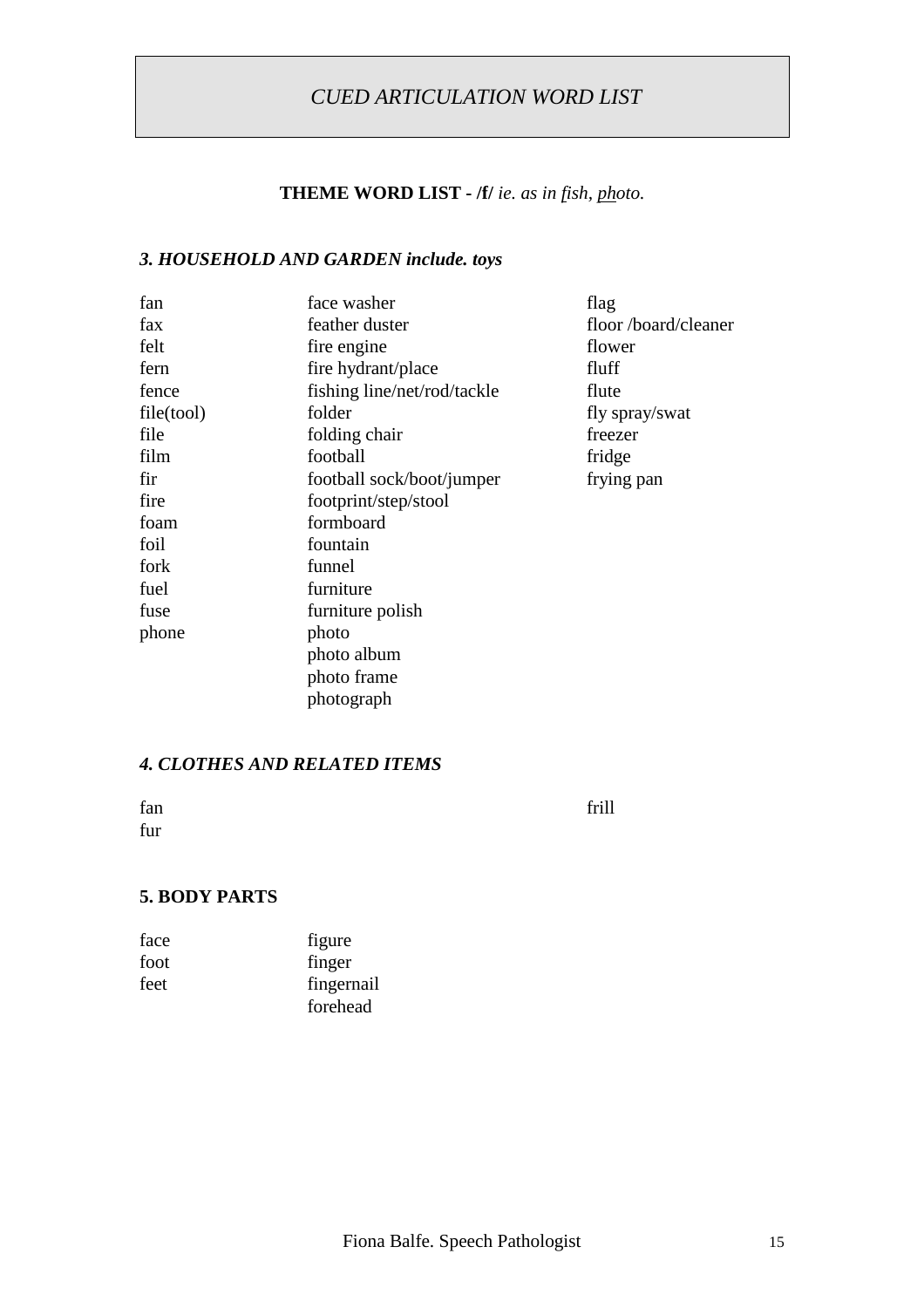# *CUED ARTICULATION WORD LIST*

**THEME WORD LIST - /f/** *ie. as in fish, <u>ph</u>oto.*

### *3. HOUSEHOLD AND GARDEN include. toys*

fan
fax
felt
fern
fence
file(tool)
file
film
fir
fire
foam
foil
fork
fuel
fuse
phone

face washer
feather duster
fire engine
fire hydrant/place
fishing line/net/rod/tackle
folder
folding chair
football
football sock/boot/jumper
footprint/step/stool
formboard
fountain
funnel
furniture
furniture polish
photo
photo album
photo frame
photograph

flag
floor /board/cleaner
flower
fluff
flute
fly spray/swat
freezer
fridge
frying pan

### *4. CLOTHES AND RELATED ITEMS*

fan
fur

frill

### 5. BODY PARTS

face
foot
feet

figure
finger
fingernail
forehead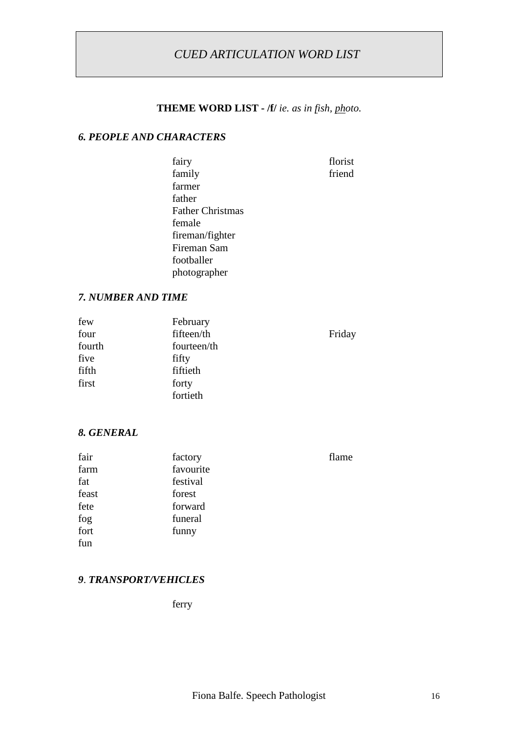*CUED ARTICULATION WORD LIST*

**THEME WORD LIST - /f/** *ie. as in fish, <u>ph</u>oto.*

### *6. PEOPLE AND CHARACTERS*

fairy
family
farmer
father
Father Christmas
female
fireman/fighter
Fireman Sam
footballer
photographer
florist
friend

### *7. NUMBER AND TIME*

few
four
fourth
five
fifth
first
February
fifteen/th
fourteen/th
fifty
fiftieth
forty
fortieth
Friday

### *8. GENERAL*

fair
farm
fat
feast
fete
fog
fort
fun
factory
favourite
festival
forest
forward
funeral
funny
flame

### *9. TRANSPORT/VEHICLES*

ferry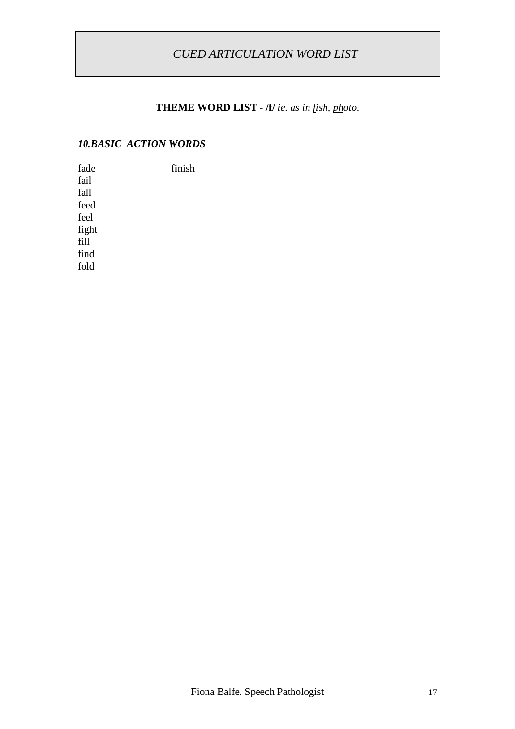# *CUED ARTICULATION WORD LIST*

## **THEME WORD LIST - /f/** *ie. as in fish, <u>ph</u>oto.*

### ***10.BASIC ACTION WORDS***

fade
fail
fall
feed
feel
fight
fill
find
fold
finish

Fiona Balfe. Speech Pathologist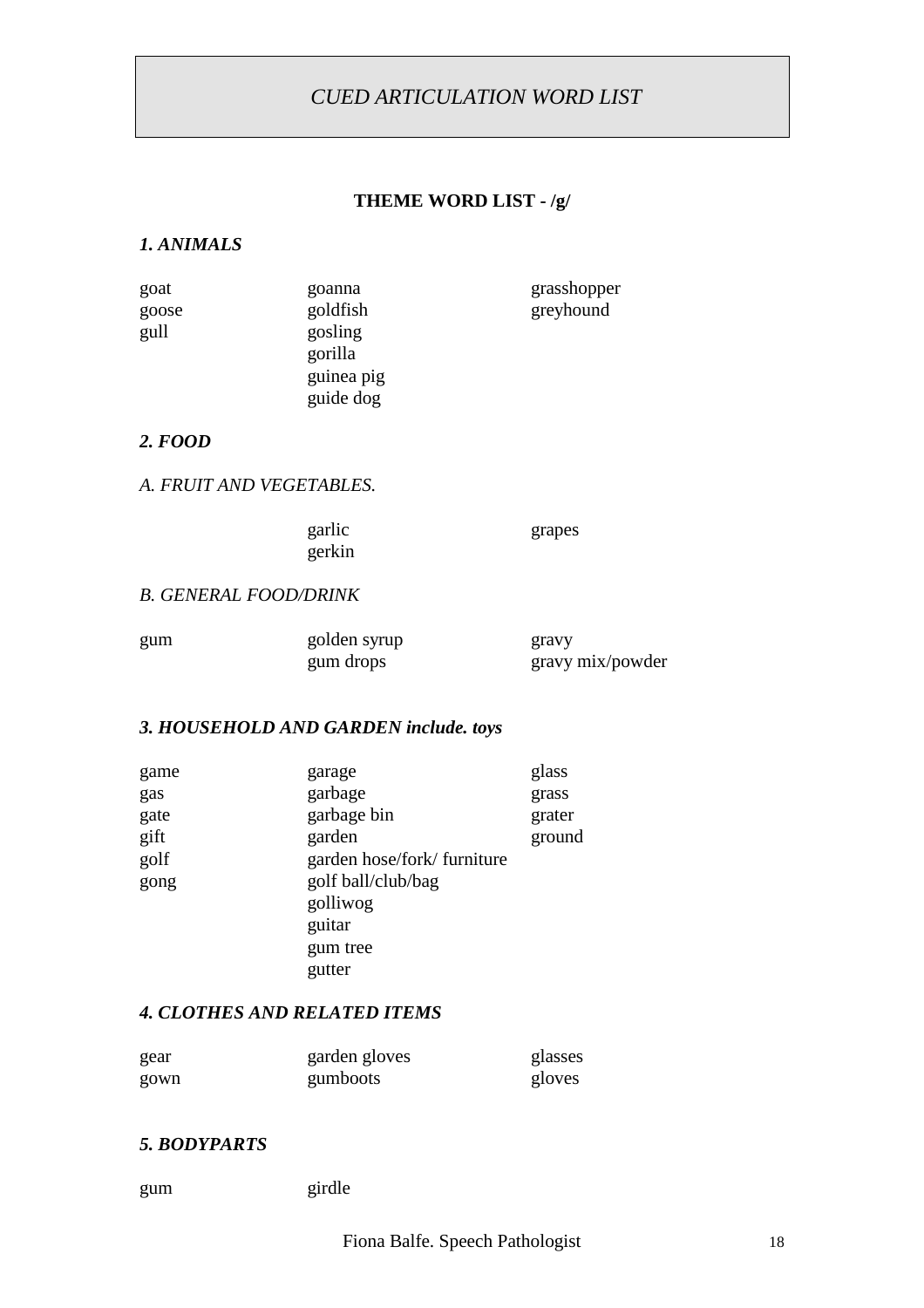# *CUED ARTICULATION WORD LIST*

## THEME WORD LIST - /g/

### *1. ANIMALS*

| | | |
|---|---|---|
| goat | goanna | grasshopper |
| goose | goldfish | greyhound |
| gull | gosling | |
| | gorilla | |
| | guinea pig | |
| | guide dog | |

### *2. FOOD*

*A. FRUIT AND VEGETABLES.*

| | | |
|---|---|---|
| | garlic | grapes |
| | gerkin | |

*B. GENERAL FOOD/DRINK*

| | | |
|---|---|---|
| gum | golden syrup | gravy |
| | gum drops | gravy mix/powder |

### *3. HOUSEHOLD AND GARDEN include. toys*

| | | |
|---|---|---|
| game | garage | glass |
| gas | garbage | grass |
| gate | garbage bin | grater |
| gift | garden | ground |
| golf | garden hose/fork/ furniture | |
| gong | golf ball/club/bag | |
| | golliwog | |
| | guitar | |
| | gum tree | |
| | gutter | |

### *4. CLOTHES AND RELATED ITEMS*

| | | |
|---|---|---|
| gear | garden gloves | glasses |
| gown | gumboots | gloves |

### *5. BODYPARTS*

| | |
|---|---|
| gum | girdle |

Fiona Balfe. Speech Pathologist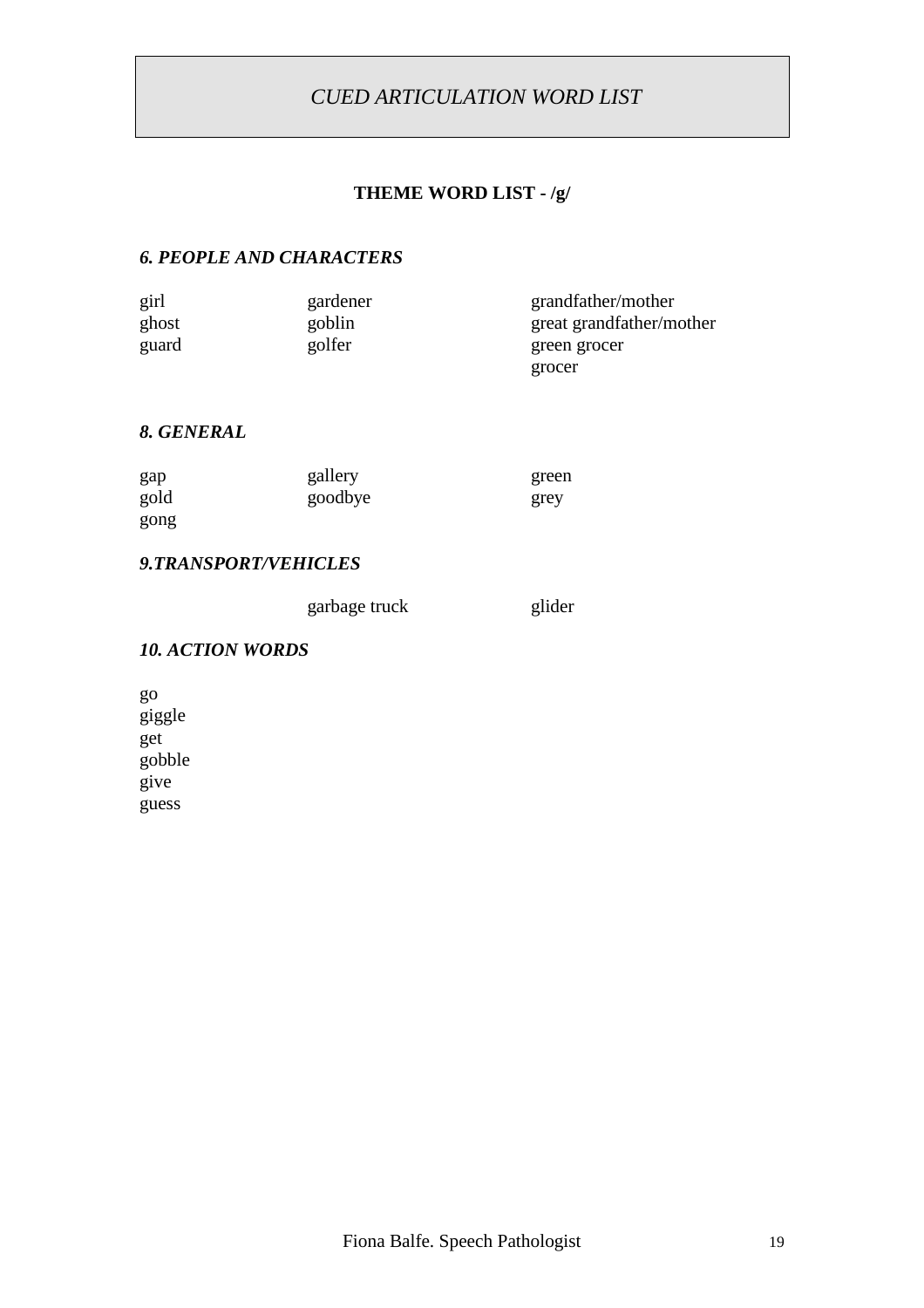# *CUED ARTICULATION WORD LIST*

## THEME WORD LIST - /g/

### *6. PEOPLE AND CHARACTERS*

| | | |
|---|---|---|
| girl | gardener | grandfather/mother |
| ghost | goblin | great grandfather/mother |
| guard | golfer | green grocer |
| | | grocer |

### *8. GENERAL*

| | | |
|---|---|---|
| gap | gallery | green |
| gold | goodbye | grey |
| gong | | |

### *9.TRANSPORT/VEHICLES*

| | | |
|---|---|---|
| | garbage truck | glider |

### *10. ACTION WORDS*

go
giggle
get
gobble
give
guess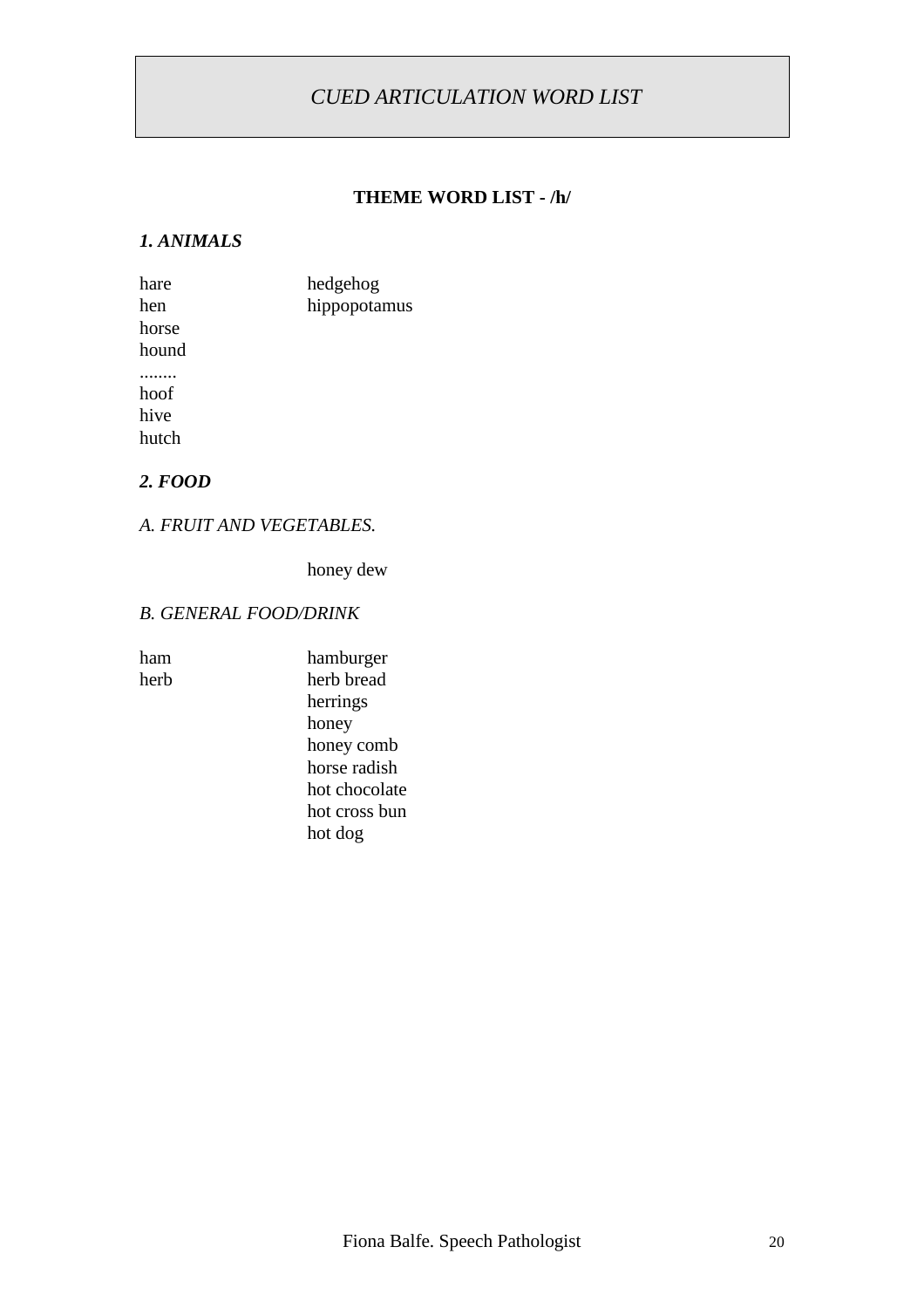# *CUED ARTICULATION WORD LIST*

**THEME WORD LIST - /h/**

***1. ANIMALS***

| | |
|---|---|
| hare | hedgehog |
| hen | hippopotamus |
| horse | |
| hound | |
| ........ | |
| hoof | |
| hive | |
| hutch | |

***2. FOOD***

*A. FRUIT AND VEGETABLES.*

| | |
|---|---|
| | honey dew |

*B. GENERAL FOOD/DRINK*

| | |
|---|---|
| ham | hamburger |
| herb | herb bread |
| | herrings |
| | honey |
| | honey comb |
| | horse radish |
| | hot chocolate |
| | hot cross bun |
| | hot dog |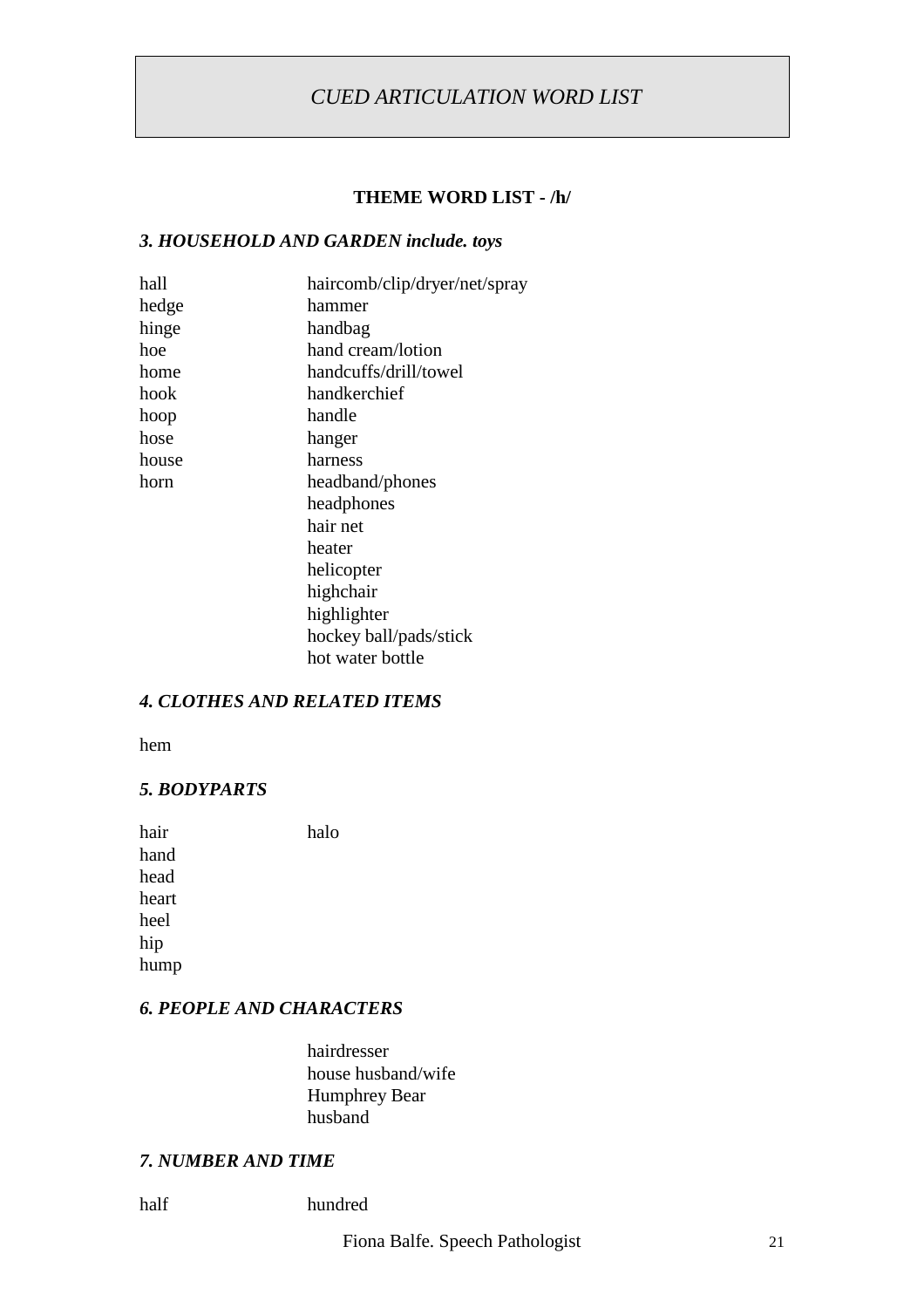# *CUED ARTICULATION WORD LIST*

## THEME WORD LIST - /h/

### *3. HOUSEHOLD AND GARDEN include. toys*

| | |
|---|---|
| hall | haircomb/clip/dryer/net/spray |
| hedge | hammer |
| hinge | handbag |
| hoe | hand cream/lotion |
| home | handcuffs/drill/towel |
| hook | handkerchief |
| hoop | handle |
| hose | hanger |
| house | harness |
| horn | headband/phones |
| | headphones |
| | hair net |
| | heater |
| | helicopter |
| | highchair |
| | highlighter |
| | hockey ball/pads/stick |
| | hot water bottle |

### *4. CLOTHES AND RELATED ITEMS*

hem

### *5. BODYPARTS*

| | |
|---|---|
| hair | halo |
| hand | |
| head | |
| heart | |
| heel | |
| hip | |
| hump | |

### *6. PEOPLE AND CHARACTERS*

| | |
|---|---|
| | hairdresser |
| | house husband/wife |
| | Humphrey Bear |
| | husband |

### *7. NUMBER AND TIME*

| | |
|---|---|
| half | hundred |

Fiona Balfe. Speech Pathologist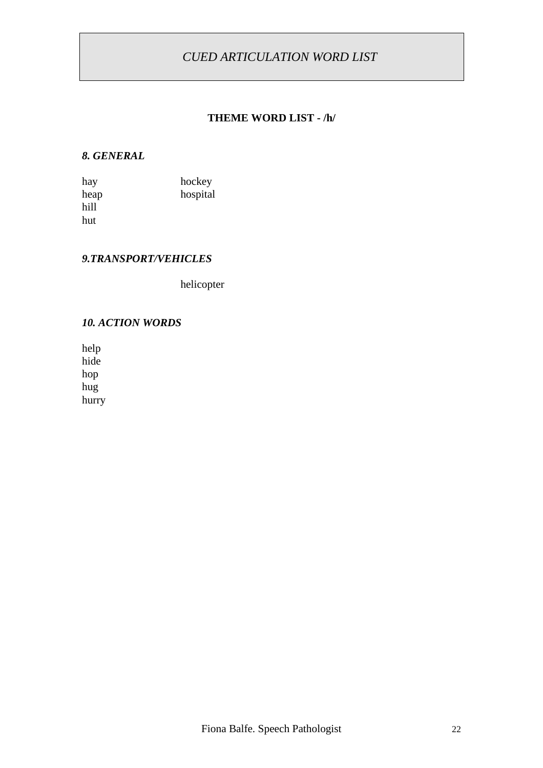# *CUED ARTICULATION WORD LIST*

## THEME WORD LIST - /h/

### *8. GENERAL*

hay
heap
hill
hut

hockey
hospital

### *9.TRANSPORT/VEHICLES*

helicopter

### *10. ACTION WORDS*

help
hide
hop
hug
hurry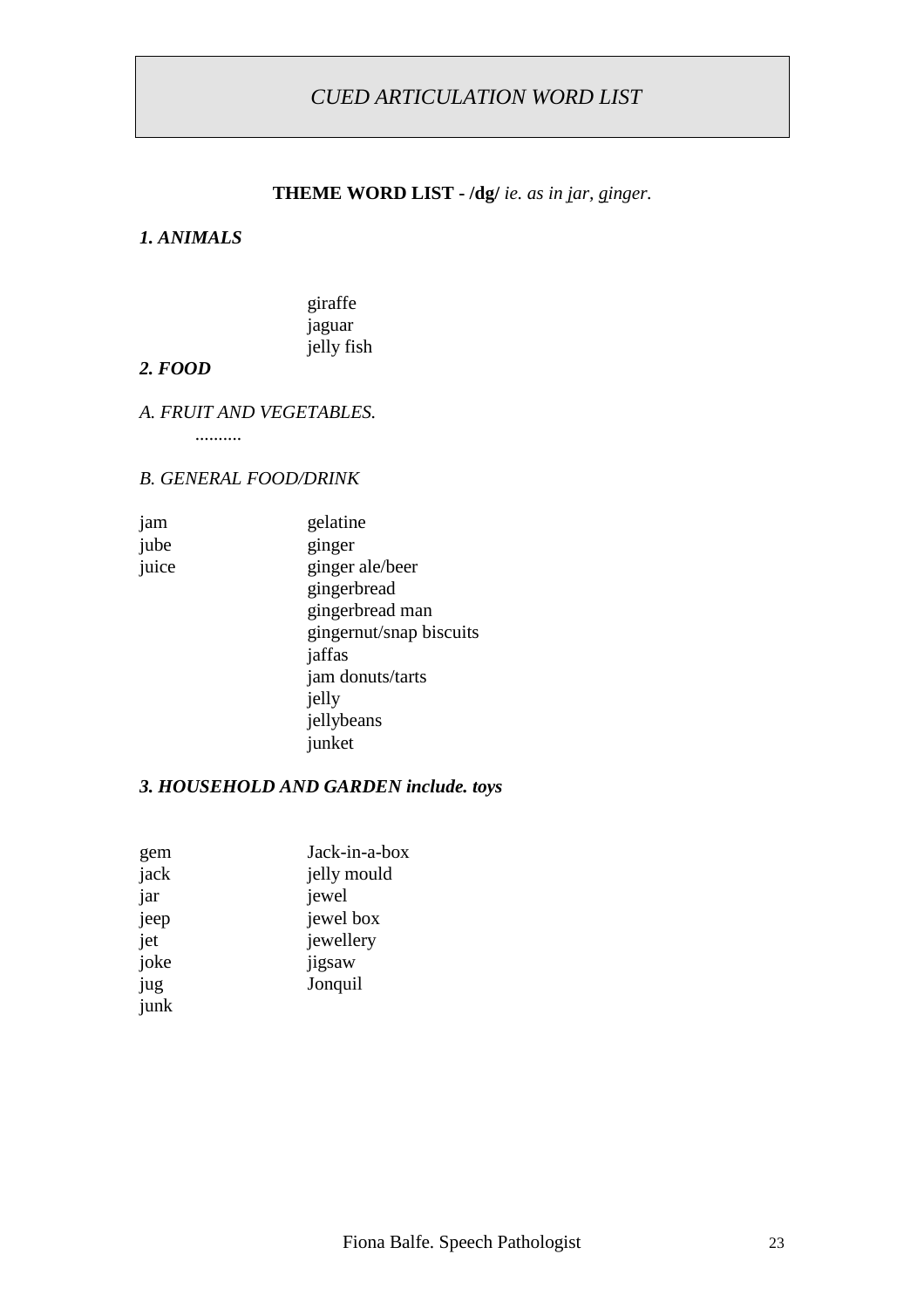*CUED ARTICULATION WORD LIST*

**THEME WORD LIST - /dg/** *ie. as in jar, ginger.*

***1. ANIMALS***

giraffe
jaguar
jelly fish

***2. FOOD***

*A. FRUIT AND VEGETABLES.*

..........

*B. GENERAL FOOD/DRINK*

jam
jube
juice
gelatine
ginger
ginger ale/beer
gingerbread
gingerbread man
gingernut/snap biscuits
jaffas
jam donuts/tarts
jelly
jellybeans
junket

***3. HOUSEHOLD AND GARDEN include. toys***

gem
jack
jar
jeep
jet
joke
jug
junk
Jack-in-a-box
jelly mould
jewel
jewel box
jewellery
jigsaw
Jonquil

Fiona Balfe. Speech Pathologist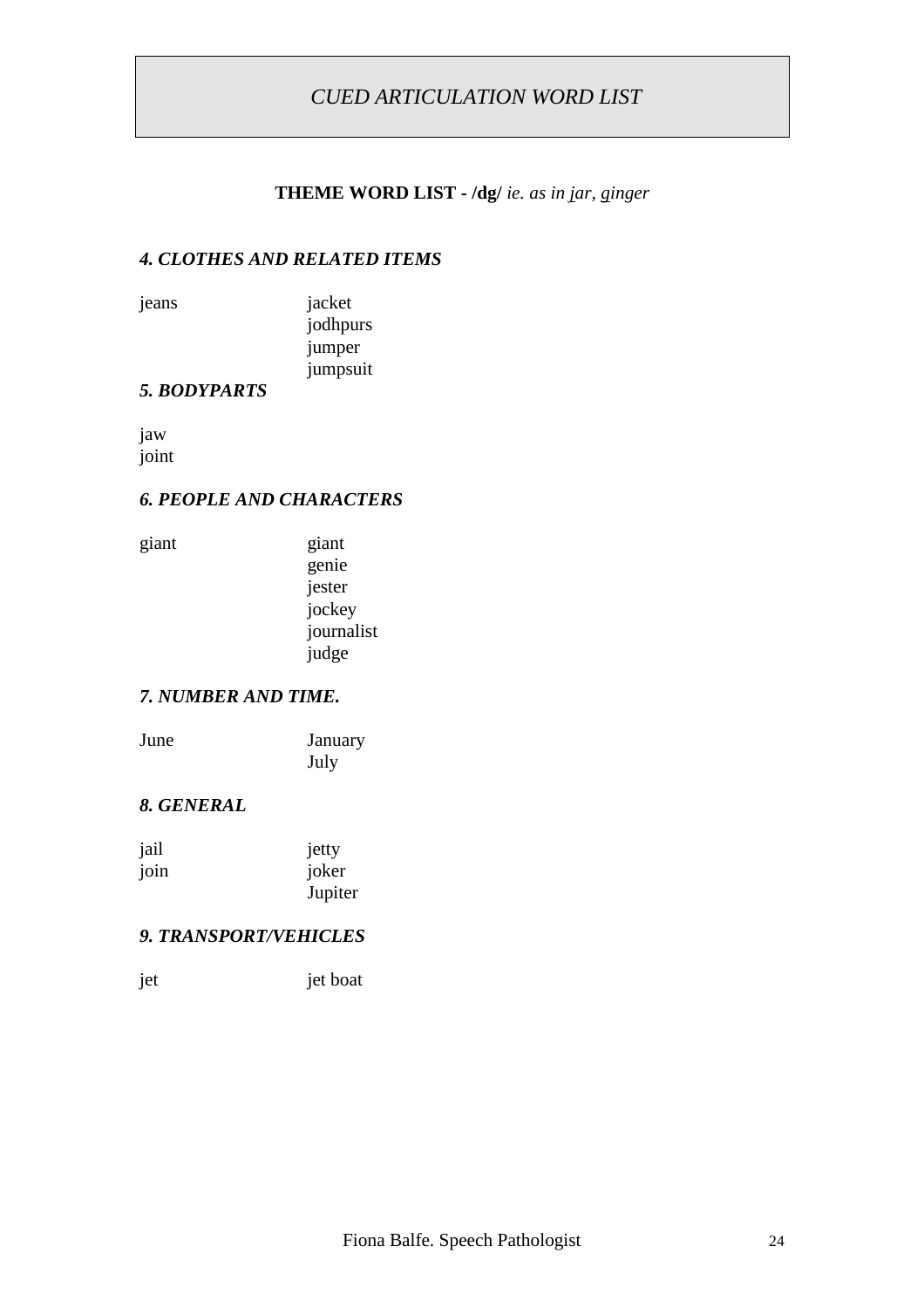# *CUED ARTICULATION WORD LIST*

**THEME WORD LIST - /dg/** *ie. as in jar, ginger*

### *4. CLOTHES AND RELATED ITEMS*

| | |
|---|---|
| jeans | jacket |
| | jodhpurs |
| | jumper |
| | jumpsuit |

### *5. BODYPARTS*

jaw
joint

### *6. PEOPLE AND CHARACTERS*

| | |
|---|---|
| giant | giant |
| | genie |
| | jester |
| | jockey |
| | journalist |
| | judge |

### *7. NUMBER AND TIME.*

| | |
|---|---|
| June | January |
| | July |

### *8. GENERAL*

| | |
|---|---|
| jail | jetty |
| join | joker |
| | Jupiter |

### *9. TRANSPORT/VEHICLES*

| | |
|---|---|
| jet | jet boat |

Fiona Balfe. Speech Pathologist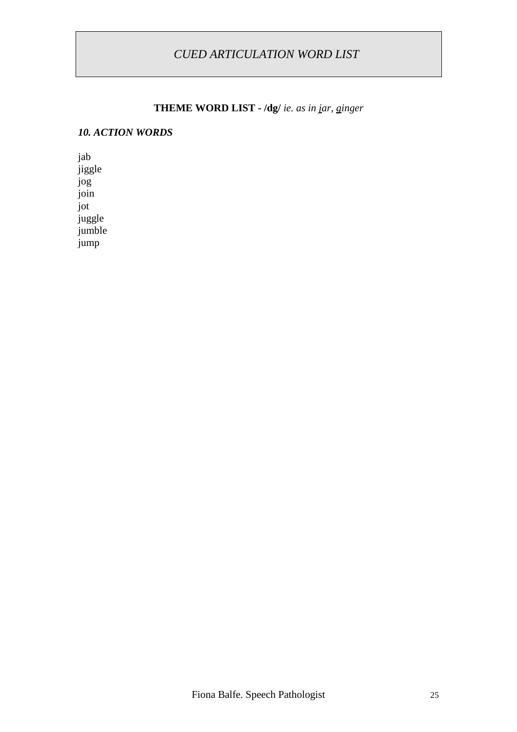*CUED ARTICULATION WORD LIST*

**THEME WORD LIST - /dg/** *ie. as in j̲ar, g̲inger*

***10. ACTION WORDS***

jab
jiggle
jog
join
jot
juggle
jumble
jump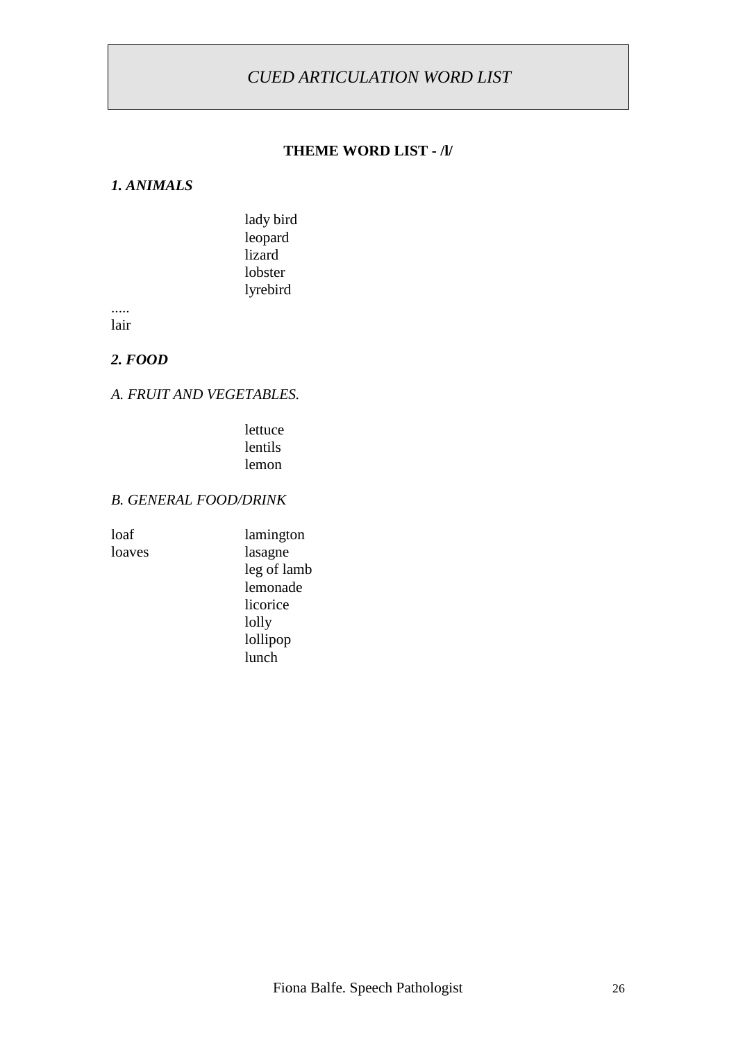# *CUED ARTICULATION WORD LIST*

## THEME WORD LIST - /l/

### *1. ANIMALS*

lady bird
leopard
lizard
lobster
lyrebird

.....
lair

### *2. FOOD*

*A. FRUIT AND VEGETABLES.*

lettuce
lentils
lemon

*B. GENERAL FOOD/DRINK*

loaf
loaves

lamington
lasagne
leg of lamb
lemonade
licorice
lolly
lollipop
lunch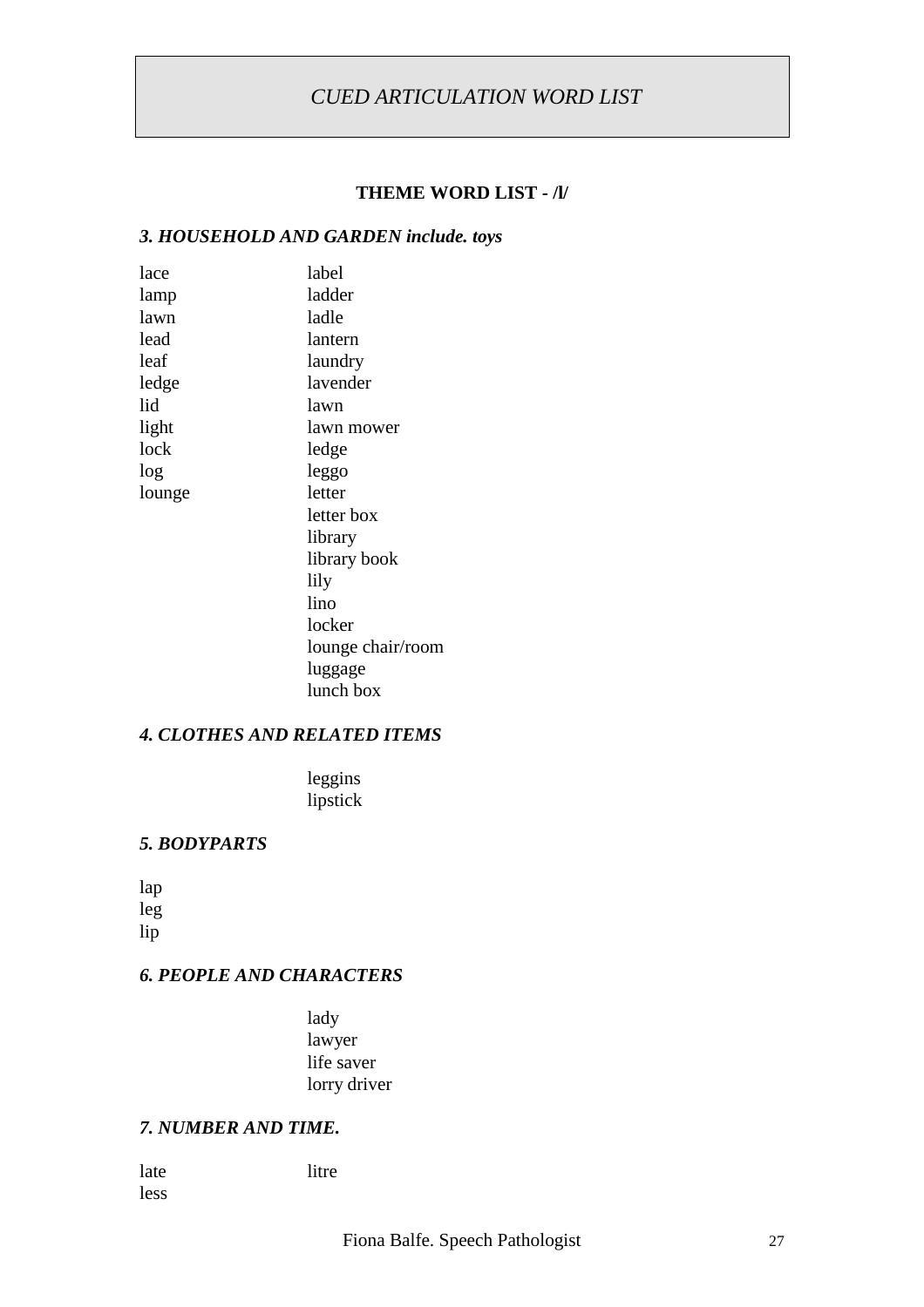# *CUED ARTICULATION WORD LIST*

## THEME WORD LIST - /l/

### *3. HOUSEHOLD AND GARDEN include. toys*

| | |
|---|---|
| lace | label |
| lamp | ladder |
| lawn | ladle |
| lead | lantern |
| leaf | laundry |
| ledge | lavender |
| lid | lawn |
| light | lawn mower |
| lock | ledge |
| log | leggo |
| lounge | letter |
| | letter box |
| | library |
| | library book |
| | lily |
| | lino |
| | locker |
| | lounge chair/room |
| | luggage |
| | lunch box |

### *4. CLOTHES AND RELATED ITEMS*

| | |
|---|---|
| | leggins |
| | lipstick |

### *5. BODYPARTS*

lap
leg
lip

### *6. PEOPLE AND CHARACTERS*

| | |
|---|---|
| | lady |
| | lawyer |
| | life saver |
| | lorry driver |

### *7. NUMBER AND TIME.*

| | |
|---|---|
| late | litre |
| less | |

Fiona Balfe. Speech Pathologist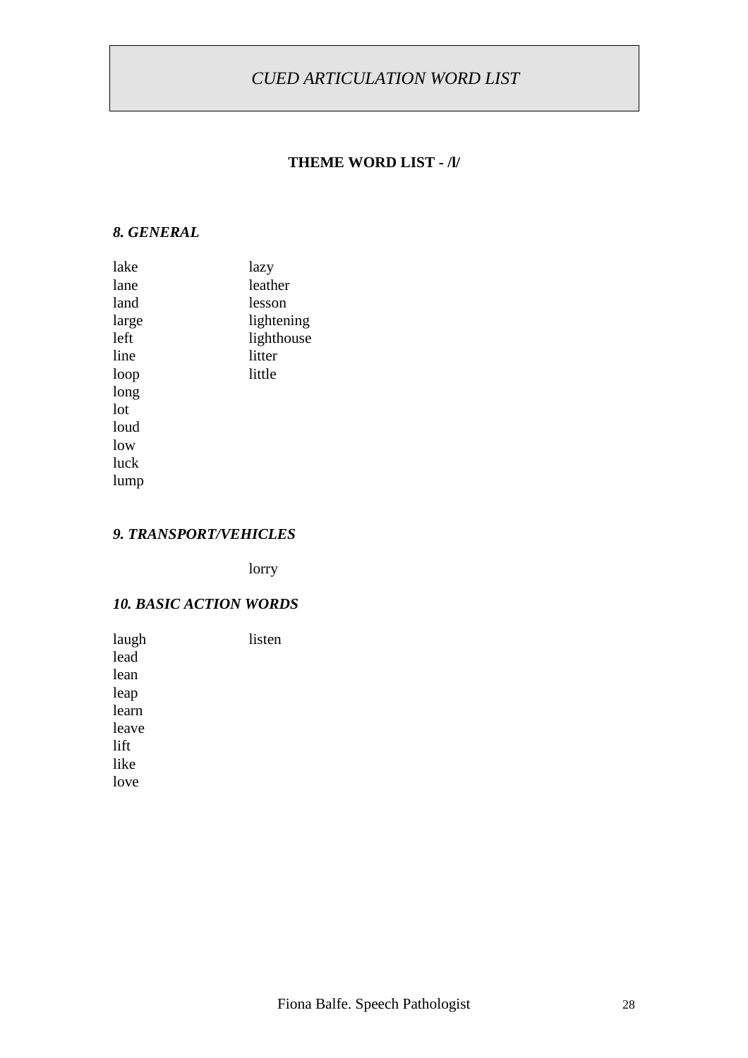*CUED ARTICULATION WORD LIST*

**THEME WORD LIST - /l/**

### *8. GENERAL*

lake
lane
land
large
left
line
loop
long
lot
loud
low
luck
lump
lazy
leather
lesson
lightening
lighthouse
litter
little

### *9. TRANSPORT/VEHICLES*

lorry

### *10. BASIC ACTION WORDS*

laugh
lead
lean
leap
learn
leave
lift
like
love
listen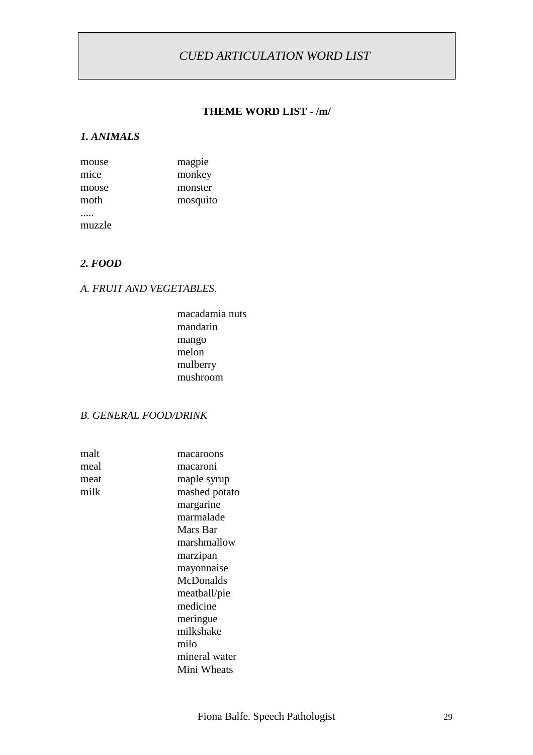# *CUED ARTICULATION WORD LIST*

## THEME WORD LIST - /m/

### *1. ANIMALS*

mouse
mice
moose
moth
.....
muzzle

magpie
monkey
monster
mosquito

### *2. FOOD*

#### *A. FRUIT AND VEGETABLES.*

macadamia nuts
mandarin
mango
melon
mulberry
mushroom

#### *B. GENERAL FOOD/DRINK*

malt
meal
meat
milk

macaroons
macaroni
maple syrup
mashed potato
margarine
marmalade
Mars Bar
marshmallow
marzipan
mayonnaise
McDonalds
meatball/pie
medicine
meringue
milkshake
milo
mineral water
Mini Wheats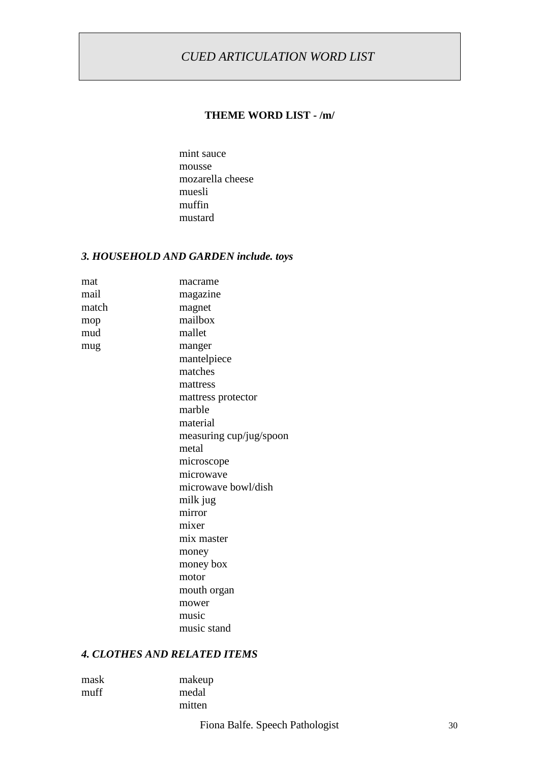# *CUED ARTICULATION WORD LIST*

## THEME WORD LIST - /m/

mint sauce
mousse
mozarella cheese
muesli
muffin
mustard

### *3. HOUSEHOLD AND GARDEN include. toys*

| | |
|---|---|
| mat | macrame |
| mail | magazine |
| match | magnet |
| mop | mailbox |
| mud | mallet |
| mug | manger |
| | mantelpiece |
| | matches |
| | mattress |
| | mattress protector |
| | marble |
| | material |
| | measuring cup/jug/spoon |
| | metal |
| | microscope |
| | microwave |
| | microwave bowl/dish |
| | milk jug |
| | mirror |
| | mixer |
| | mix master |
| | money |
| | money box |
| | motor |
| | mouth organ |
| | mower |
| | music |
| | music stand |

### *4. CLOTHES AND RELATED ITEMS*

| | |
|---|---|
| mask | makeup |
| muff | medal |
| | mitten |

Fiona Balfe. Speech Pathologist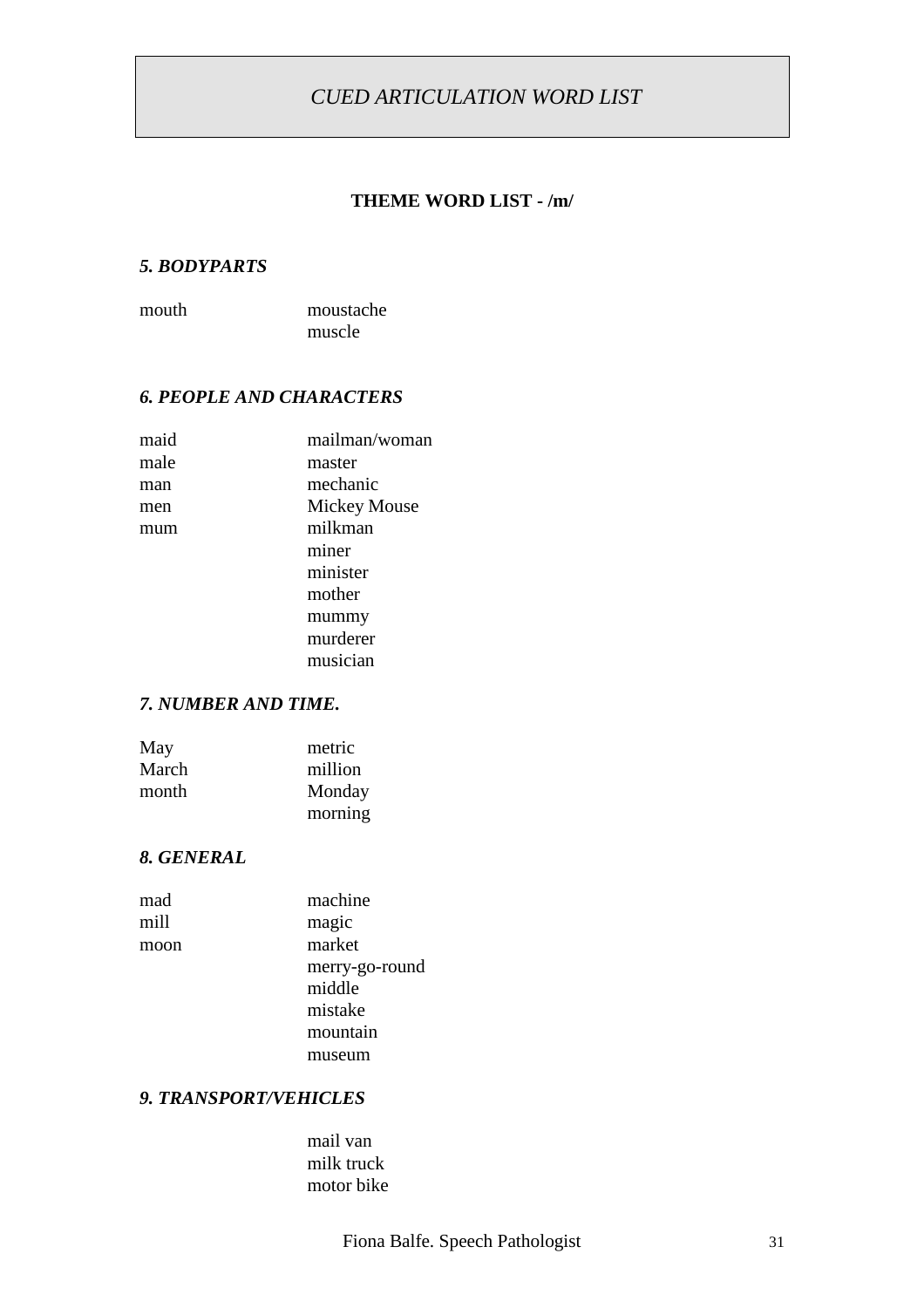# *CUED ARTICULATION WORD LIST*

## THEME WORD LIST - /m/

### *5. BODYPARTS*

| | |
|---|---|
| mouth | moustache |
| | muscle |

### *6. PEOPLE AND CHARACTERS*

| | |
|---|---|
| maid | mailman/woman |
| male | master |
| man | mechanic |
| men | Mickey Mouse |
| mum | milkman |
| | miner |
| | minister |
| | mother |
| | mummy |
| | murderer |
| | musician |

### *7. NUMBER AND TIME.*

| | |
|---|---|
| May | metric |
| March | million |
| month | Monday |
| | morning |

### *8. GENERAL*

| | |
|---|---|
| mad | machine |
| mill | magic |
| moon | market |
| | merry-go-round |
| | middle |
| | mistake |
| | mountain |
| | museum |

### *9. TRANSPORT/VEHICLES*

| | |
|---|---|
| | mail van |
| | milk truck |
| | motor bike |

Fiona Balfe. Speech Pathologist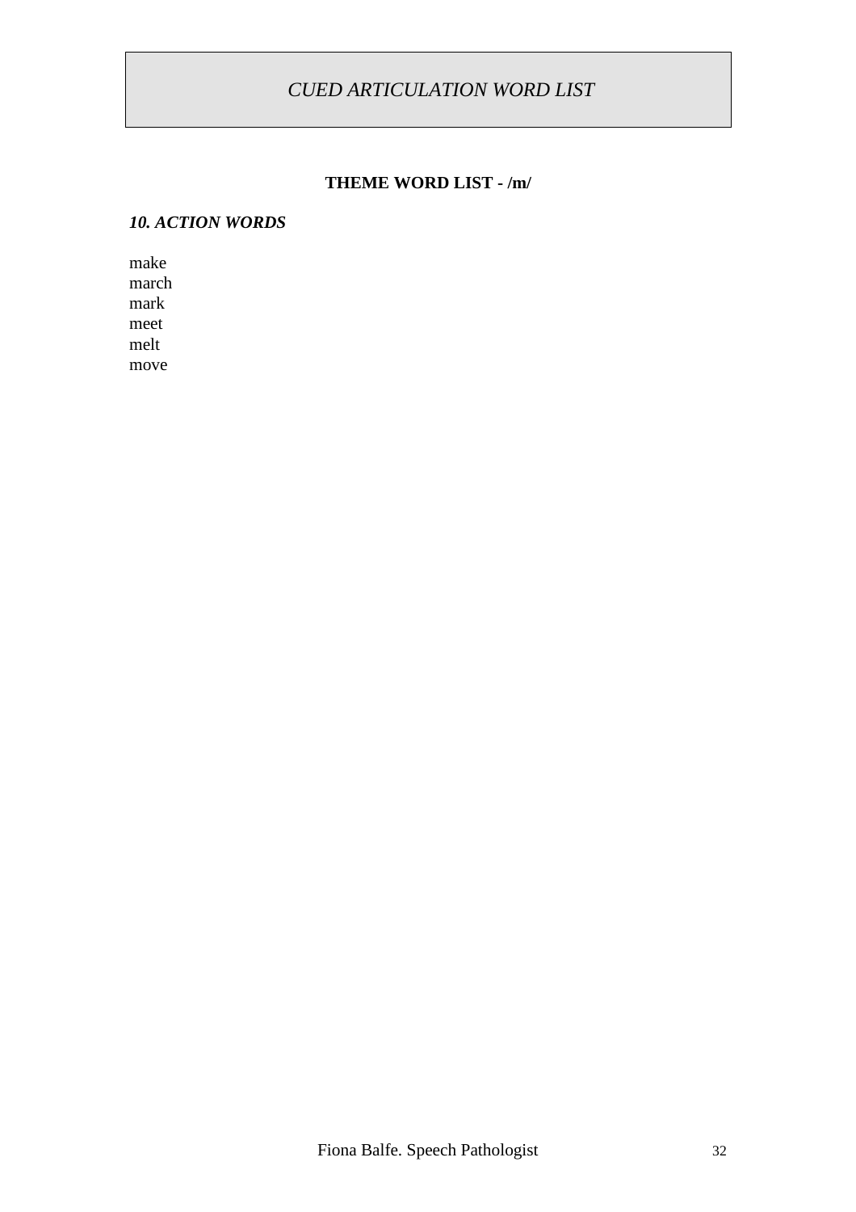# *CUED ARTICULATION WORD LIST*

## THEME WORD LIST - /m/

### *10. ACTION WORDS*

make
march
mark
meet
melt
move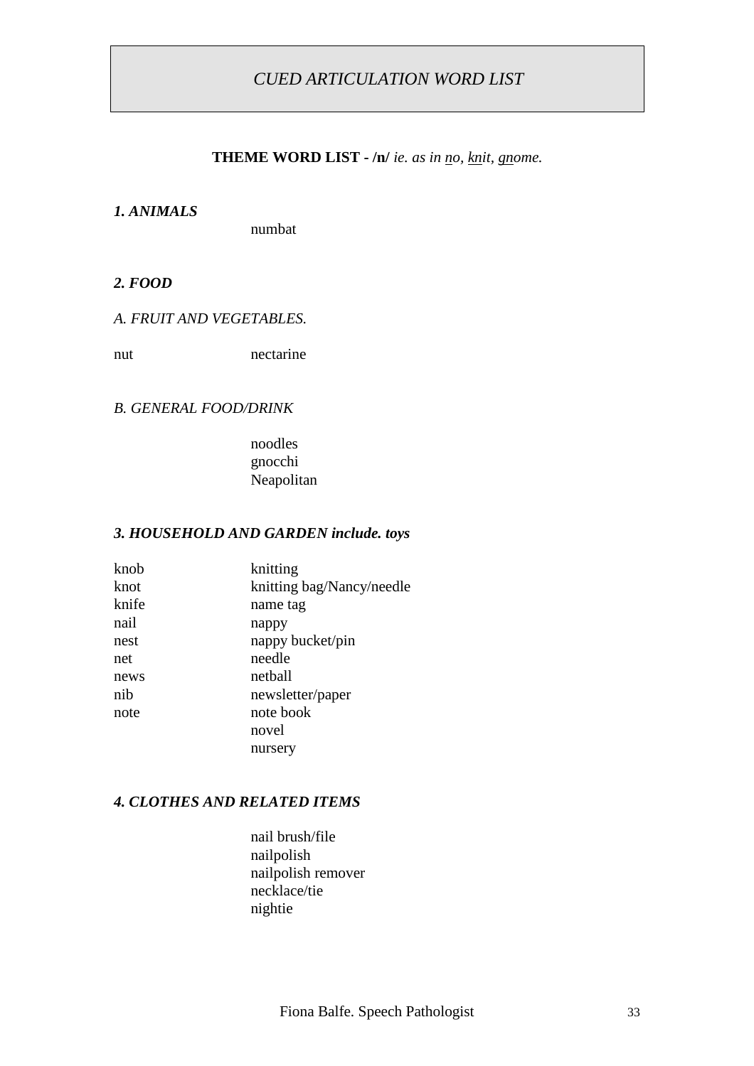# *CUED ARTICULATION WORD LIST*

**THEME WORD LIST - /n/** *ie. as in no, knit, gnome.*

***1. ANIMALS***

numbat

***2. FOOD***

*A. FRUIT AND VEGETABLES.*

| | |
|---|---|
| nut | nectarine |

*B. GENERAL FOOD/DRINK*

noodles
gnocchi
Neapolitan

***3. HOUSEHOLD AND GARDEN include. toys***

| | |
|---|---|
| knob | knitting |
| knot | knitting bag/Nancy/needle |
| knife | name tag |
| nail | nappy |
| nest | nappy bucket/pin |
| net | needle |
| news | netball |
| nib | newsletter/paper |
| note | note book |
| | novel |
| | nursery |

***4. CLOTHES AND RELATED ITEMS***

nail brush/file
nailpolish
nailpolish remover
necklace/tie
nightie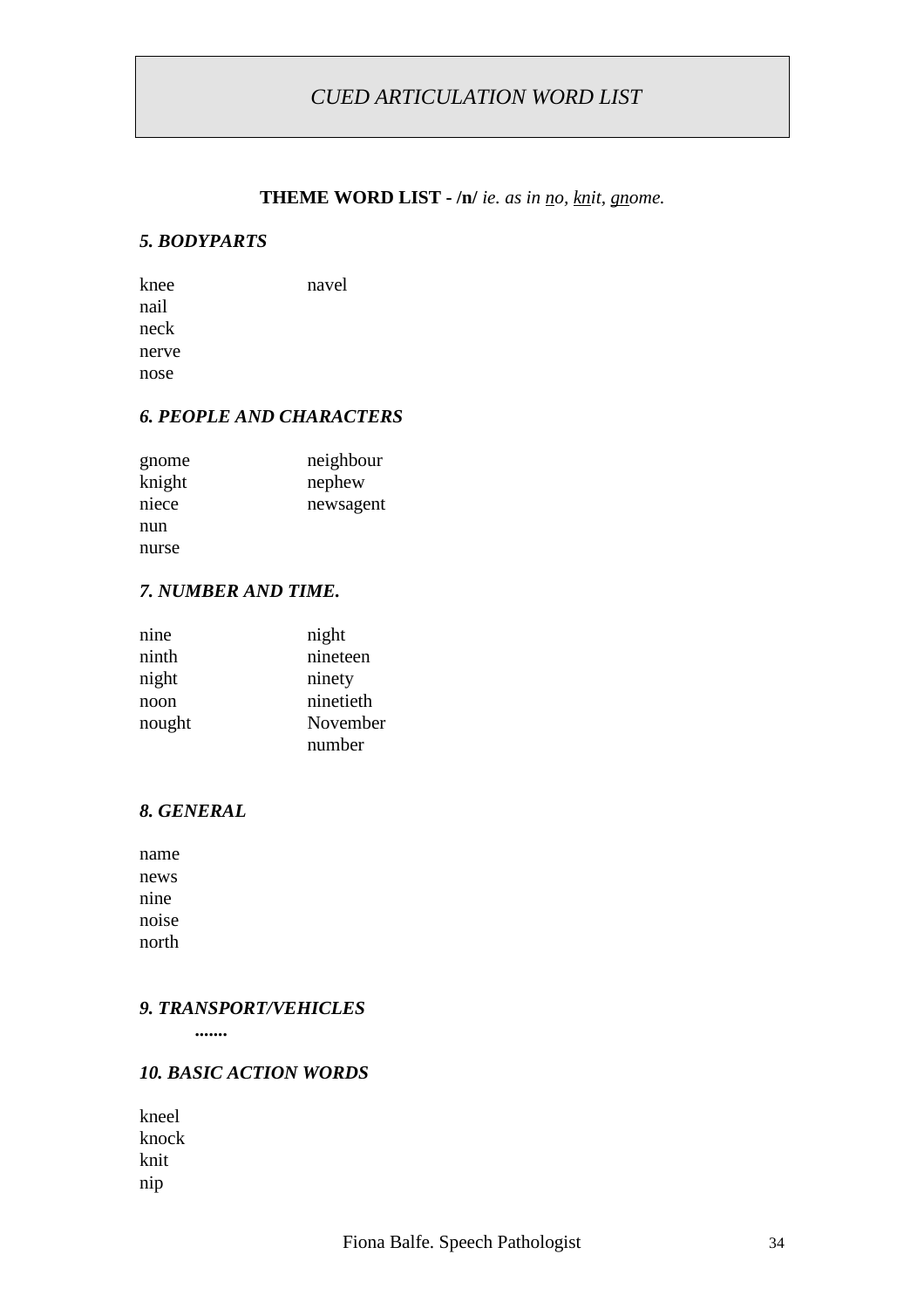# *CUED ARTICULATION WORD LIST*

**THEME WORD LIST - /n/** *ie. as in no, knit, gnome.*

### *5. BODYPARTS*

knee
nail
neck
nerve
nose
navel

### *6. PEOPLE AND CHARACTERS*

gnome
knight
niece
nun
nurse
neighbour
nephew
newsagent

### *7. NUMBER AND TIME.*

nine
ninth
night
noon
nought
night
nineteen
ninety
ninetieth
November
number

### *8. GENERAL*

name
news
nine
noise
north

### *9. TRANSPORT/VEHICLES*

.......

### *10. BASIC ACTION WORDS*

kneel
knock
knit
nip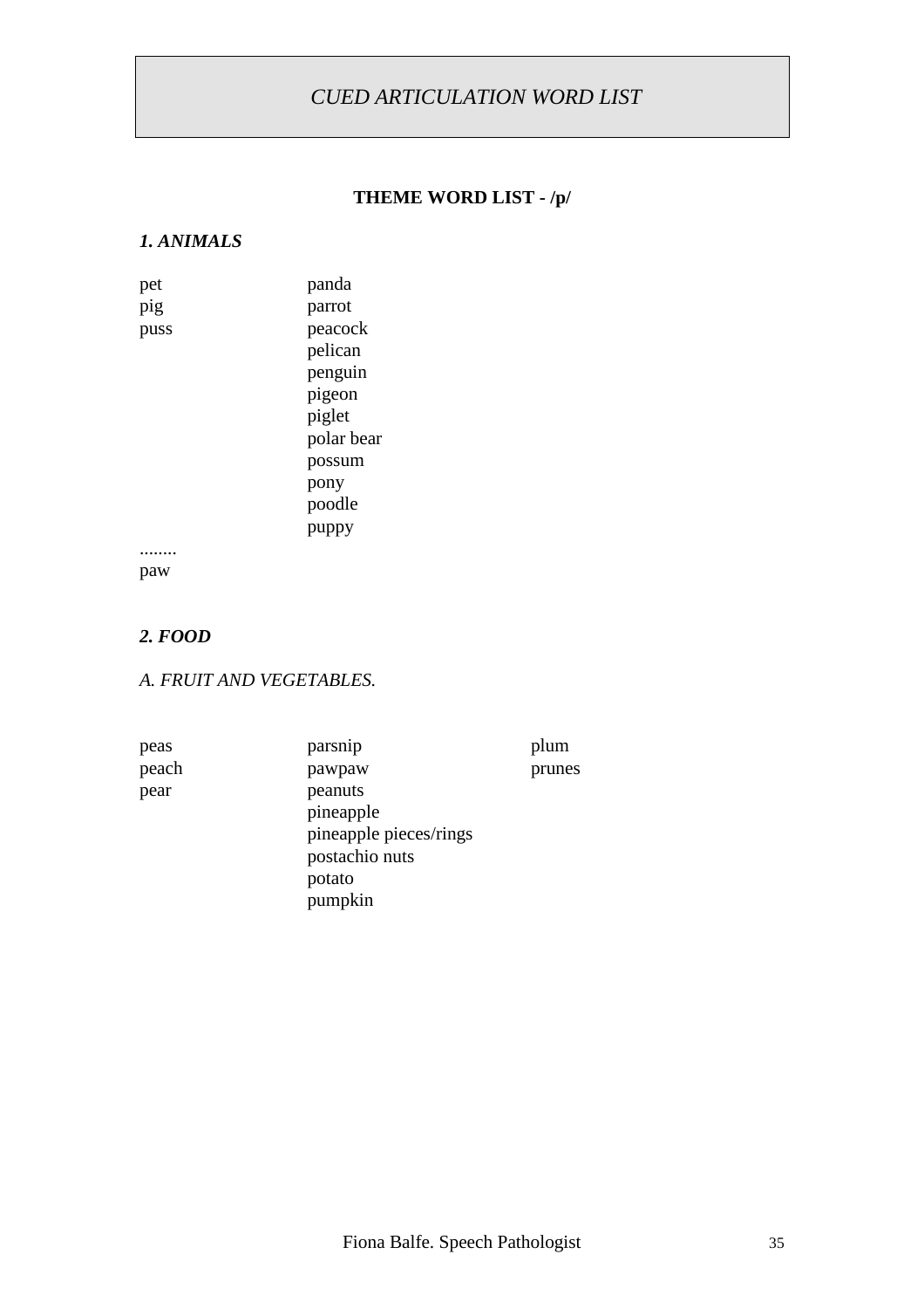# *CUED ARTICULATION WORD LIST*

**THEME WORD LIST - /p/**

***1. ANIMALS***

| | |
|---|---|
| pet | panda |
| pig | parrot |
| puss | peacock |
| | pelican |
| | penguin |
| | pigeon |
| | piglet |
| | polar bear |
| | possum |
| | pony |
| | poodle |
| | puppy |

........

paw

***2. FOOD***

*A. FRUIT AND VEGETABLES.*

| | | |
|---|---|---|
| peas | parsnip | plum |
| peach | pawpaw | prunes |
| pear | peanuts | |
| | pineapple | |
| | pineapple pieces/rings | |
| | postachio nuts | |
| | potato | |
| | pumpkin | |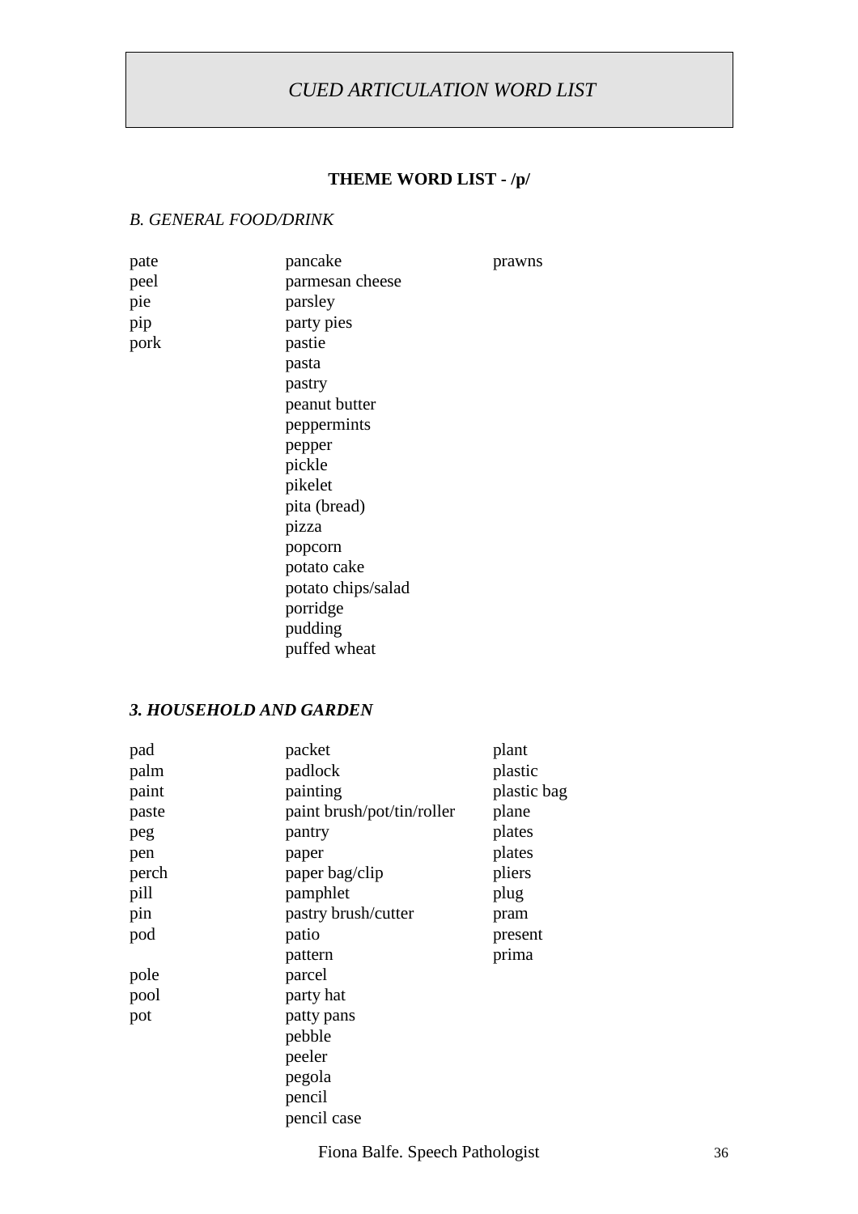*CUED ARTICULATION WORD LIST*

**THEME WORD LIST - /p/**

*B. GENERAL FOOD/DRINK*

| | | |
|---|---|---|
| pate | pancake | prawns |
| peel | parmesan cheese | |
| pie | parsley | |
| pip | party pies | |
| pork | pastie | |
| | pasta | |
| | pastry | |
| | peanut butter | |
| | peppermints | |
| | pepper | |
| | pickle | |
| | pikelet | |
| | pita (bread) | |
| | pizza | |
| | popcorn | |
| | potato cake | |
| | potato chips/salad | |
| | porridge | |
| | pudding | |
| | puffed wheat | |

***3. HOUSEHOLD AND GARDEN***

| | | |
|---|---|---|
| pad | packet | plant |
| palm | padlock | plastic |
| paint | painting | plastic bag |
| paste | paint brush/pot/tin/roller | plane |
| peg | pantry | plates |
| pen | paper | plates |
| perch | paper bag/clip | pliers |
| pill | pamphlet | plug |
| pin | pastry brush/cutter | pram |
| pod | patio | present |
| | pattern | prima |
| pole | parcel | |
| pool | party hat | |
| pot | patty pans | |
| | pebble | |
| | peeler | |
| | pegola | |
| | pencil | |
| | pencil case | |

Fiona Balfe. Speech Pathologist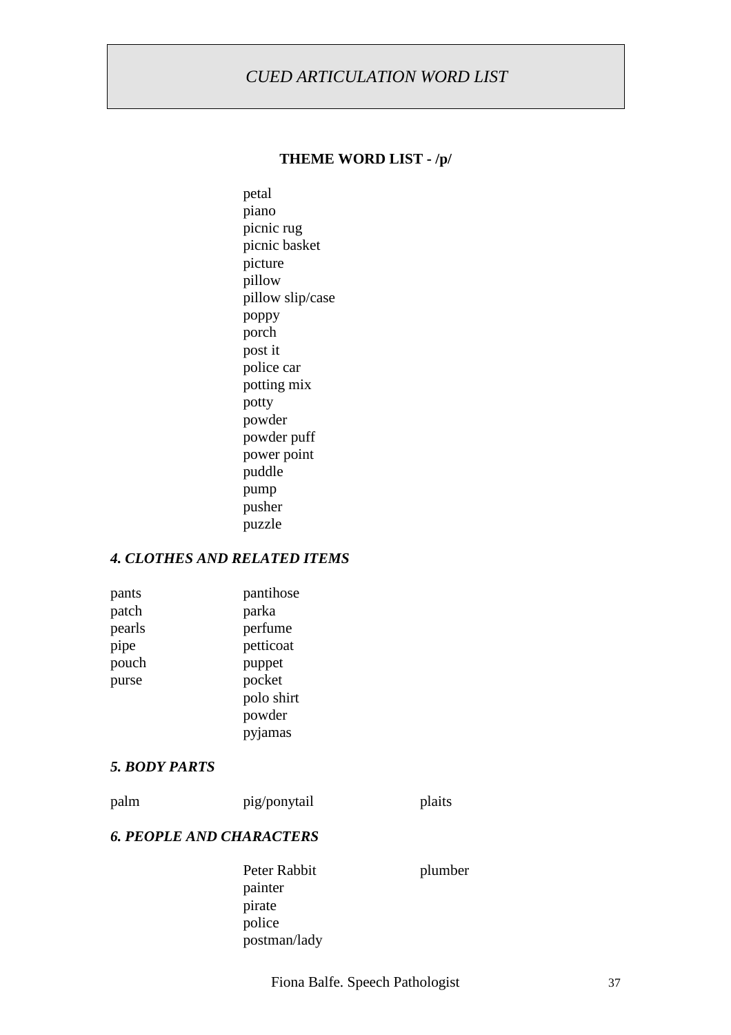*CUED ARTICULATION WORD LIST*

**THEME WORD LIST - /p/**

petal
piano
picnic rug
picnic basket
picture
pillow
pillow slip/case
poppy
porch
post it
police car
potting mix
potty
powder
powder puff
power point
puddle
pump
pusher
puzzle

### *4. CLOTHES AND RELATED ITEMS*

pants
patch
pearls
pipe
pouch
purse

pantihose
parka
perfume
petticoat
puppet
pocket
polo shirt
powder
pyjamas

### *5. BODY PARTS*

palm
pig/ponytail
plaits

### *6. PEOPLE AND CHARACTERS*

Peter Rabbit
painter
pirate
police
postman/lady

plumber

Fiona Balfe. Speech Pathologist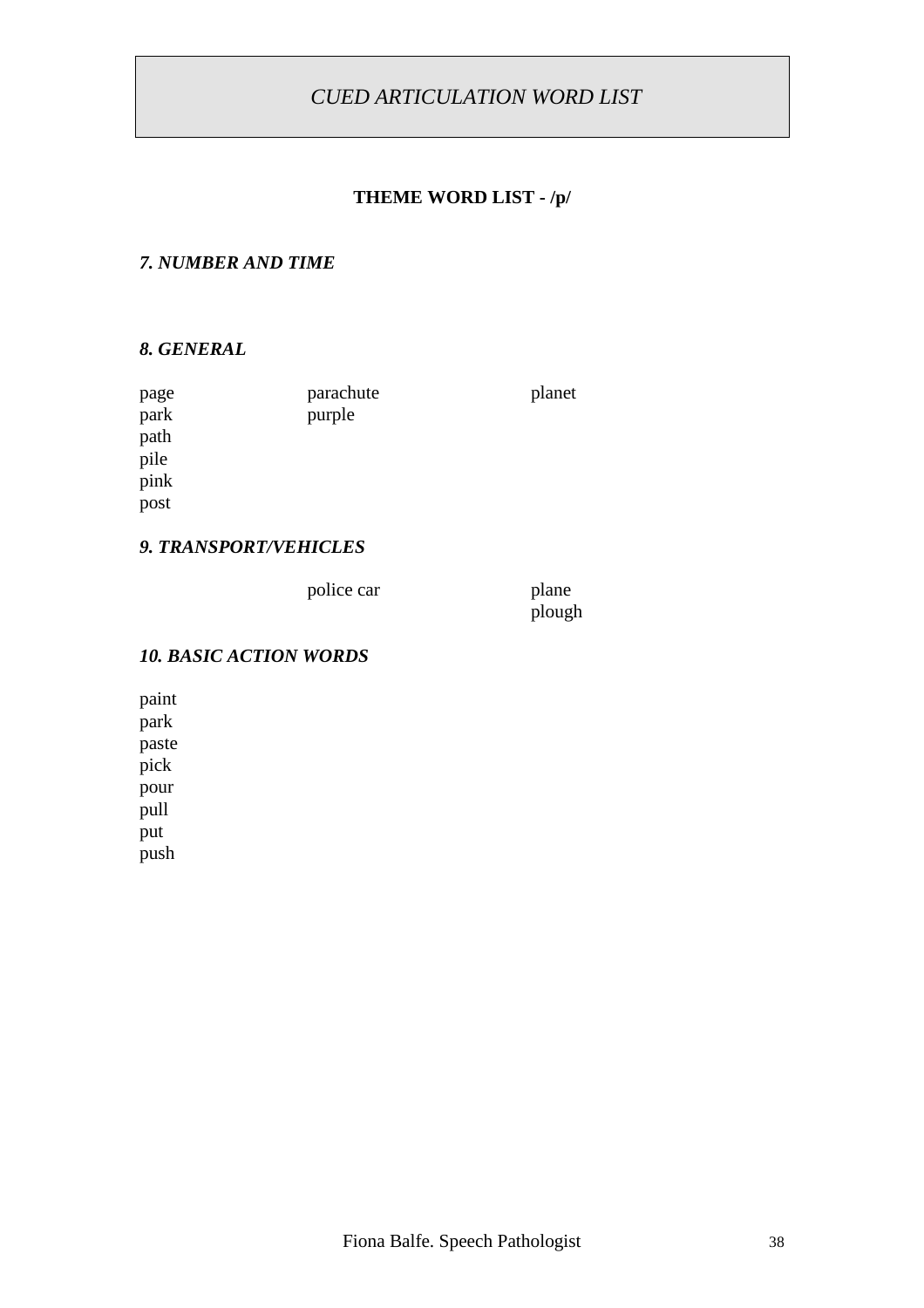# CUED ARTICULATION WORD LIST

## THEME WORD LIST - /p/

### *7. NUMBER AND TIME*

### *8. GENERAL*

| | | |
|---|---|---|
| page | parachute | planet |
| park | purple | |
| path | | |
| pile | | |
| pink | | |
| post | | |

### *9. TRANSPORT/VEHICLES*

| | | |
|---|---|---|
| | police car | plane |
| | | plough |

### *10. BASIC ACTION WORDS*

paint
park
paste
pick
pour
pull
put
push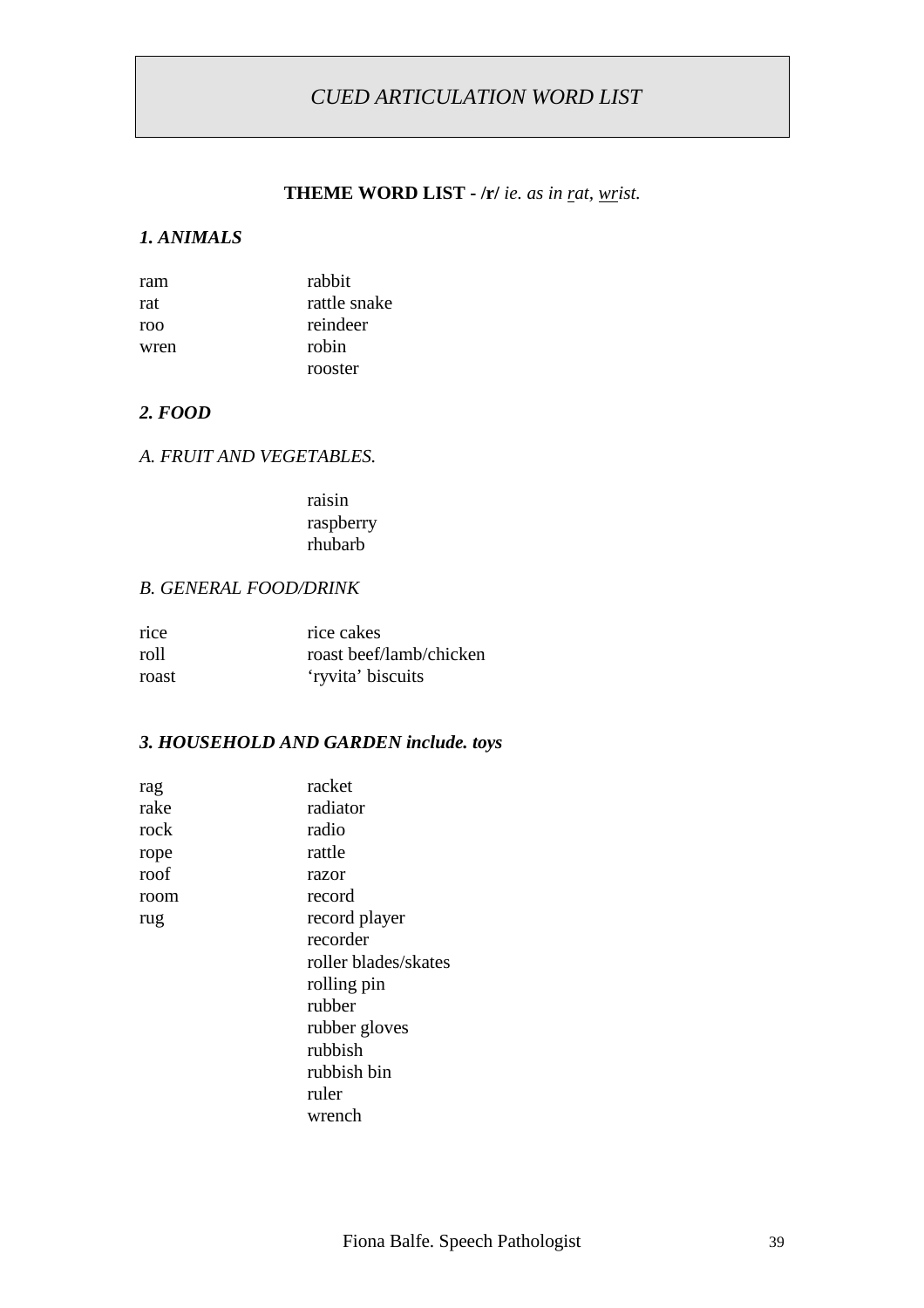# *CUED ARTICULATION WORD LIST*

## **THEME WORD LIST - /r/** *ie. as in rat, wrist.*

### ***1. ANIMALS***

| | |
|---|---|
| ram | rabbit |
| rat | rattle snake |
| roo | reindeer |
| wren | robin |
| | rooster |

### ***2. FOOD***

*A. FRUIT AND VEGETABLES.*

raisin
raspberry
rhubarb

*B. GENERAL FOOD/DRINK*

| | |
|---|---|
| rice | rice cakes |
| roll | roast beef/lamb/chicken |
| roast | 'ryvita' biscuits |

### ***3. HOUSEHOLD AND GARDEN include. toys***

| | |
|---|---|
| rag | racket |
| rake | radiator |
| rock | radio |
| rope | rattle |
| roof | razor |
| room | record |
| rug | record player |
| | recorder |
| | roller blades/skates |
| | rolling pin |
| | rubber |
| | rubber gloves |
| | rubbish |
| | rubbish bin |
| | ruler |
| | wrench |

Fiona Balfe. Speech Pathologist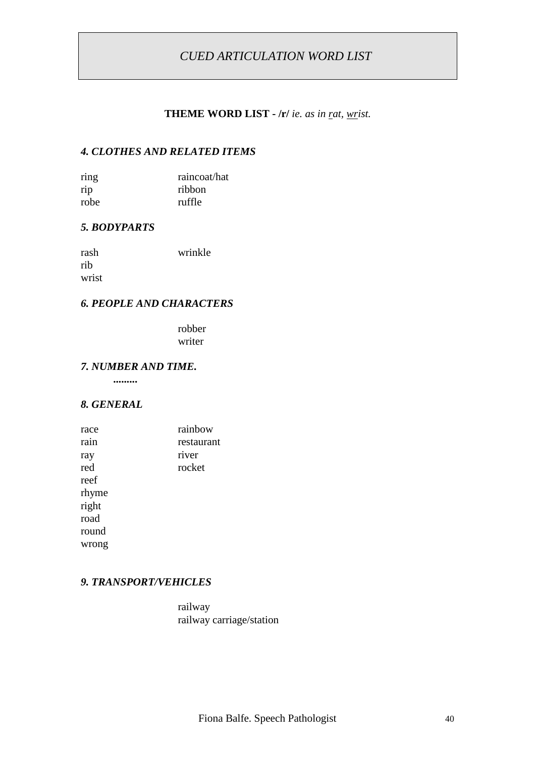# *CUED ARTICULATION WORD LIST*

**THEME WORD LIST - /r/** *ie. as in <u>r</u>at, <u>wr</u>ist.*

### *4. CLOTHES AND RELATED ITEMS*

| | |
|---|---|
| ring | raincoat/hat |
| rip | ribbon |
| robe | ruffle |

### *5. BODYPARTS*

| | |
|---|---|
| rash | wrinkle |
| rib | |
| wrist | |

### *6. PEOPLE AND CHARACTERS*

| | |
|---|---|
| | robber |
| | writer |

### *7. NUMBER AND TIME.*

**.........**

### *8. GENERAL*

| | |
|---|---|
| race | rainbow |
| rain | restaurant |
| ray | river |
| red | rocket |
| reef | |
| rhyme | |
| right | |
| road | |
| round | |
| wrong | |

### *9. TRANSPORT/VEHICLES*

| | |
|---|---|
| | railway |
| | railway carriage/station |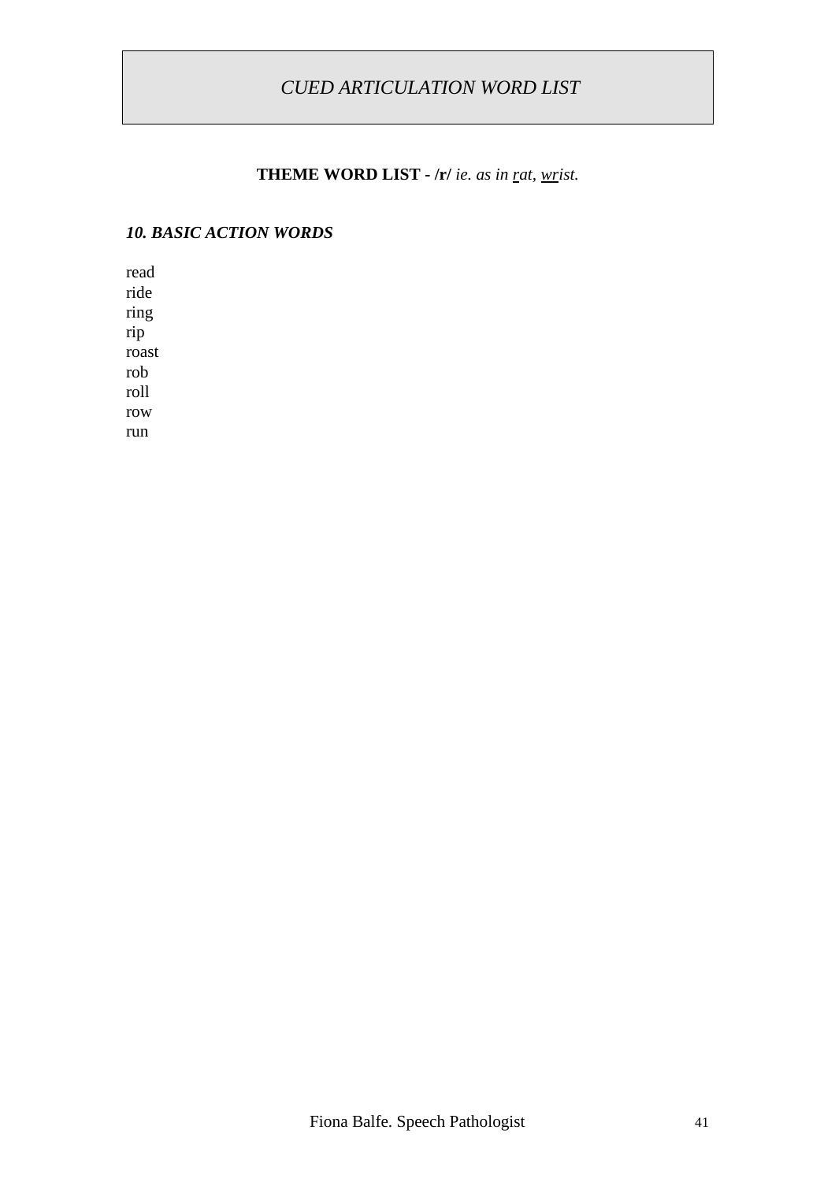# *CUED ARTICULATION WORD LIST*

**THEME WORD LIST - /r/** *ie. as in r̲at, w̲r̲ist.*

### *10. BASIC ACTION WORDS*

read
ride
ring
rip
roast
rob
roll
row
run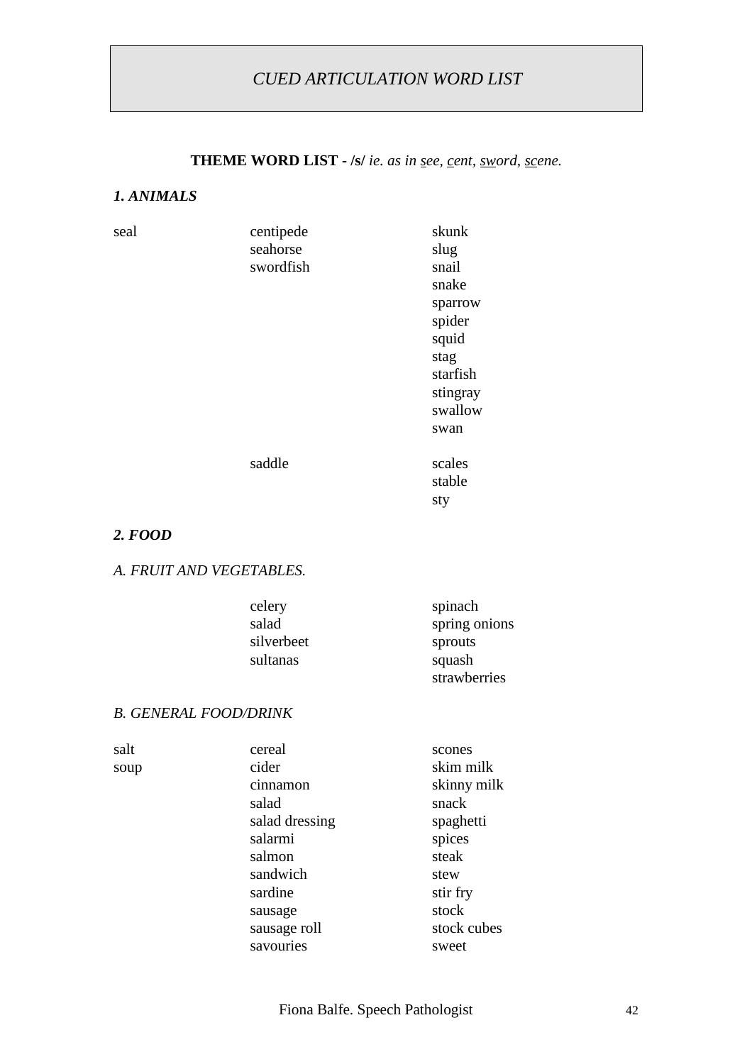# *CUED ARTICULATION WORD LIST*

**THEME WORD LIST - /s/** *ie. as in* *<u>s</u>ee, <u>c</u>ent, <u>sw</u>ord, <u>sc</u>ene.*

## *1. ANIMALS*

| | | |
|---|---|---|
| seal | centipede | skunk |
| | seahorse | slug |
| | swordfish | snail |
| | | snake |
| | | sparrow |
| | | spider |
| | | squid |
| | | stag |
| | | starfish |
| | | stingray |
| | | swallow |
| | | swan |
| | saddle | scales |
| | | stable |
| | | sty |

## *2. FOOD*

### *A. FRUIT AND VEGETABLES.*

| | | |
|---|---|---|
| | celery | spinach |
| | salad | spring onions |
| | silverbeet | sprouts |
| | sultanas | squash |
| | | strawberries |

### *B. GENERAL FOOD/DRINK*

| | | |
|---|---|---|
| salt | cereal | scones |
| soup | cider | skim milk |
| | cinnamon | skinny milk |
| | salad | snack |
| | salad dressing | spaghetti |
| | salarmi | spices |
| | salmon | steak |
| | sandwich | stew |
| | sardine | stir fry |
| | sausage | stock |
| | sausage roll | stock cubes |
| | savouries | sweet |

Fiona Balfe. Speech Pathologist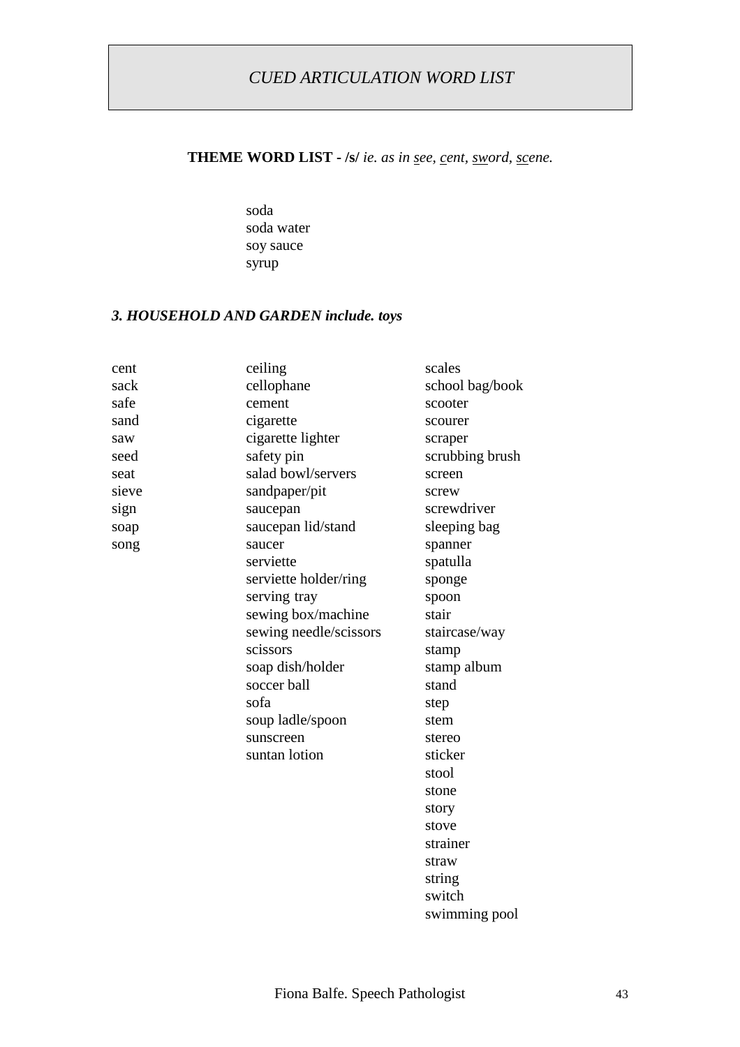*CUED ARTICULATION WORD LIST*

**THEME WORD LIST - /s/** *ie. as in <u>s</u>ee, <u>c</u>ent, <u>sw</u>ord, <u>sc</u>ene.*

soda
soda water
soy sauce
syrup

### *3. HOUSEHOLD AND GARDEN include. toys*

cent
sack
safe
sand
saw
seed
seat
sieve
sign
soap
song

ceiling
cellophane
cement
cigarette
cigarette lighter
safety pin
salad bowl/servers
sandpaper/pit
saucepan
saucepan lid/stand
saucer
serviette
serviette holder/ring
serving tray
sewing box/machine
sewing needle/scissors
scissors
soap dish/holder
soccer ball
sofa
soup ladle/spoon
sunscreen
suntan lotion

scales
school bag/book
scooter
scourer
scraper
scrubbing brush
screen
screw
screwdriver
sleeping bag
spanner
spatulla
sponge
spoon
stair
staircase/way
stamp
stamp album
stand
step
stem
stereo
sticker
stool
stone
story
stove
strainer
straw
string
switch
swimming pool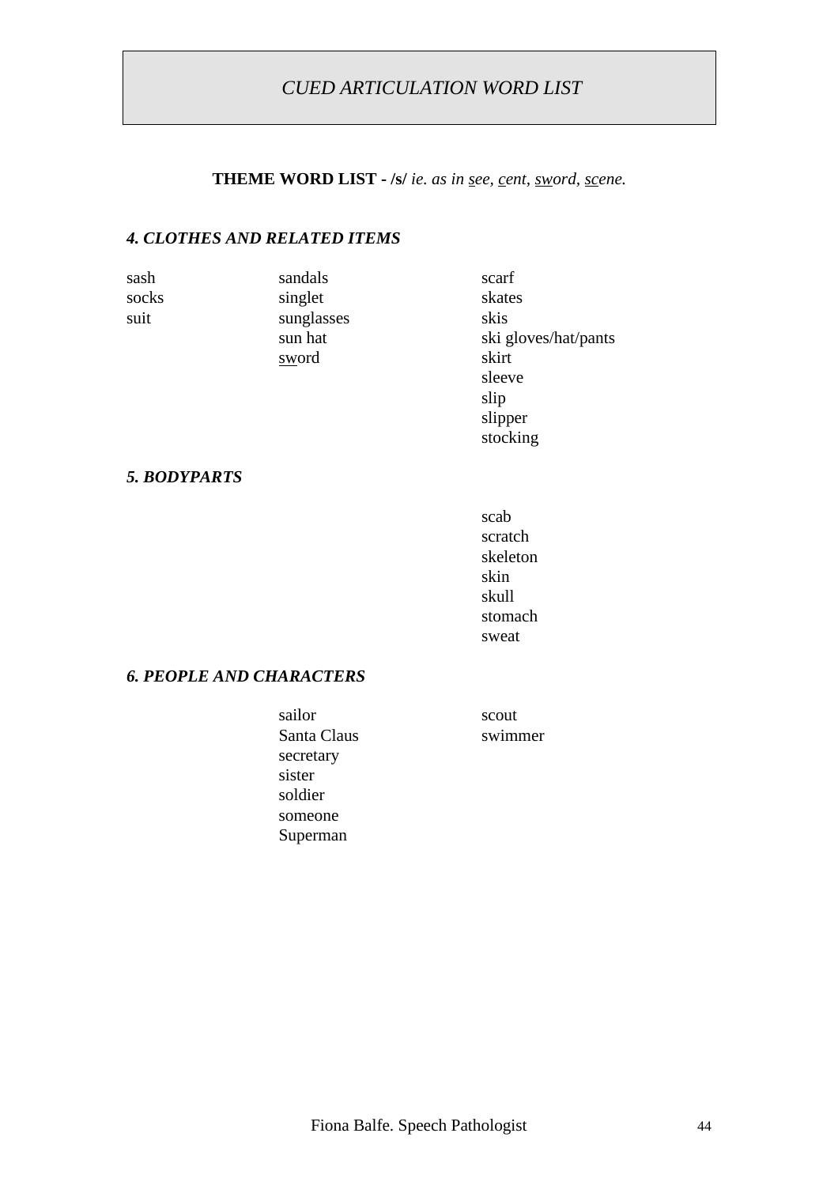# *CUED ARTICULATION WORD LIST*

**THEME WORD LIST - /s/** *ie. as in <u>s</u>ee, <u>c</u>ent, <u>sw</u>ord, <u>sc</u>ene.*

### *4. CLOTHES AND RELATED ITEMS*

| | | |
|---|---|---|
| sash | sandals | scarf |
| socks | singlet | skates |
| suit | sunglasses | skis |
| | sun hat | ski gloves/hat/pants |
| | <u>sw</u>ord | skirt |
| | | sleeve |
| | | slip |
| | | slipper |
| | | stocking |

### *5. BODYPARTS*

| | | |
|---|---|---|
| | | scab |
| | | scratch |
| | | skeleton |
| | | skin |
| | | skull |
| | | stomach |
| | | sweat |

### *6. PEOPLE AND CHARACTERS*

| | | |
|---|---|---|
| | sailor | scout |
| | Santa Claus | swimmer |
| | secretary | |
| | sister | |
| | soldier | |
| | someone | |
| | Superman | |

Fiona Balfe. Speech Pathologist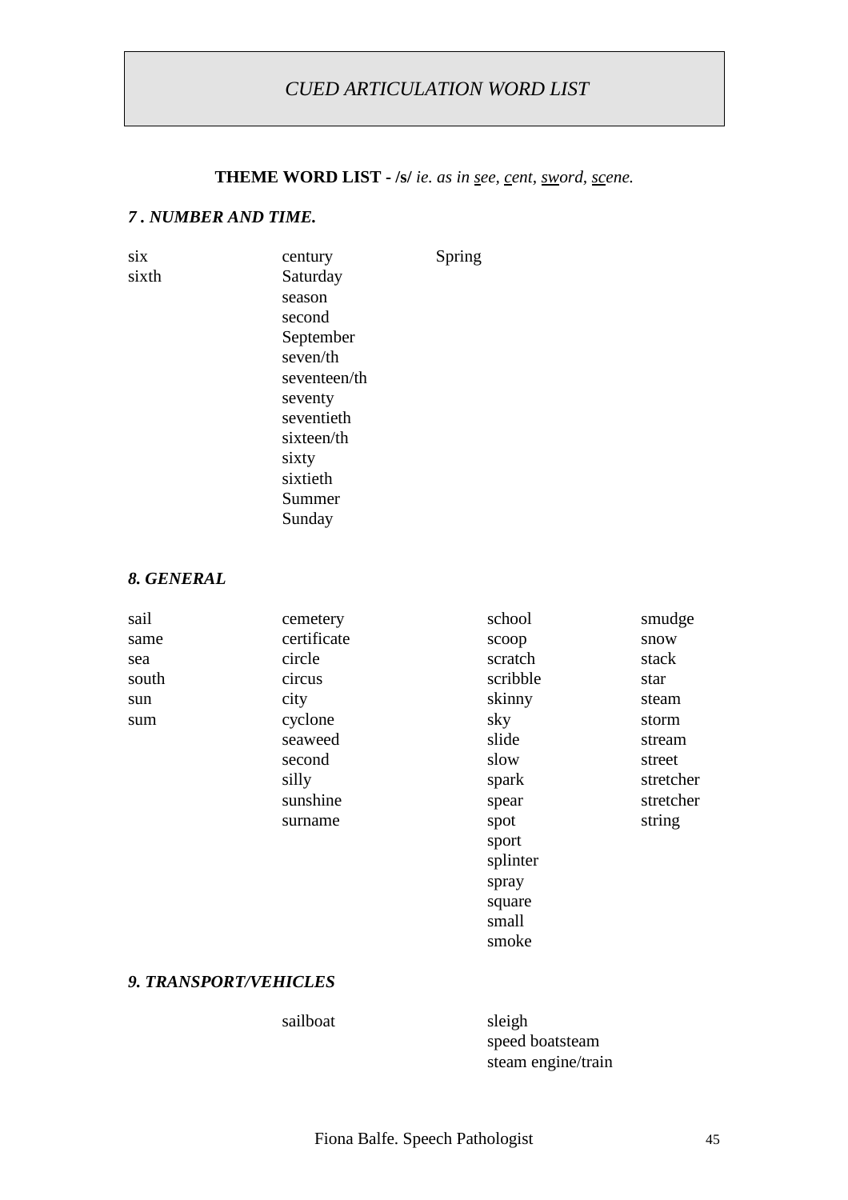# *CUED ARTICULATION WORD LIST*

**THEME WORD LIST - /s/** *ie. as in s̲ee, c̲ent, sw̲ord, sc̲ene.*

### *7 . NUMBER AND TIME.*

six
sixth

century
Saturday
season
second
September
seven/th
seventeen/th
seventy
seventieth
sixteen/th
sixty
sixtieth
Summer
Sunday

Spring

### *8. GENERAL*

sail
same
sea
south
sun
sum

cemetery
certificate
circle
circus
city
cyclone
seaweed
second
silly
sunshine
surname

school
scoop
scratch
scribble
skinny
sky
slide
slow
spark
spear
spot
sport
splinter
spray
square
small
smoke

smudge
snow
stack
star
steam
storm
stream
street
stretcher
stretcher
string

### *9. TRANSPORT/VEHICLES*

sailboat

sleigh
speed boatsteam
steam engine/train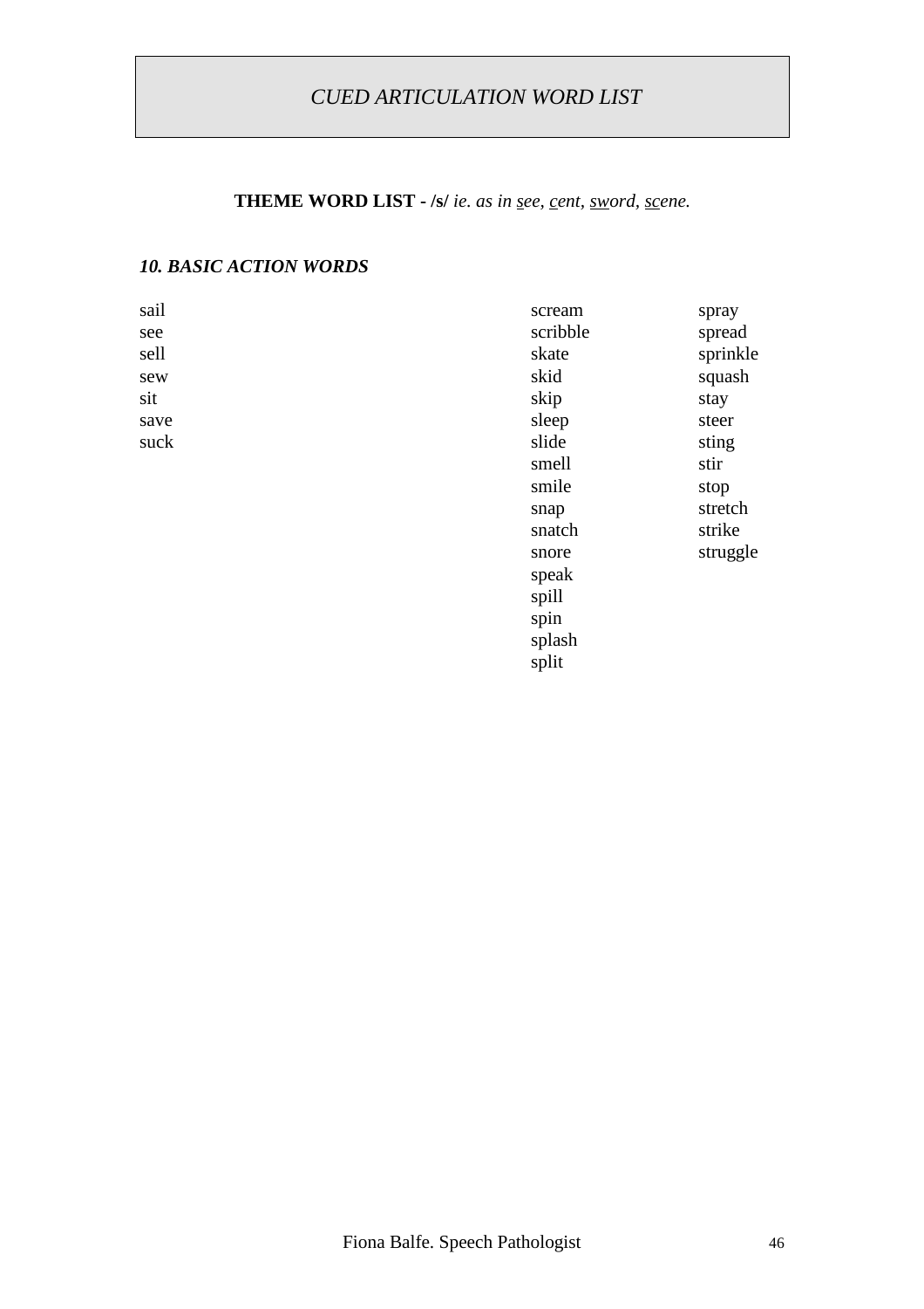# *CUED ARTICULATION WORD LIST*

**THEME WORD LIST - /s/** *ie. as in <u>s</u>ee, <u>c</u>ent, <u>sw</u>ord, <u>sc</u>ene.*

### *10. BASIC ACTION WORDS*

sail
see
sell
sew
sit
save
suck

scream
scribble
skate
skid
skip
sleep
slide
smell
smile
snap
snatch
snore
speak
spill
spin
splash
split

spray
spread
sprinkle
squash
stay
steer
sting
stir
stop
stretch
strike
struggle

Fiona Balfe. Speech Pathologist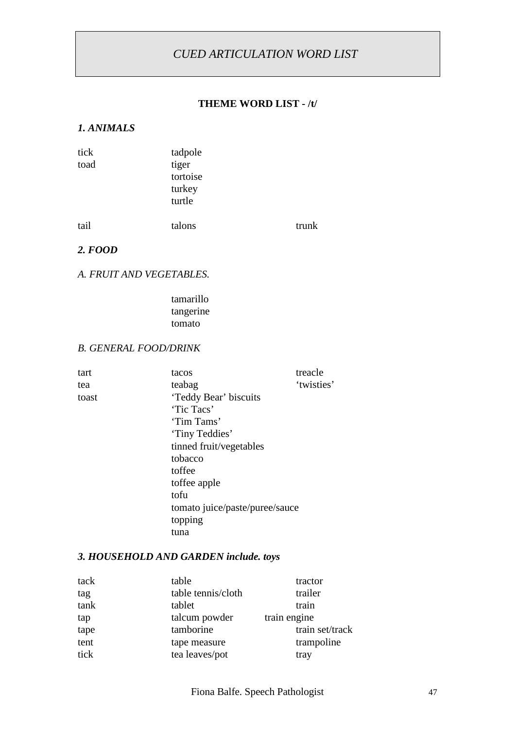# *CUED ARTICULATION WORD LIST*

## THEME WORD LIST - /t/

### *1. ANIMALS*

| | | |
|---|---|---|
| tick | tadpole | |
| toad | tiger | |
| | tortoise | |
| | turkey | |
| | turtle | |
| tail | talons | trunk |

### *2. FOOD*

*A. FRUIT AND VEGETABLES.*

| | | |
|---|---|---|
| | tamarillo | |
| | tangerine | |
| | tomato | |

*B. GENERAL FOOD/DRINK*

| | | |
|---|---|---|
| tart | tacos | treacle |
| tea | teabag | 'twisties' |
| toast | 'Teddy Bear' biscuits | |
| | 'Tic Tacs' | |
| | 'Tim Tams' | |
| | 'Tiny Teddies' | |
| | tinned fruit/vegetables | |
| | tobacco | |
| | toffee | |
| | toffee apple | |
| | tofu | |
| | tomato juice/paste/puree/sauce | |
| | topping | |
| | tuna | |

### *3. HOUSEHOLD AND GARDEN include. toys*

| | | |
|---|---|---|
| tack | table | tractor |
| tag | table tennis/cloth | trailer |
| tank | tablet | train |
| tap | talcum powder | train engine |
| tape | tamborine | train set/track |
| tent | tape measure | trampoline |
| tick | tea leaves/pot | tray |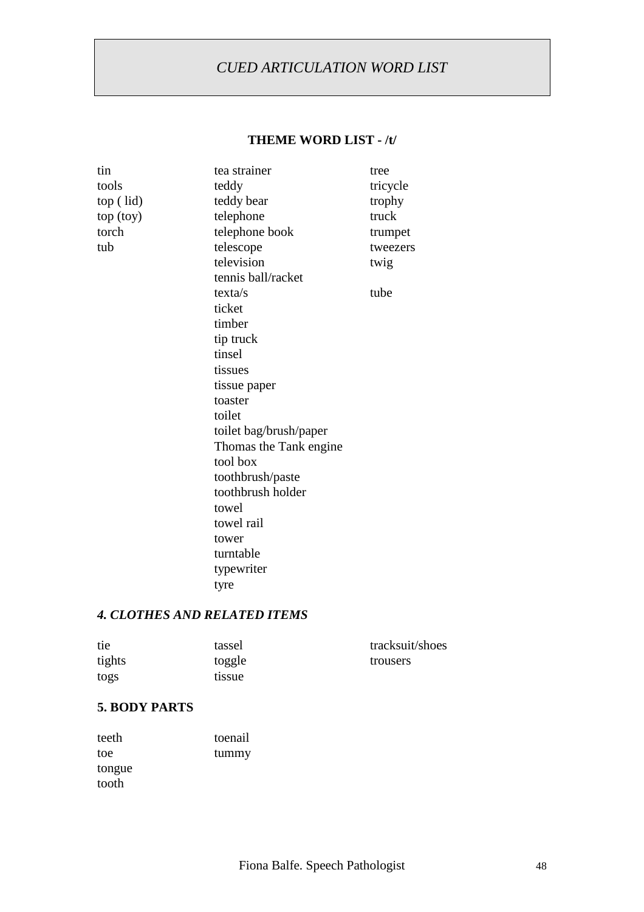# *CUED ARTICULATION WORD LIST*

## THEME WORD LIST - /t/

tin
tools
top ( lid)
top (toy)
torch
tub

tea strainer
teddy
teddy bear
telephone
telephone book
telescope
television
tennis ball/racket
texta/s
ticket
timber
tip truck
tinsel
tissues
tissue paper
toaster
toilet
toilet bag/brush/paper
Thomas the Tank engine
tool box
toothbrush/paste
toothbrush holder
towel
towel rail
tower
turntable
typewriter
tyre

tree
tricycle
trophy
truck
trumpet
tweezers
twig

tube

### *4. CLOTHES AND RELATED ITEMS*

tie
tights
togs

tassel
toggle
tissue

tracksuit/shoes
trousers

### 5. BODY PARTS

teeth
toe
tongue
tooth

toenail
tummy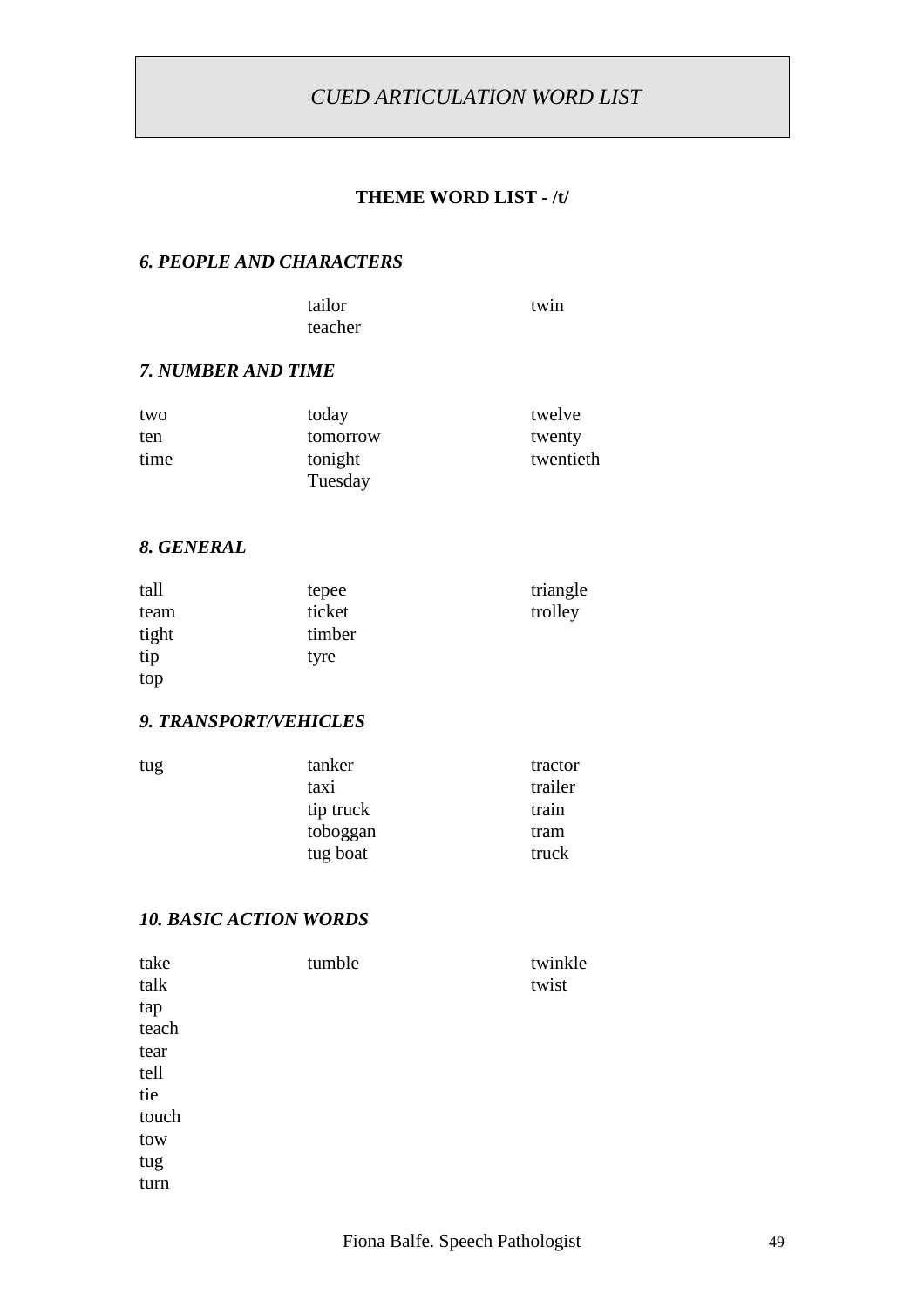# *CUED ARTICULATION WORD LIST*

## THEME WORD LIST - /t/

### *6. PEOPLE AND CHARACTERS*

| | | |
|---|---|---|
| | tailor | twin |
| | teacher | |

### *7. NUMBER AND TIME*

| | | |
|---|---|---|
| two | today | twelve |
| ten | tomorrow | twenty |
| time | tonight | twentieth |
| | Tuesday | |

### *8. GENERAL*

| | | |
|---|---|---|
| tall | tepee | triangle |
| team | ticket | trolley |
| tight | timber | |
| tip | tyre | |
| top | | |

### *9. TRANSPORT/VEHICLES*

| | | |
|---|---|---|
| tug | tanker | tractor |
| | taxi | trailer |
| | tip truck | train |
| | toboggan | tram |
| | tug boat | truck |

### *10. BASIC ACTION WORDS*

| | | |
|---|---|---|
| take | tumble | twinkle |
| talk | | twist |
| tap | | |
| teach | | |
| tear | | |
| tell | | |
| tie | | |
| touch | | |
| tow | | |
| tug | | |
| turn | | |

Fiona Balfe. Speech Pathologist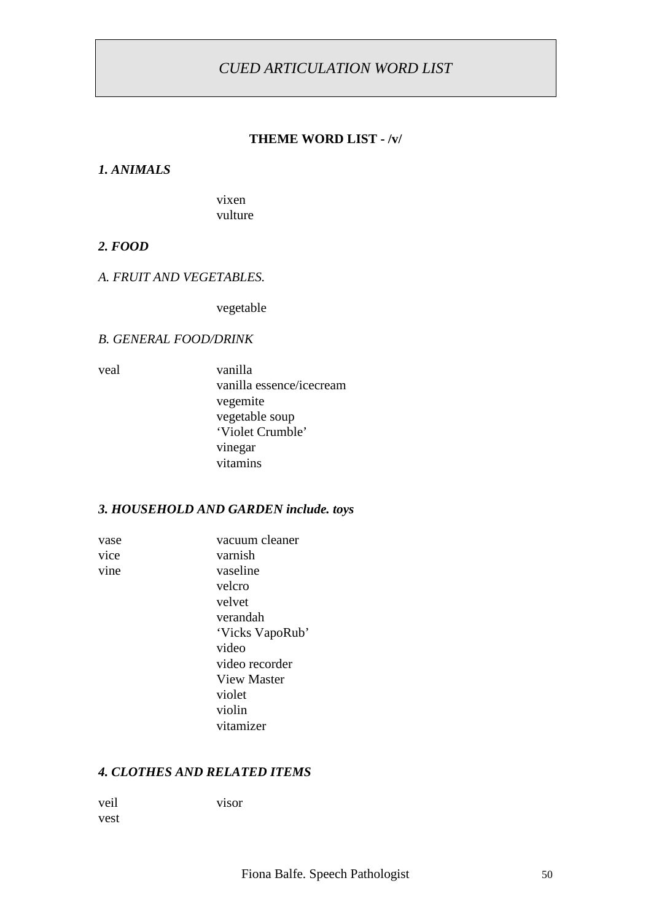# *CUED ARTICULATION WORD LIST*

## THEME WORD LIST - /v/

### *1. ANIMALS*

vixen
vulture

### *2. FOOD*

*A. FRUIT AND VEGETABLES.*

vegetable

*B. GENERAL FOOD/DRINK*

veal

vanilla
vanilla essence/icecream
vegemite
vegetable soup
'Violet Crumble'
vinegar
vitamins

### *3. HOUSEHOLD AND GARDEN include. toys*

vase
vice
vine

vacuum cleaner
varnish
vaseline
velcro
velvet
verandah
'Vicks VapoRub'
video
video recorder
View Master
violet
violin
vitamizer

### *4. CLOTHES AND RELATED ITEMS*

veil
vest

visor

Fiona Balfe. Speech Pathologist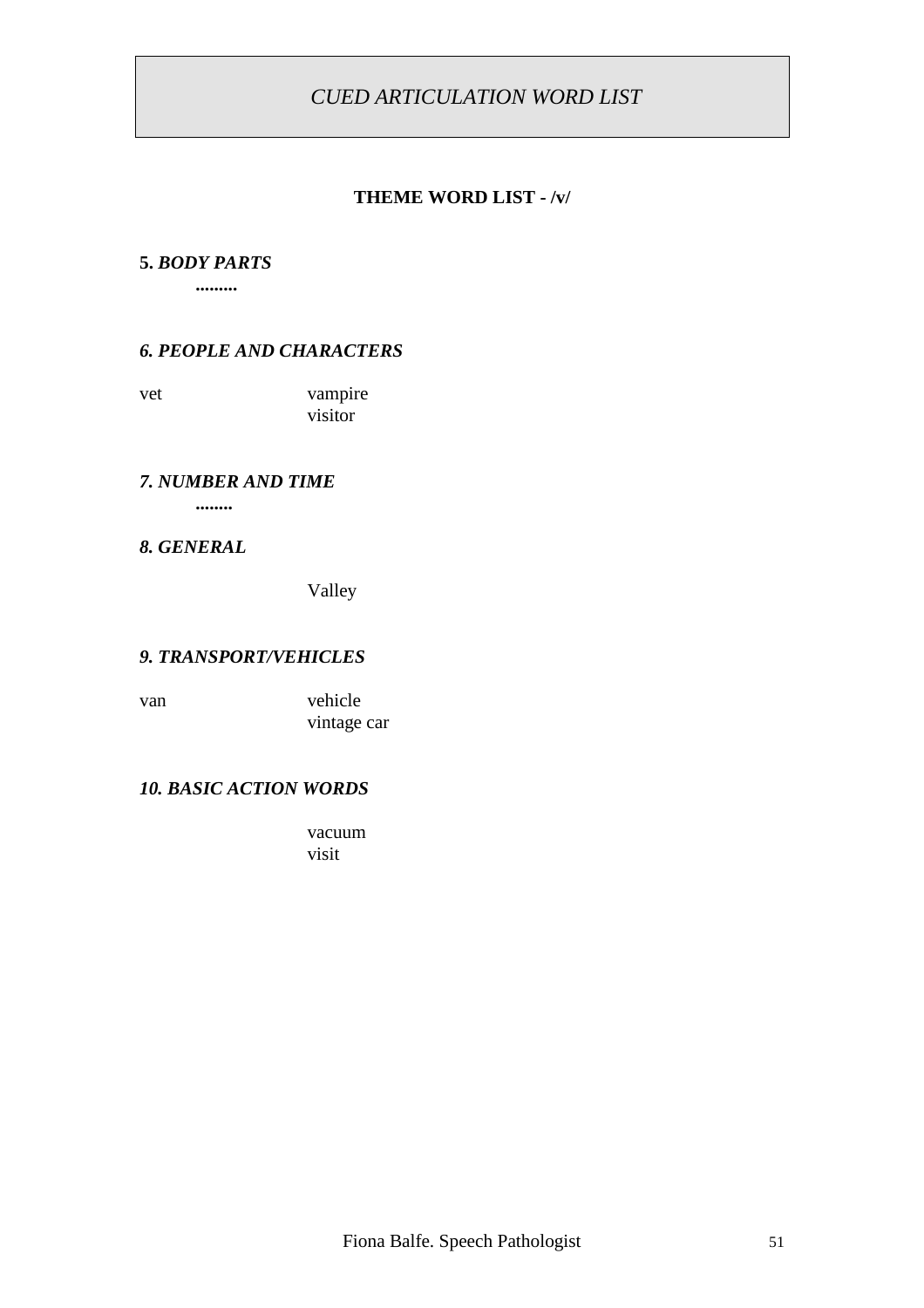# *CUED ARTICULATION WORD LIST*

## THEME WORD LIST - /v/

### 5. *BODY PARTS*

.........

### *6. PEOPLE AND CHARACTERS*

| | |
|---|---|
| vet | vampire |
| | visitor |

### *7. NUMBER AND TIME*

........

### *8. GENERAL*

| | |
|---|---|
| | Valley |

### *9. TRANSPORT/VEHICLES*

| | |
|---|---|
| van | vehicle |
| | vintage car |

### *10. BASIC ACTION WORDS*

| | |
|---|---|
| | vacuum |
| | visit |

Fiona Balfe. Speech Pathologist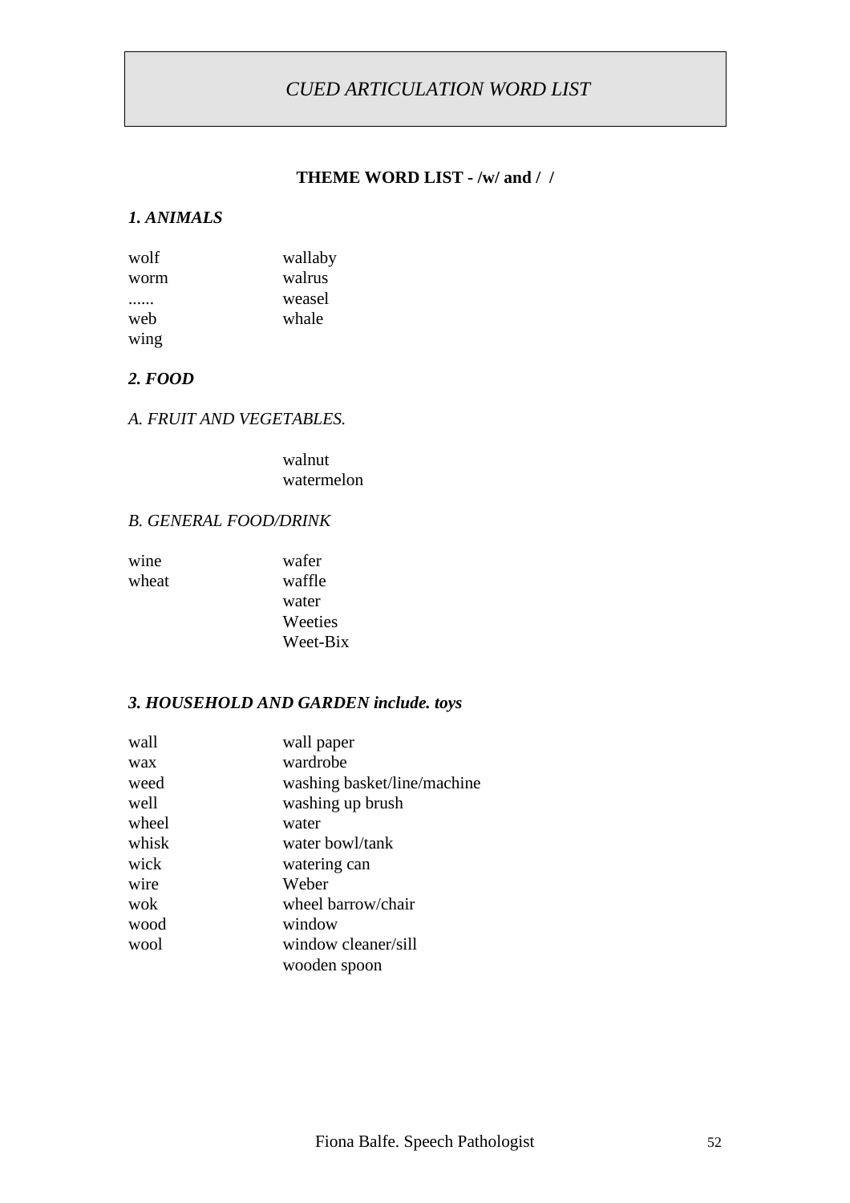# *CUED ARTICULATION WORD LIST*

**THEME WORD LIST - /w/ and / /**

***1. ANIMALS***

wolf
worm
......
web
wing

wallaby
walrus
weasel
whale

***2. FOOD***

*A. FRUIT AND VEGETABLES.*

walnut
watermelon

*B. GENERAL FOOD/DRINK*

wine
wheat

wafer
waffle
water
Weeties
Weet-Bix

***3. HOUSEHOLD AND GARDEN include. toys***

wall
wax
weed
well
wheel
whisk
wick
wire
wok
wood
wool

wall paper
wardrobe
washing basket/line/machine
washing up brush
water
water bowl/tank
watering can
Weber
wheel barrow/chair
window
window cleaner/sill
wooden spoon

Fiona Balfe. Speech Pathologist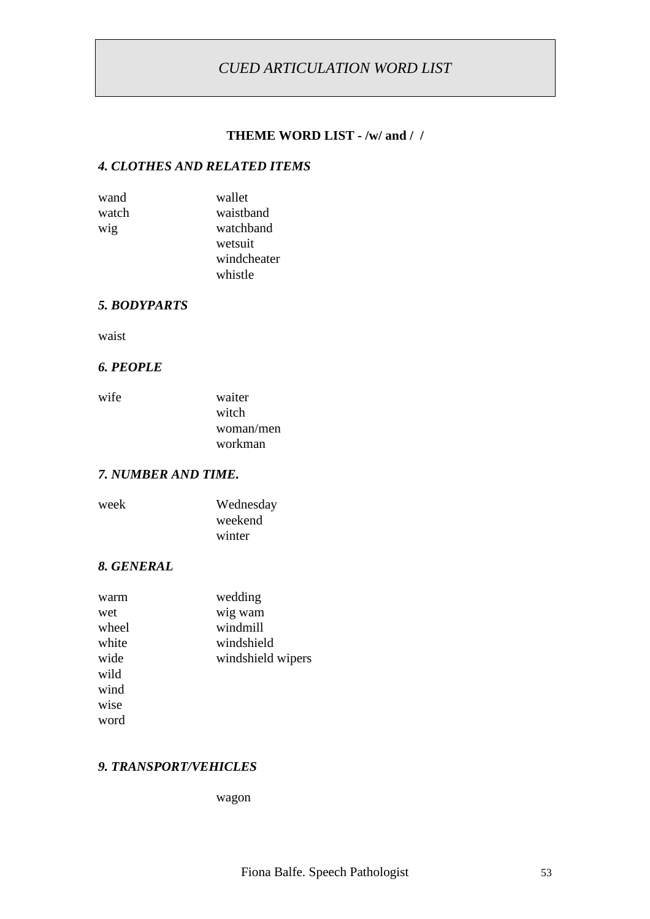*CUED ARTICULATION WORD LIST*

**THEME WORD LIST - /w/ and /  /**

### *4. CLOTHES AND RELATED ITEMS*

| | |
|---|---|
| wand | wallet |
| watch | waistband |
| wig | watchband |
| | wetsuit |
| | windcheater |
| | whistle |

### *5. BODYPARTS*

waist

### *6. PEOPLE*

| | |
|---|---|
| wife | waiter |
| | witch |
| | woman/men |
| | workman |

### *7. NUMBER AND TIME.*

| | |
|---|---|
| week | Wednesday |
| | weekend |
| | winter |

### *8. GENERAL*

| | |
|---|---|
| warm | wedding |
| wet | wig wam |
| wheel | windmill |
| white | windshield |
| wide | windshield wipers |
| wild | |
| wind | |
| wise | |
| word | |

### *9. TRANSPORT/VEHICLES*

| | |
|---|---|
| | wagon |

Fiona Balfe. Speech Pathologist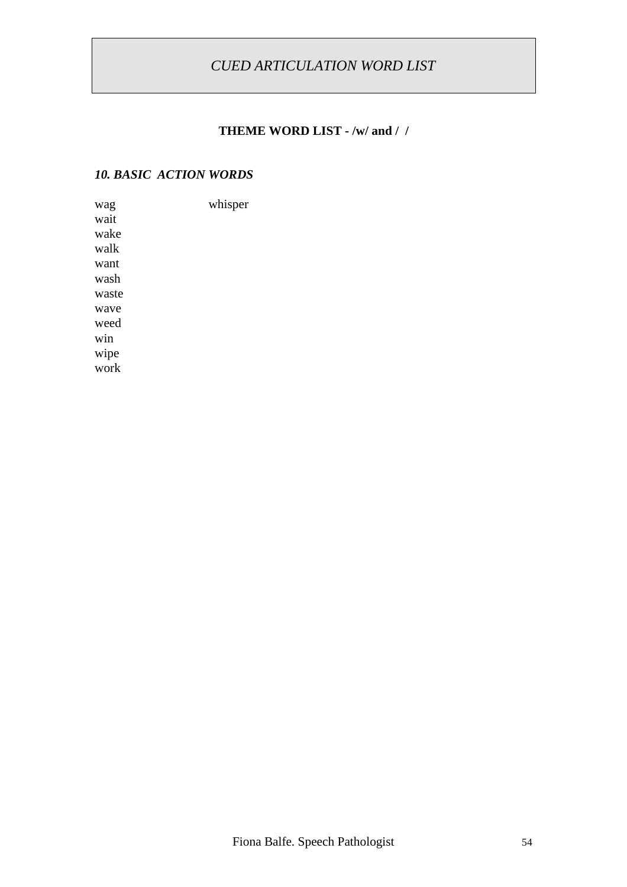# *CUED ARTICULATION WORD LIST*

**THEME WORD LIST - /w/ and /  /**

### *10. BASIC ACTION WORDS*

wag
wait
wake
walk
want
wash
waste
wave
weed
win
wipe
work
whisper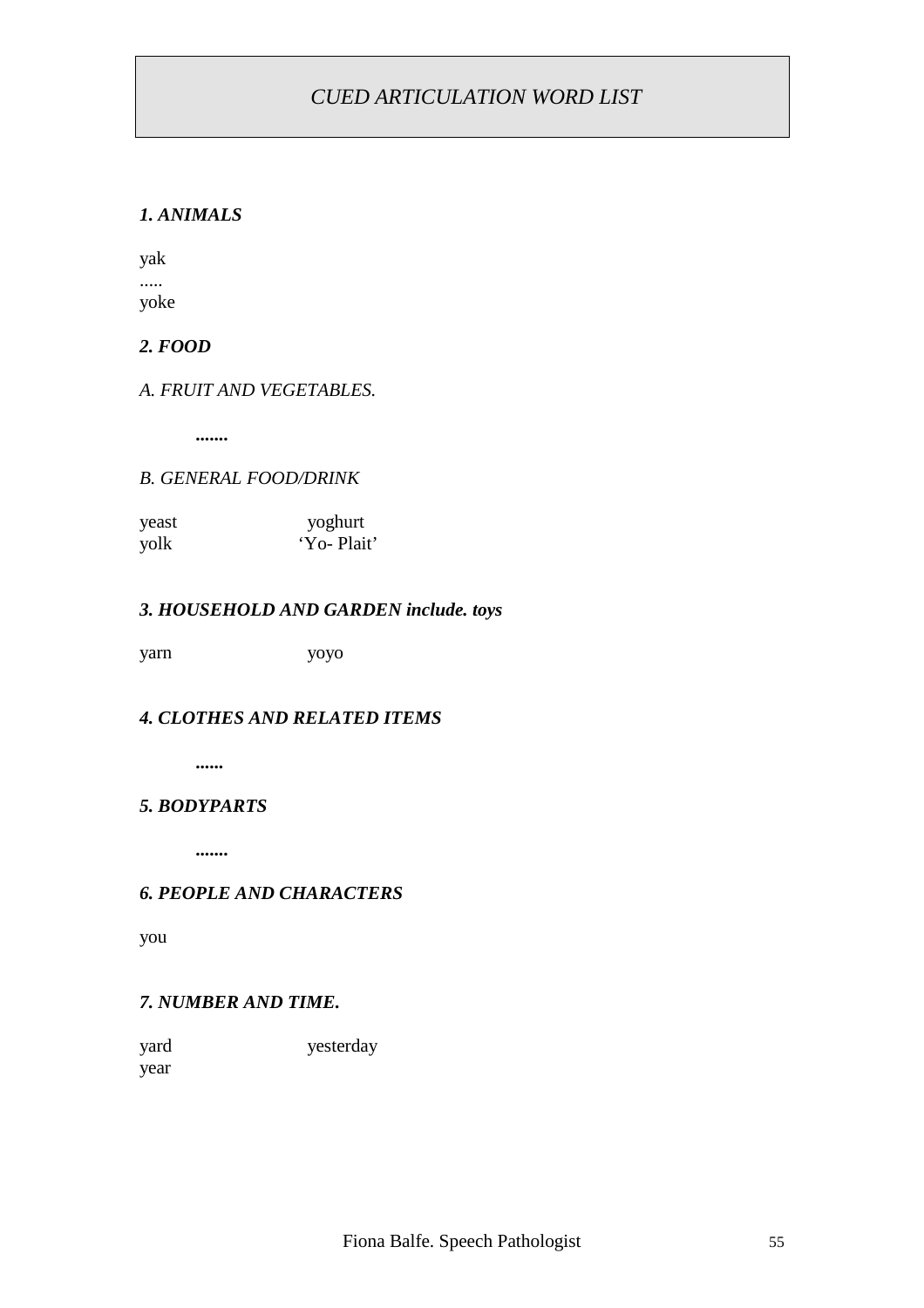# *CUED ARTICULATION WORD LIST*

### *1. ANIMALS*

yak
.....
yoke

### *2. FOOD*

*A. FRUIT AND VEGETABLES.*

.......

*B. GENERAL FOOD/DRINK*

yeast yoghurt
yolk 'Yo- Plait'

### *3. HOUSEHOLD AND GARDEN include. toys*

yarn yoyo

### *4. CLOTHES AND RELATED ITEMS*

......

### *5. BODYPARTS*

.......

### *6. PEOPLE AND CHARACTERS*

you

### *7. NUMBER AND TIME.*

yard yesterday
year

Fiona Balfe. Speech Pathologist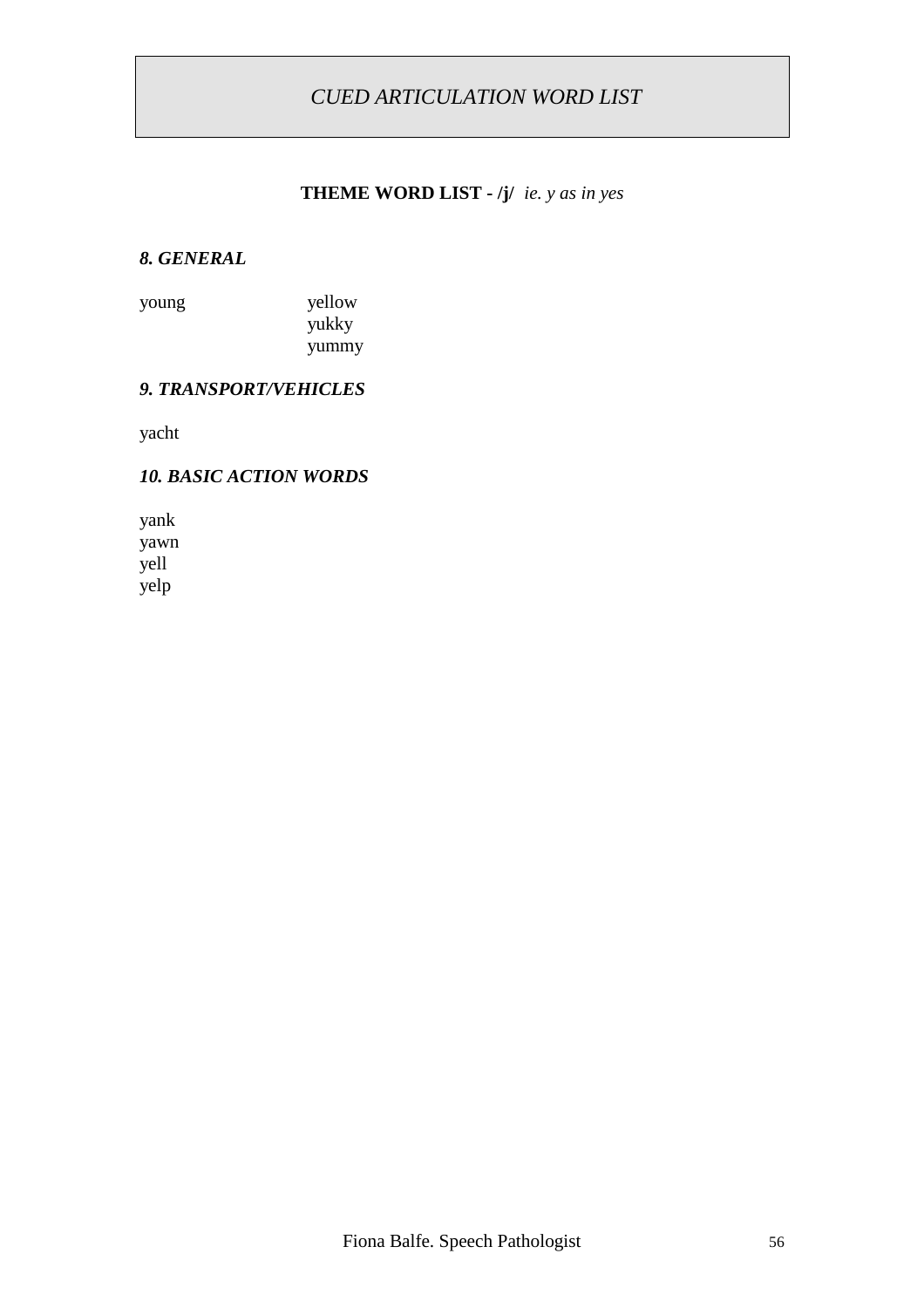# *CUED ARTICULATION WORD LIST*

**THEME WORD LIST - /j/** *ie. y as in yes*

### *8. GENERAL*

young
yellow
yukky
yummy

### *9. TRANSPORT/VEHICLES*

yacht

### *10. BASIC ACTION WORDS*

yank
yawn
yell
yelp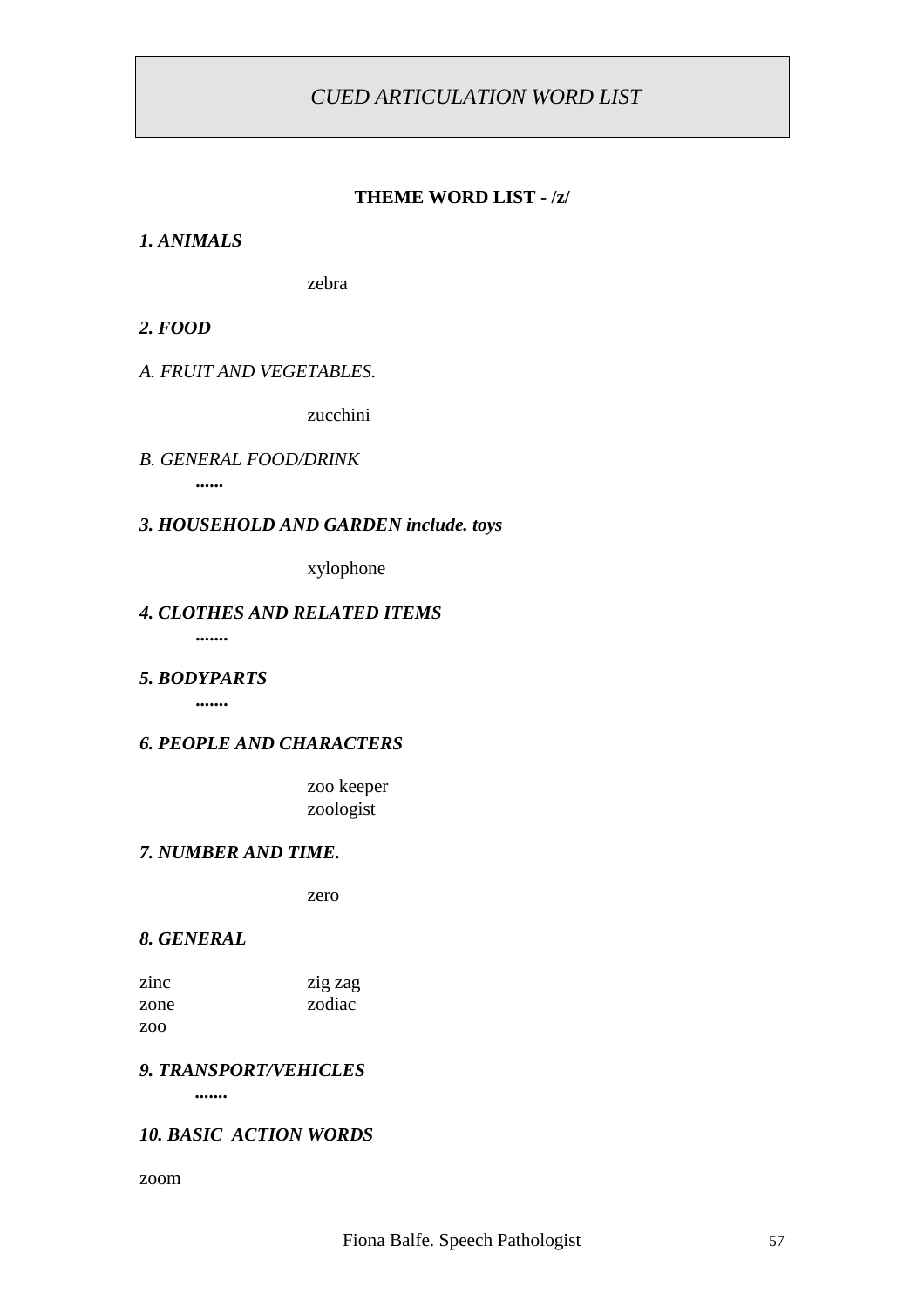*CUED ARTICULATION WORD LIST*

**THEME WORD LIST - /z/**

***1. ANIMALS***

zebra

***2. FOOD***

*A. FRUIT AND VEGETABLES.*

zucchini

*B. GENERAL FOOD/DRINK*

......

***3. HOUSEHOLD AND GARDEN include. toys***

xylophone

***4. CLOTHES AND RELATED ITEMS***

.......

***5. BODYPARTS***

.......

***6. PEOPLE AND CHARACTERS***

zoo keeper
zoologist

***7. NUMBER AND TIME.***

zero

***8. GENERAL***

zinc
zone
zoo
zig zag
zodiac

***9. TRANSPORT/VEHICLES***

.......

***10. BASIC ACTION WORDS***

zoom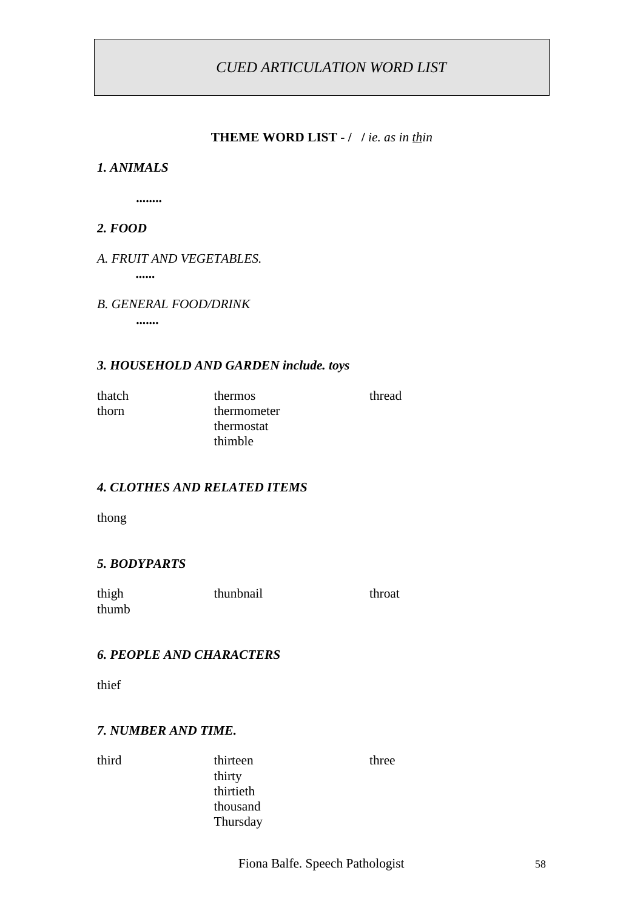*CUED ARTICULATION WORD LIST*

**THEME WORD LIST - / /** *ie. as in th̲in*

***1. ANIMALS***

**........**

***2. FOOD***

*A. FRUIT AND VEGETABLES.*

**......**

*B. GENERAL FOOD/DRINK*

**.......**

***3. HOUSEHOLD AND GARDEN include. toys***

thatch
thorn
thermos
thermometer
thermostat
thimble
thread

***4. CLOTHES AND RELATED ITEMS***

thong

***5. BODYPARTS***

thigh
thumb
thunbnail
throat

***6. PEOPLE AND CHARACTERS***

thief

***7. NUMBER AND TIME.***

third
thirteen
thirty
thirtieth
thousand
Thursday
three

Fiona Balfe. Speech Pathologist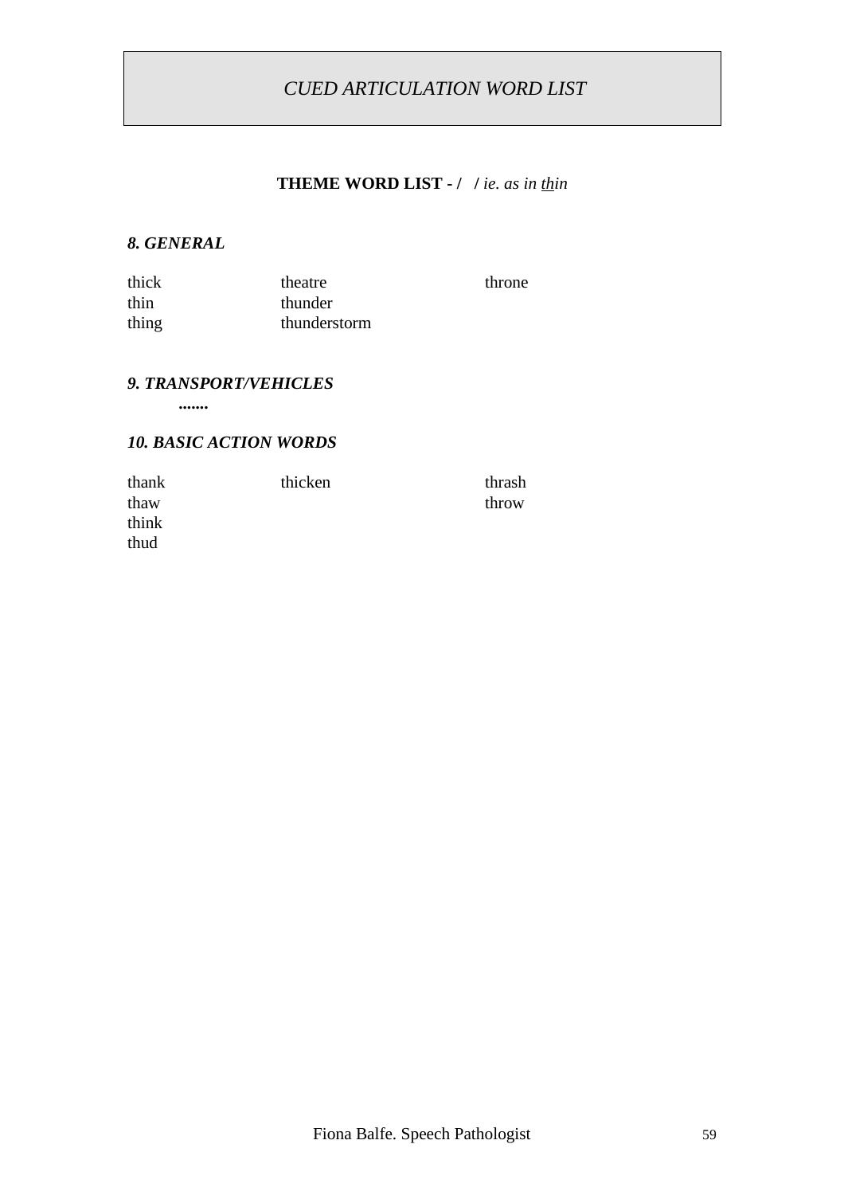# *CUED ARTICULATION WORD LIST*

**THEME WORD LIST - /   /** *ie. as in <u>th</u>in*

### *8. GENERAL*

| | | |
|---|---|---|
| thick | theatre | throne |
| thin | thunder | |
| thing | thunderstorm | |

### *9. TRANSPORT/VEHICLES*

**.......**

### *10. BASIC ACTION WORDS*

| | | |
|---|---|---|
| thank | thicken | thrash |
| thaw | | throw |
| think | | |
| thud | | |

Fiona Balfe. Speech Pathologist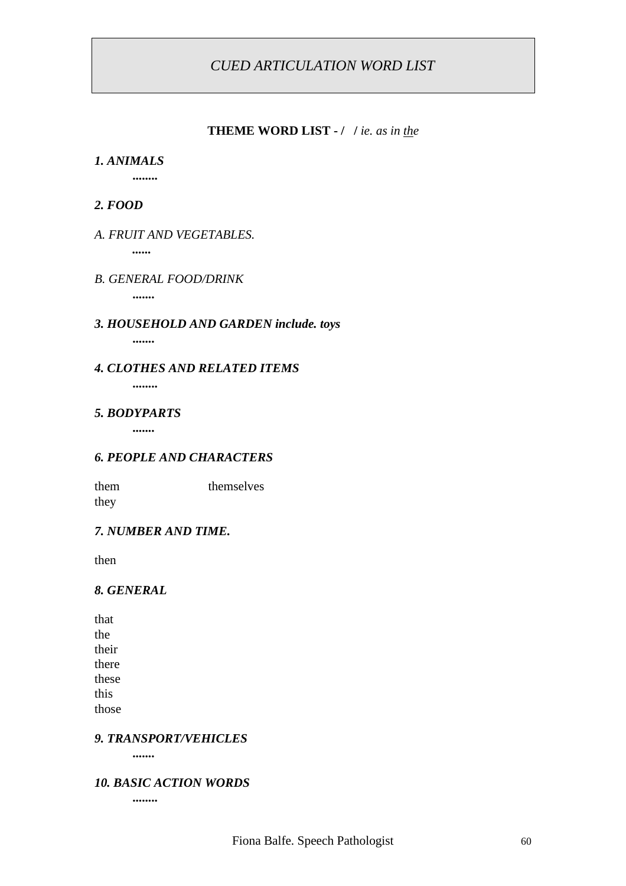# *CUED ARTICULATION WORD LIST*

**THEME WORD LIST - /  /** *ie. as in* *<u>th</u>e*

***1. ANIMALS***

**........**

***2. FOOD***

*A. FRUIT AND VEGETABLES.*

**......**

*B. GENERAL FOOD/DRINK*

**.......**

***3. HOUSEHOLD AND GARDEN include. toys***

**.......**

***4. CLOTHES AND RELATED ITEMS***

**........**

***5. BODYPARTS***

**.......**

***6. PEOPLE AND CHARACTERS***

| | |
|---|---|
| them | themselves |
| they | |

***7. NUMBER AND TIME.***

then

***8. GENERAL***

that
the
their
there
these
this
those

***9. TRANSPORT/VEHICLES***

**.......**

***10. BASIC ACTION WORDS***

**........**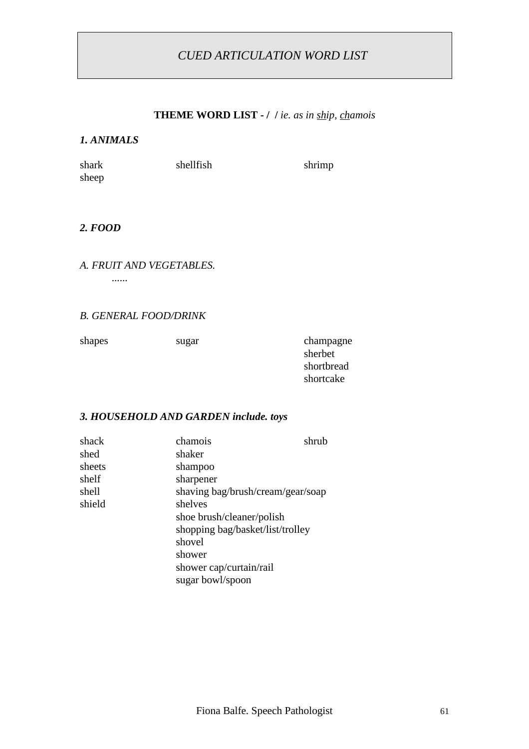*CUED ARTICULATION WORD LIST*

**THEME WORD LIST - / /** *ie. as in ship, chamois*

***1. ANIMALS***

| | | |
|---|---|---|
| shark | shellfish | shrimp |
| sheep | | |

***2. FOOD***

*A. FRUIT AND VEGETABLES.*

......

*B. GENERAL FOOD/DRINK*

| | | |
|---|---|---|
| shapes | sugar | champagne |
| | | sherbet |
| | | shortbread |
| | | shortcake |

***3. HOUSEHOLD AND GARDEN include. toys***

| | | |
|---|---|---|
| shack | chamois | shrub |
| shed | shaker | |
| sheets | shampoo | |
| shelf | sharpener | |
| shell | shaving bag/brush/cream/gear/soap | |
| shield | shelves | |
| | shoe brush/cleaner/polish | |
| | shopping bag/basket/list/trolley | |
| | shovel | |
| | shower | |
| | shower cap/curtain/rail | |
| | sugar bowl/spoon | |

Fiona Balfe. Speech Pathologist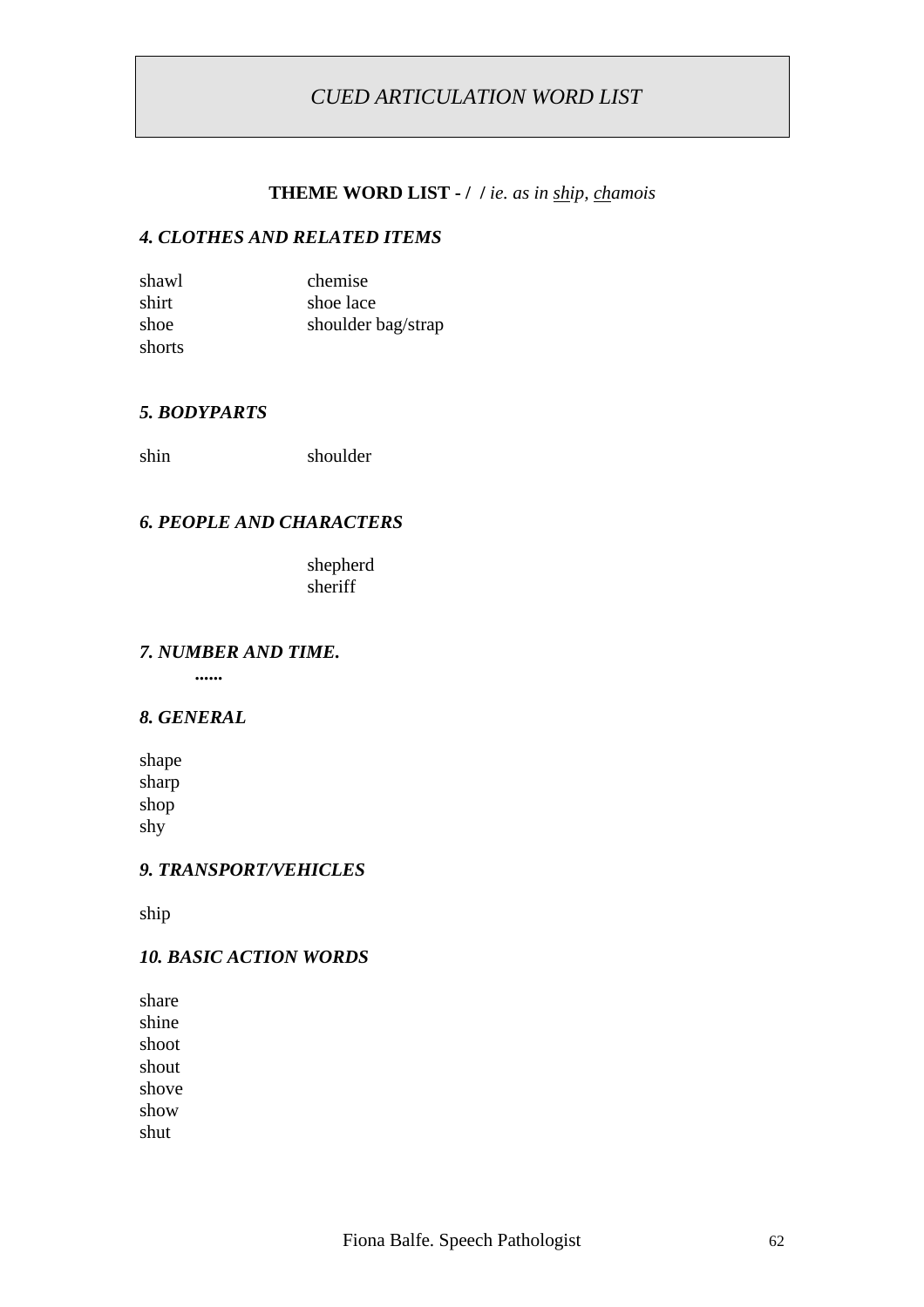# *CUED ARTICULATION WORD LIST*

**THEME WORD LIST - / /** *ie. as in* *<u>sh</u>ip, <u>ch</u>amois*

### *4. CLOTHES AND RELATED ITEMS*

shawl
shirt
shoe
shorts
chemise
shoe lace
shoulder bag/strap

### *5. BODYPARTS*

shin
shoulder

### *6. PEOPLE AND CHARACTERS*

shepherd
sheriff

### *7. NUMBER AND TIME.*

**......**

### *8. GENERAL*

shape
sharp
shop
shy

### *9. TRANSPORT/VEHICLES*

ship

### *10. BASIC ACTION WORDS*

share
shine
shoot
shout
shove
show
shut

Fiona Balfe. Speech Pathologist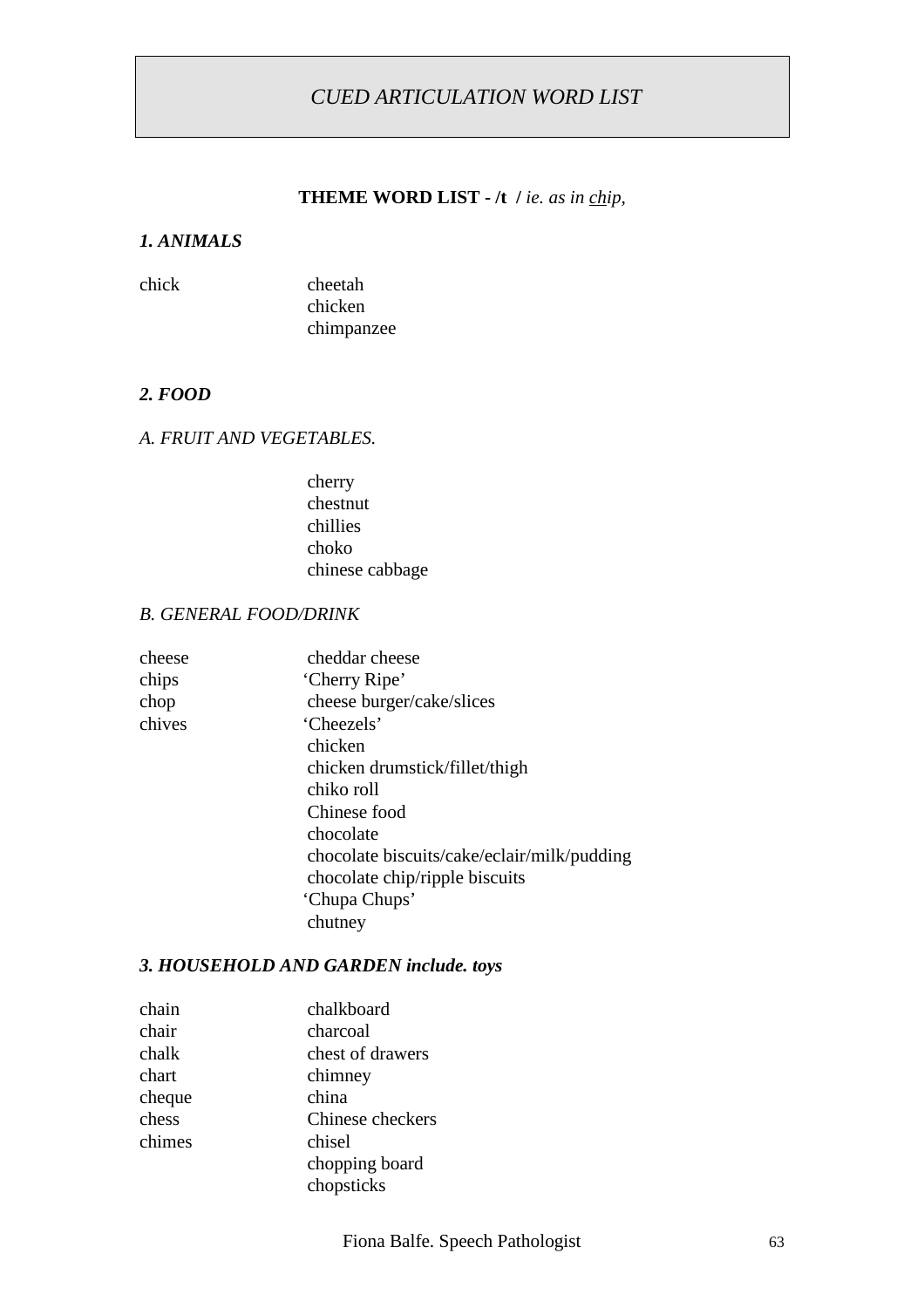# CUED ARTICULATION WORD LIST

**THEME WORD LIST - /t / ** *ie. as in <u>ch</u>ip,*

### *1. ANIMALS*

| | |
|---|---|
| chick | cheetah |
| | chicken |
| | chimpanzee |

### *2. FOOD*

*A. FRUIT AND VEGETABLES.*

- cherry
- chestnut
- chillies
- choko
- chinese cabbage

*B. GENERAL FOOD/DRINK*

| | |
|---|---|
| cheese | cheddar cheese |
| chips | 'Cherry Ripe' |
| chop | cheese burger/cake/slices |
| chives | 'Cheezels' |
| | chicken |
| | chicken drumstick/fillet/thigh |
| | chiko roll |
| | Chinese food |
| | chocolate |
| | chocolate biscuits/cake/eclair/milk/pudding |
| | chocolate chip/ripple biscuits |
| | 'Chupa Chups' |
| | chutney |

### *3. HOUSEHOLD AND GARDEN include. toys*

| | |
|---|---|
| chain | chalkboard |
| chair | charcoal |
| chalk | chest of drawers |
| chart | chimney |
| cheque | china |
| chess | Chinese checkers |
| chimes | chisel |
| | chopping board |
| | chopsticks |

Fiona Balfe. Speech Pathologist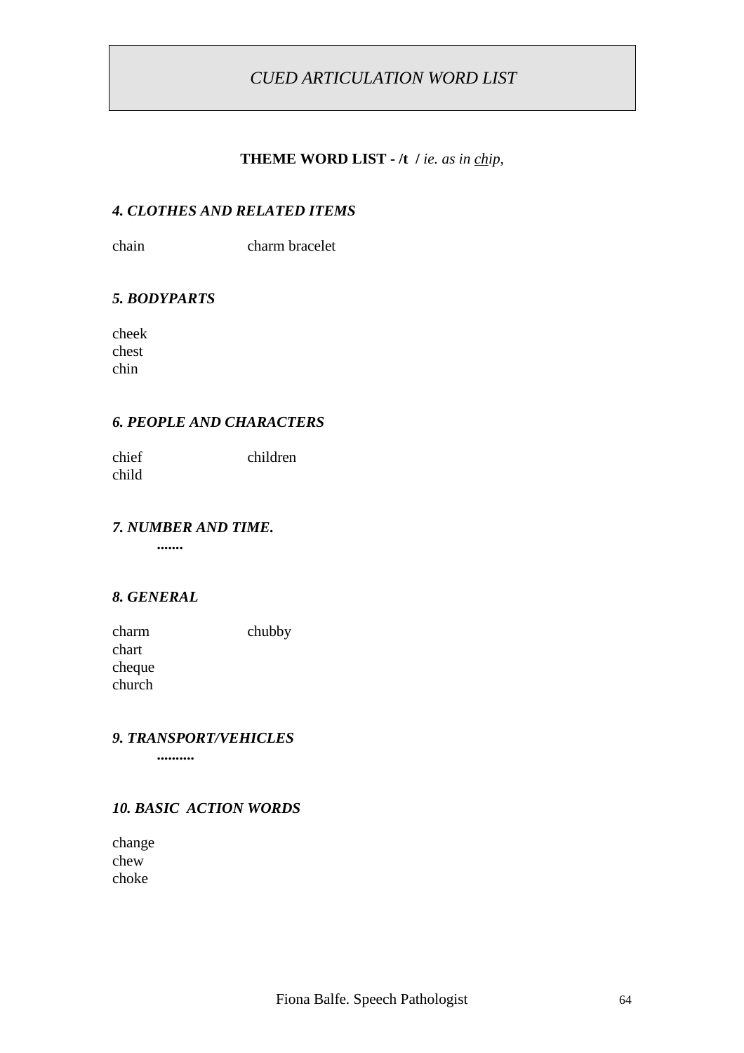# *CUED ARTICULATION WORD LIST*

**THEME WORD LIST - /t / *ie. as in ch*ip,**

### *4. CLOTHES AND RELATED ITEMS*

chain
charm bracelet

### *5. BODYPARTS*

cheek
chest
chin

### *6. PEOPLE AND CHARACTERS*

chief
child
children

### *7. NUMBER AND TIME.*

.......

### *8. GENERAL*

charm
chart
cheque
church
chubby

### *9. TRANSPORT/VEHICLES*

..........

### *10. BASIC ACTION WORDS*

change
chew
choke

Fiona Balfe. Speech Pathologist